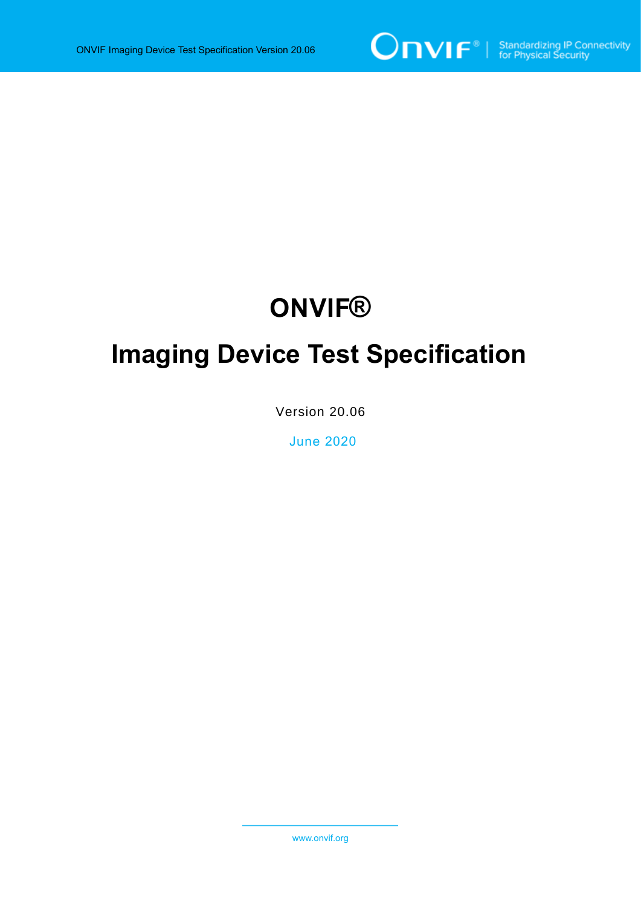# ONVIF®

# Imaging Device Test Specification

Version 20.06

June 2020

www.onvif.org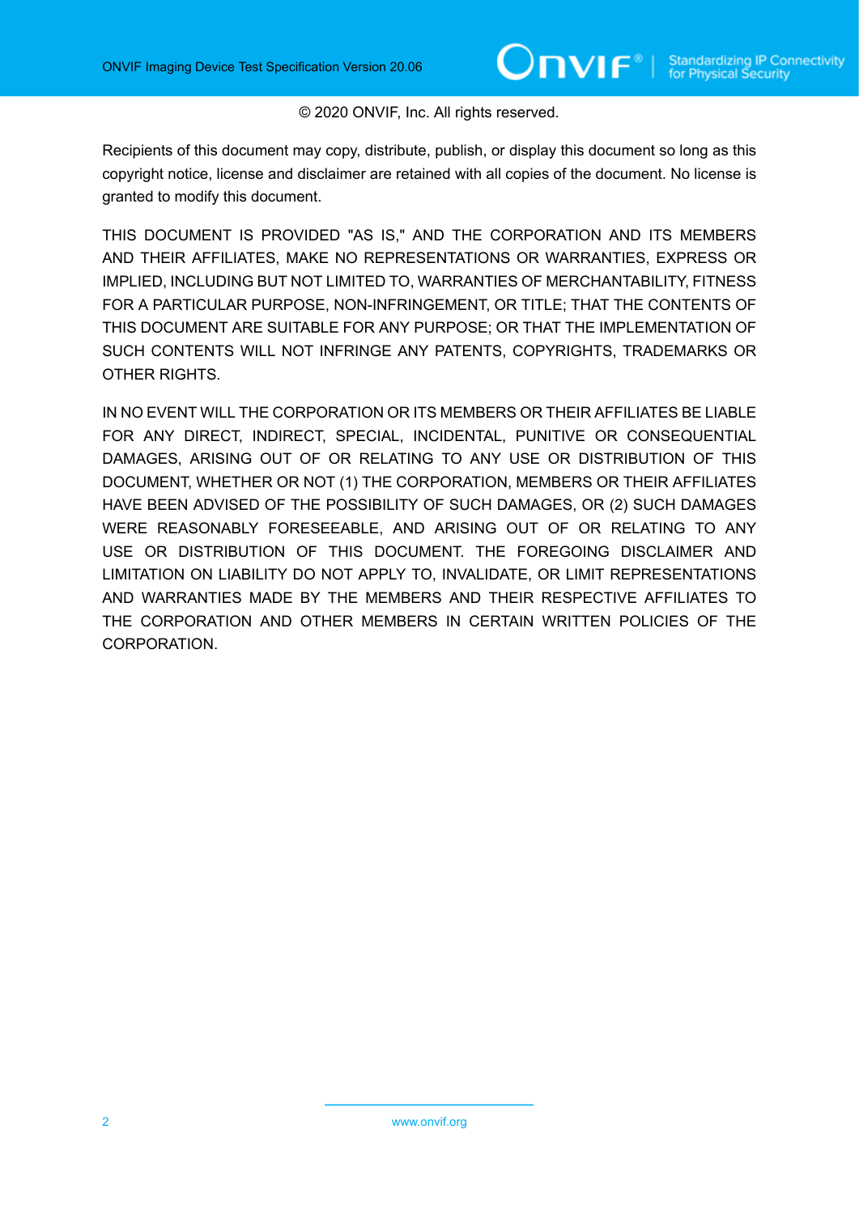© 2020 ONVIF, Inc. All rights reserved.

Recipients of this document may copy, distribute, publish, or display this document so long as this copyright notice, license and disclaimer are retained with all copies of the document. No license is granted to modify this document.

THIS DOCUMENT IS PROVIDED "AS IS," AND THE CORPORATION AND ITS MEMBERS AND THEIR AFFILIATES, MAKE NO REPRESENTATIONS OR WARRANTIES, EXPRESS OR IMPLIED, INCLUDING BUT NOT LIMITED TO, WARRANTIES OF MERCHANTABILITY, FITNESS FOR A PARTICULAR PURPOSE, NON-INFRINGEMENT, OR TITLE; THAT THE CONTENTS OF THIS DOCUMENT ARE SUITABLE FOR ANY PURPOSE; OR THAT THE IMPLEMENTATION OF SUCH CONTENTS WILL NOT INFRINGE ANY PATENTS, COPYRIGHTS, TRADEMARKS OR OTHER RIGHTS.

IN NO EVENT WILL THE CORPORATION OR ITS MEMBERS OR THEIR AFFILIATES BE LIABLE FOR ANY DIRECT, INDIRECT, SPECIAL, INCIDENTAL, PUNITIVE OR CONSEQUENTIAL DAMAGES, ARISING OUT OF OR RELATING TO ANY USE OR DISTRIBUTION OF THIS DOCUMENT, WHETHER OR NOT (1) THE CORPORATION, MEMBERS OR THEIR AFFILIATES HAVE BEEN ADVISED OF THE POSSIBILITY OF SUCH DAMAGES, OR (2) SUCH DAMAGES WERE REASONABLY FORESEEABLE, AND ARISING OUT OF OR RELATING TO ANY USE OR DISTRIBUTION OF THIS DOCUMENT. THE FOREGOING DISCLAIMER AND LIMITATION ON LIABILITY DO NOT APPLY TO, INVALIDATE, OR LIMIT REPRESENTATIONS AND WARRANTIES MADE BY THE MEMBERS AND THEIR RESPECTIVE AFFILIATES TO THE CORPORATION AND OTHER MEMBERS IN CERTAIN WRITTEN POLICIES OF THE CORPORATION.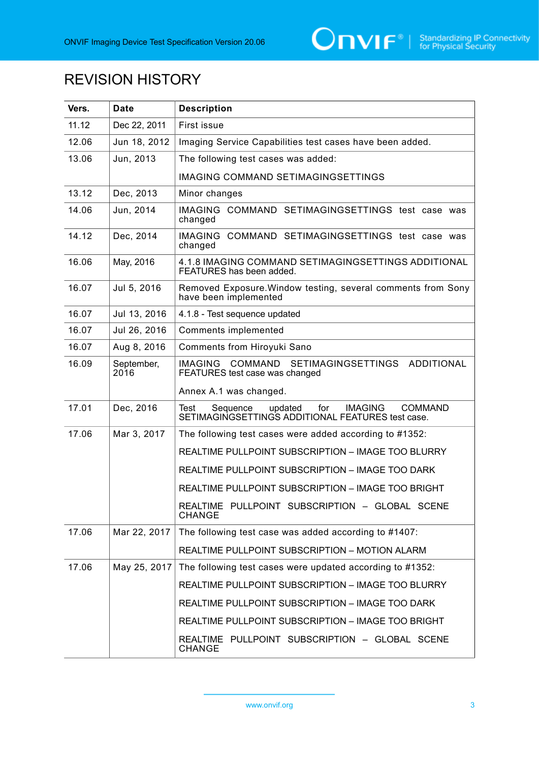# REVISION HISTORY

| Vers. | Date | Description |
|---|---|---|
| 11.12 | Dec 22, 2011 | First issue |
| 12.06 | Jun 18, 2012 | Imaging Service Capabilities test cases have been added. |
| 13.06 | Jun, 2013 | The following test cases was added:<br><br>IMAGING COMMAND SETIMAGINGSETTINGS |
| 13.12 | Dec, 2013 | Minor changes |
| 14.06 | Jun, 2014 | IMAGING COMMAND SETIMAGINGSETTINGS test case was changed |
| 14.12 | Dec, 2014 | IMAGING COMMAND SETIMAGINGSETTINGS test case was changed |
| 16.06 | May, 2016 | 4.1.8 IMAGING COMMAND SETIMAGINGSETTINGS ADDITIONAL FEATURES has been added. |
| 16.07 | Jul 5, 2016 | Removed Exposure.Window testing, several comments from Sony have been implemented |
| 16.07 | Jul 13, 2016 | 4.1.8 - Test sequence updated |
| 16.07 | Jul 26, 2016 | Comments implemented |
| 16.07 | Aug 8, 2016 | Comments from Hiroyuki Sano |
| 16.09 | September, 2016 | IMAGING COMMAND SETIMAGINGSETTINGS ADDITIONAL FEATURES test case was changed<br><br>Annex A.1 was changed. |
| 17.01 | Dec, 2016 | Test Sequence updated for IMAGING COMMAND SETIMAGINGSETTINGS ADDITIONAL FEATURES test case. |
| 17.06 | Mar 3, 2017 | The following test cases were added according to #1352:<br><br>REALTIME PULLPOINT SUBSCRIPTION – IMAGE TOO BLURRY<br><br>REALTIME PULLPOINT SUBSCRIPTION – IMAGE TOO DARK<br><br>REALTIME PULLPOINT SUBSCRIPTION – IMAGE TOO BRIGHT<br><br>REALTIME PULLPOINT SUBSCRIPTION – GLOBAL SCENE CHANGE |
| 17.06 | Mar 22, 2017 | The following test case was added according to #1407:<br><br>REALTIME PULLPOINT SUBSCRIPTION – MOTION ALARM |
| 17.06 | May 25, 2017 | The following test cases were updated according to #1352:<br><br>REALTIME PULLPOINT SUBSCRIPTION – IMAGE TOO BLURRY<br><br>REALTIME PULLPOINT SUBSCRIPTION – IMAGE TOO DARK<br><br>REALTIME PULLPOINT SUBSCRIPTION – IMAGE TOO BRIGHT<br><br>REALTIME PULLPOINT SUBSCRIPTION – GLOBAL SCENE CHANGE |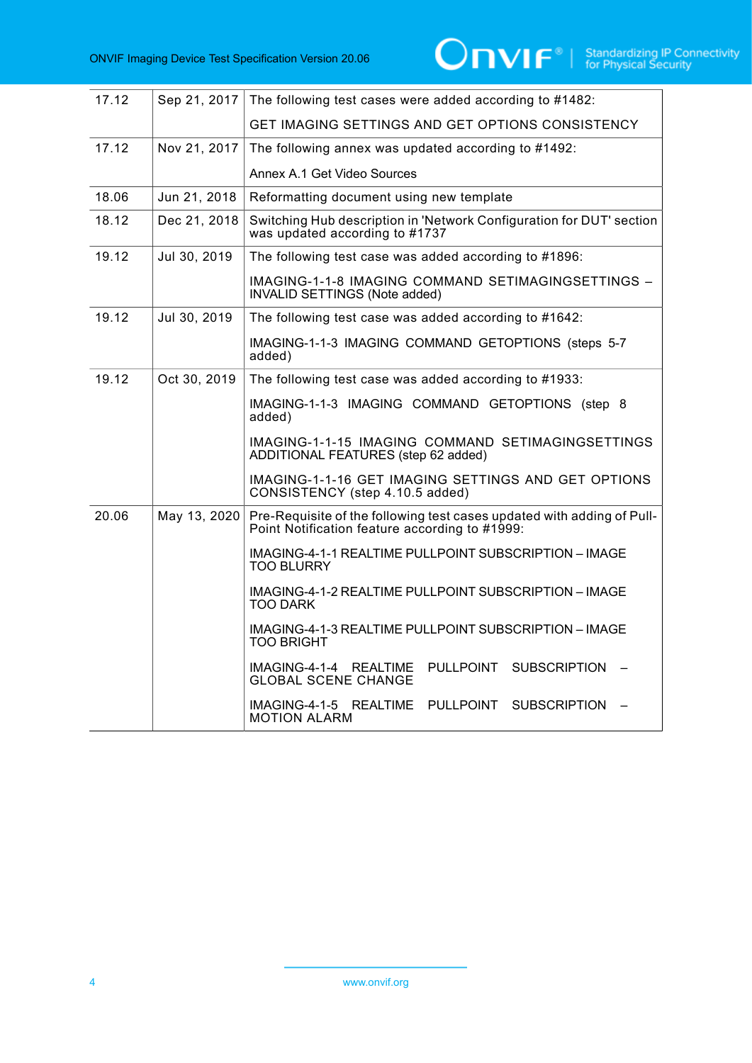| | | |
|---|---|---|
| 17.12 | Sep 21, 2017 | The following test cases were added according to #1482:<br><br>GET IMAGING SETTINGS AND GET OPTIONS CONSISTENCY |
| 17.12 | Nov 21, 2017 | The following annex was updated according to #1492:<br><br>Annex A.1 Get Video Sources |
| 18.06 | Jun 21, 2018 | Reformatting document using new template |
| 18.12 | Dec 21, 2018 | Switching Hub description in 'Network Configuration for DUT' section was updated according to #1737 |
| 19.12 | Jul 30, 2019 | The following test case was added according to #1896:<br><br>IMAGING-1-1-8 IMAGING COMMAND SETIMAGINGSETTINGS – INVALID SETTINGS (Note added) |
| 19.12 | Jul 30, 2019 | The following test case was added according to #1642:<br><br>IMAGING-1-1-3 IMAGING COMMAND GETOPTIONS (steps 5-7 added) |
| 19.12 | Oct 30, 2019 | The following test case was added according to #1933:<br><br>IMAGING-1-1-3 IMAGING COMMAND GETOPTIONS (step 8 added)<br><br>IMAGING-1-1-15 IMAGING COMMAND SETIMAGINGSETTINGS ADDITIONAL FEATURES (step 62 added)<br><br>IMAGING-1-1-16 GET IMAGING SETTINGS AND GET OPTIONS CONSISTENCY (step 4.10.5 added) |
| 20.06 | May 13, 2020 | Pre-Requisite of the following test cases updated with adding of Pull-Point Notification feature according to #1999:<br><br>IMAGING-4-1-1 REALTIME PULLPOINT SUBSCRIPTION – IMAGE TOO BLURRY<br><br>IMAGING-4-1-2 REALTIME PULLPOINT SUBSCRIPTION – IMAGE TOO DARK<br><br>IMAGING-4-1-3 REALTIME PULLPOINT SUBSCRIPTION – IMAGE TOO BRIGHT<br><br>IMAGING-4-1-4 REALTIME PULLPOINT SUBSCRIPTION – GLOBAL SCENE CHANGE<br><br>IMAGING-4-1-5 REALTIME PULLPOINT SUBSCRIPTION – MOTION ALARM |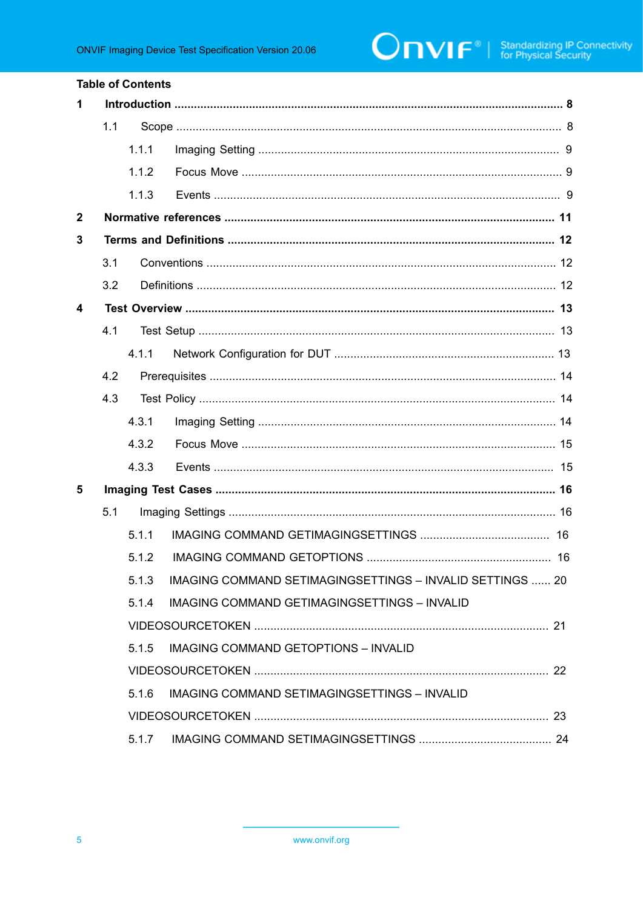**Table of Contents**

**1 Introduction .................................................................................................................. 8**

1.1 Scope ..................................................................................................................... 8

1.1.1 Imaging Setting ............................................................................................ 9

1.1.2 Focus Move .................................................................................................. 9

1.1.3 Events ........................................................................................................... 9

**2 Normative references ............................................................................................. 11**

**3 Terms and Definitions ............................................................................................. 12**

3.1 Conventions .......................................................................................................... 12

3.2 Definitions ............................................................................................................. 12

**4 Test Overview ......................................................................................................... 13**

4.1 Test Setup ............................................................................................................. 13

4.1.1 Network Configuration for DUT .................................................................... 13

4.2 Prerequisites ......................................................................................................... 14

4.3 Test Policy ............................................................................................................ 14

4.3.1 Imaging Setting ........................................................................................... 14

4.3.2 Focus Move ................................................................................................. 15

4.3.3 Events ......................................................................................................... 15

**5 Imaging Test Cases ................................................................................................ 16**

5.1 Imaging Settings ................................................................................................... 16

5.1.1 IMAGING COMMAND GETIMAGINGSETTINGS ......................................... 16

5.1.2 IMAGING COMMAND GETOPTIONS ......................................................... 16

5.1.3 IMAGING COMMAND SETIMAGINGSETTINGS – INVALID SETTINGS ...... 20

5.1.4 IMAGING COMMAND GETIMAGINGSETTINGS – INVALID VIDEOSOURCETOKEN .......................................................................................... 21

5.1.5 IMAGING COMMAND GETOPTIONS – INVALID VIDEOSOURCETOKEN .......................................................................................... 22

5.1.6 IMAGING COMMAND SETIMAGINGSETTINGS – INVALID VIDEOSOURCETOKEN .......................................................................................... 23

5.1.7 IMAGING COMMAND SETIMAGINGSETTINGS ......................................... 24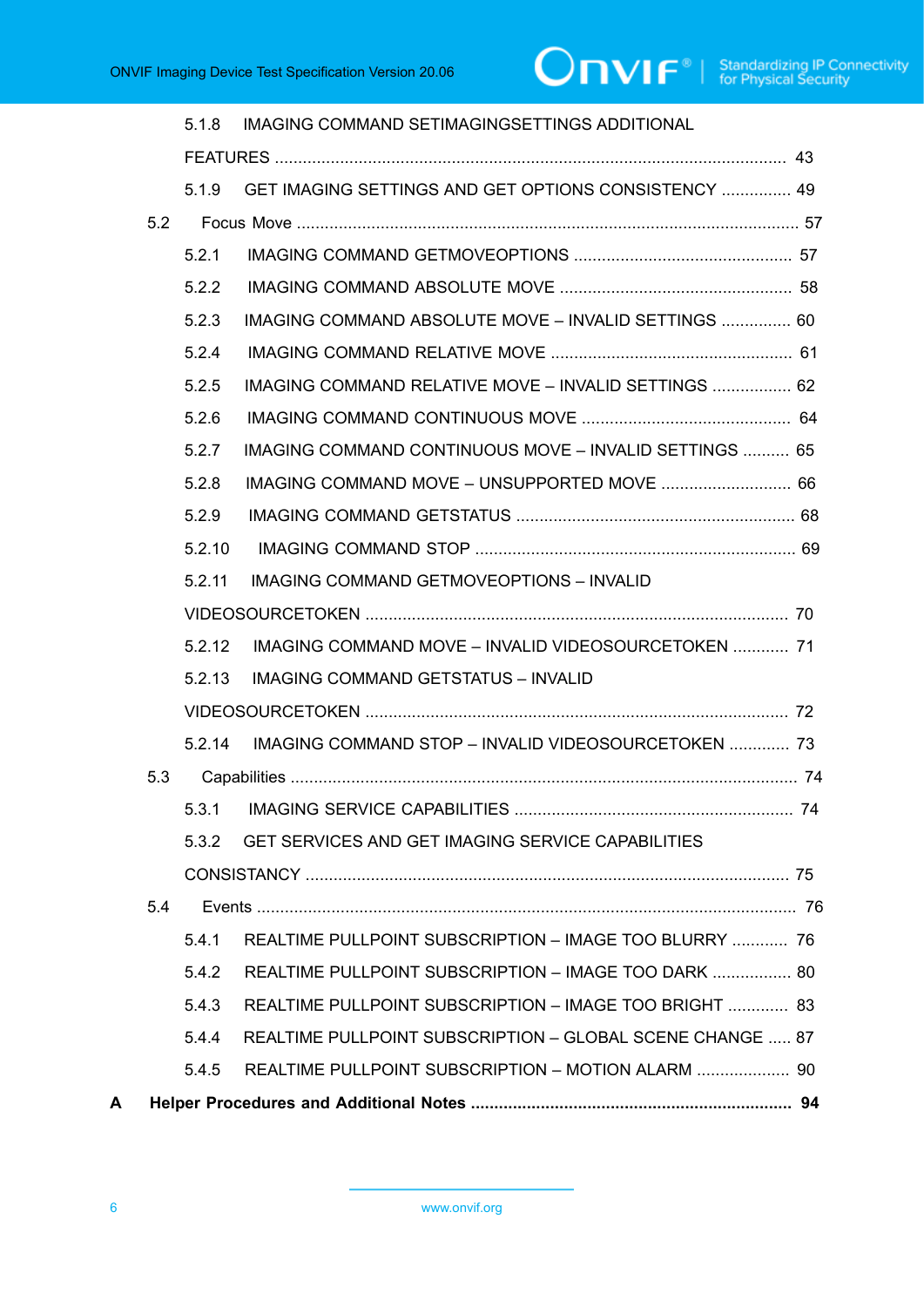5.1.8 IMAGING COMMAND SETIMAGINGSETTINGS ADDITIONAL FEATURES ..... 43

5.1.9 GET IMAGING SETTINGS AND GET OPTIONS CONSISTENCY ..... 49

5.2 Focus Move ..... 57

5.2.1 IMAGING COMMAND GETMOVEOPTIONS ..... 57

5.2.2 IMAGING COMMAND ABSOLUTE MOVE ..... 58

5.2.3 IMAGING COMMAND ABSOLUTE MOVE – INVALID SETTINGS ..... 60

5.2.4 IMAGING COMMAND RELATIVE MOVE ..... 61

5.2.5 IMAGING COMMAND RELATIVE MOVE – INVALID SETTINGS ..... 62

5.2.6 IMAGING COMMAND CONTINUOUS MOVE ..... 64

5.2.7 IMAGING COMMAND CONTINUOUS MOVE – INVALID SETTINGS ..... 65

5.2.8 IMAGING COMMAND MOVE – UNSUPPORTED MOVE ..... 66

5.2.9 IMAGING COMMAND GETSTATUS ..... 68

5.2.10 IMAGING COMMAND STOP ..... 69

5.2.11 IMAGING COMMAND GETMOVEOPTIONS – INVALID VIDEOSOURCETOKEN ..... 70

5.2.12 IMAGING COMMAND MOVE – INVALID VIDEOSOURCETOKEN ..... 71

5.2.13 IMAGING COMMAND GETSTATUS – INVALID VIDEOSOURCETOKEN ..... 72

5.2.14 IMAGING COMMAND STOP – INVALID VIDEOSOURCETOKEN ..... 73

5.3 Capabilities ..... 74

5.3.1 IMAGING SERVICE CAPABILITIES ..... 74

5.3.2 GET SERVICES AND GET IMAGING SERVICE CAPABILITIES CONSISTANCY ..... 75

5.4 Events ..... 76

5.4.1 REALTIME PULLPOINT SUBSCRIPTION – IMAGE TOO BLURRY ..... 76

5.4.2 REALTIME PULLPOINT SUBSCRIPTION – IMAGE TOO DARK ..... 80

5.4.3 REALTIME PULLPOINT SUBSCRIPTION – IMAGE TOO BRIGHT ..... 83

5.4.4 REALTIME PULLPOINT SUBSCRIPTION – GLOBAL SCENE CHANGE ..... 87

5.4.5 REALTIME PULLPOINT SUBSCRIPTION – MOTION ALARM ..... 90

**A Helper Procedures and Additional Notes ..... 94**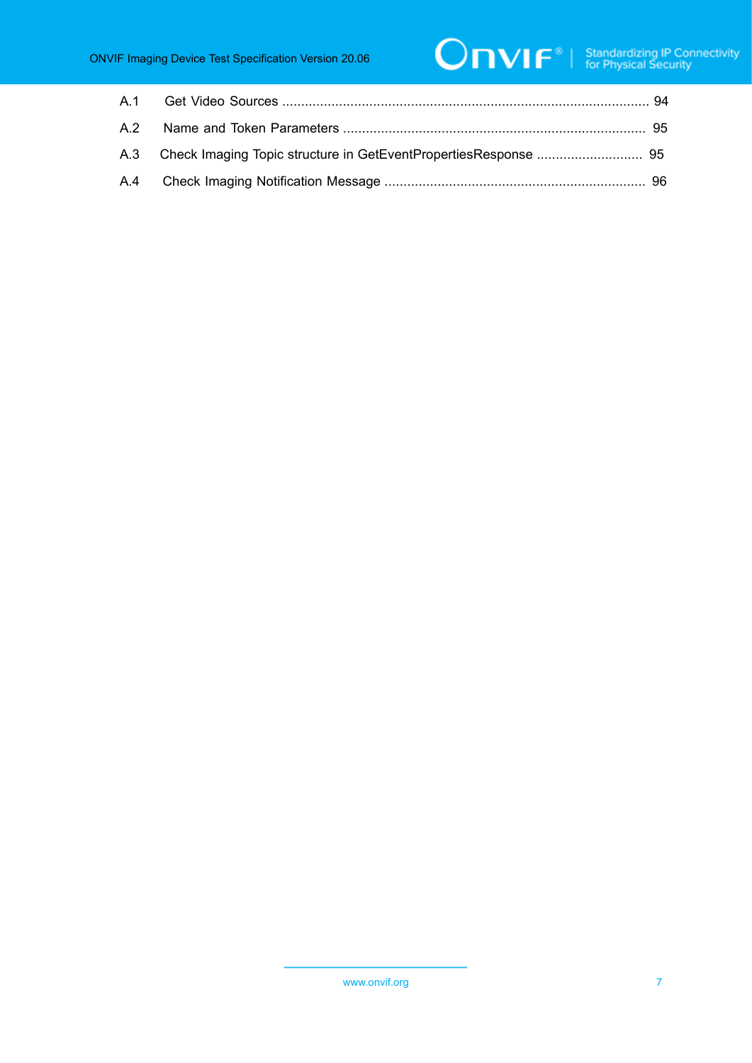A.1 Get Video Sources ................................................................................................ 94

A.2 Name and Token Parameters ................................................................................ 95

A.3 Check Imaging Topic structure in GetEventPropertiesResponse ............................ 95

A.4 Check Imaging Notification Message .................................................................... 96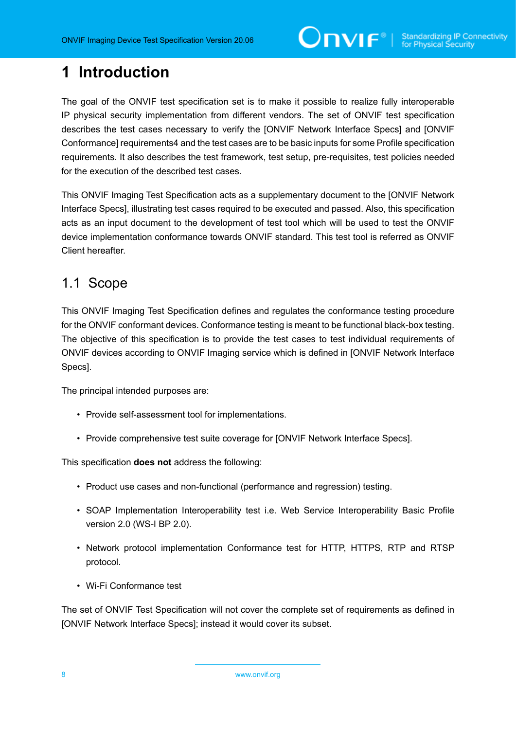# 1 Introduction

The goal of the ONVIF test specification set is to make it possible to realize fully interoperable IP physical security implementation from different vendors. The set of ONVIF test specification describes the test cases necessary to verify the [ONVIF Network Interface Specs] and [ONVIF Conformance] requirements4 and the test cases are to be basic inputs for some Profile specification requirements. It also describes the test framework, test setup, pre-requisites, test policies needed for the execution of the described test cases.

This ONVIF Imaging Test Specification acts as a supplementary document to the [ONVIF Network Interface Specs], illustrating test cases required to be executed and passed. Also, this specification acts as an input document to the development of test tool which will be used to test the ONVIF device implementation conformance towards ONVIF standard. This test tool is referred as ONVIF Client hereafter.

## 1.1 Scope

This ONVIF Imaging Test Specification defines and regulates the conformance testing procedure for the ONVIF conformant devices. Conformance testing is meant to be functional black-box testing. The objective of this specification is to provide the test cases to test individual requirements of ONVIF devices according to ONVIF Imaging service which is defined in [ONVIF Network Interface Specs].

The principal intended purposes are:

- Provide self-assessment tool for implementations.
- Provide comprehensive test suite coverage for [ONVIF Network Interface Specs].

This specification **does not** address the following:

- Product use cases and non-functional (performance and regression) testing.
- SOAP Implementation Interoperability test i.e. Web Service Interoperability Basic Profile version 2.0 (WS-I BP 2.0).
- Network protocol implementation Conformance test for HTTP, HTTPS, RTP and RTSP protocol.
- Wi-Fi Conformance test

The set of ONVIF Test Specification will not cover the complete set of requirements as defined in [ONVIF Network Interface Specs]; instead it would cover its subset.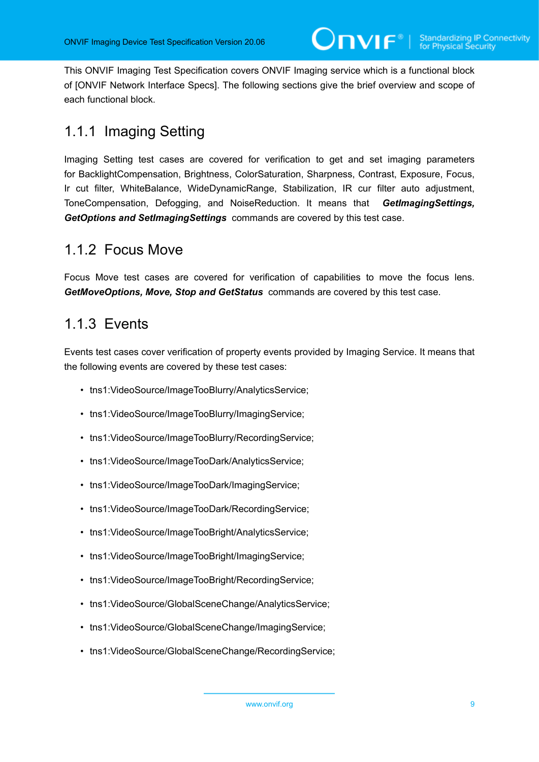This ONVIF Imaging Test Specification covers ONVIF Imaging service which is a functional block of [ONVIF Network Interface Specs]. The following sections give the brief overview and scope of each functional block.

### 1.1.1 Imaging Setting

Imaging Setting test cases are covered for verification to get and set imaging parameters for BacklightCompensation, Brightness, ColorSaturation, Sharpness, Contrast, Exposure, Focus, Ir cut filter, WhiteBalance, WideDynamicRange, Stabilization, IR cur filter auto adjustment, ToneCompensation, Defogging, and NoiseReduction. It means that ***GetImagingSettings, GetOptions and SetImagingSettings*** commands are covered by this test case.

### 1.1.2 Focus Move

Focus Move test cases are covered for verification of capabilities to move the focus lens. ***GetMoveOptions, Move, Stop and GetStatus*** commands are covered by this test case.

### 1.1.3 Events

Events test cases cover verification of property events provided by Imaging Service. It means that the following events are covered by these test cases:

- tns1:VideoSource/ImageTooBlurry/AnalyticsService;
- tns1:VideoSource/ImageTooBlurry/ImagingService;
- tns1:VideoSource/ImageTooBlurry/RecordingService;
- tns1:VideoSource/ImageTooDark/AnalyticsService;
- tns1:VideoSource/ImageTooDark/ImagingService;
- tns1:VideoSource/ImageTooDark/RecordingService;
- tns1:VideoSource/ImageTooBright/AnalyticsService;
- tns1:VideoSource/ImageTooBright/ImagingService;
- tns1:VideoSource/ImageTooBright/RecordingService;
- tns1:VideoSource/GlobalSceneChange/AnalyticsService;
- tns1:VideoSource/GlobalSceneChange/ImagingService;
- tns1:VideoSource/GlobalSceneChange/RecordingService;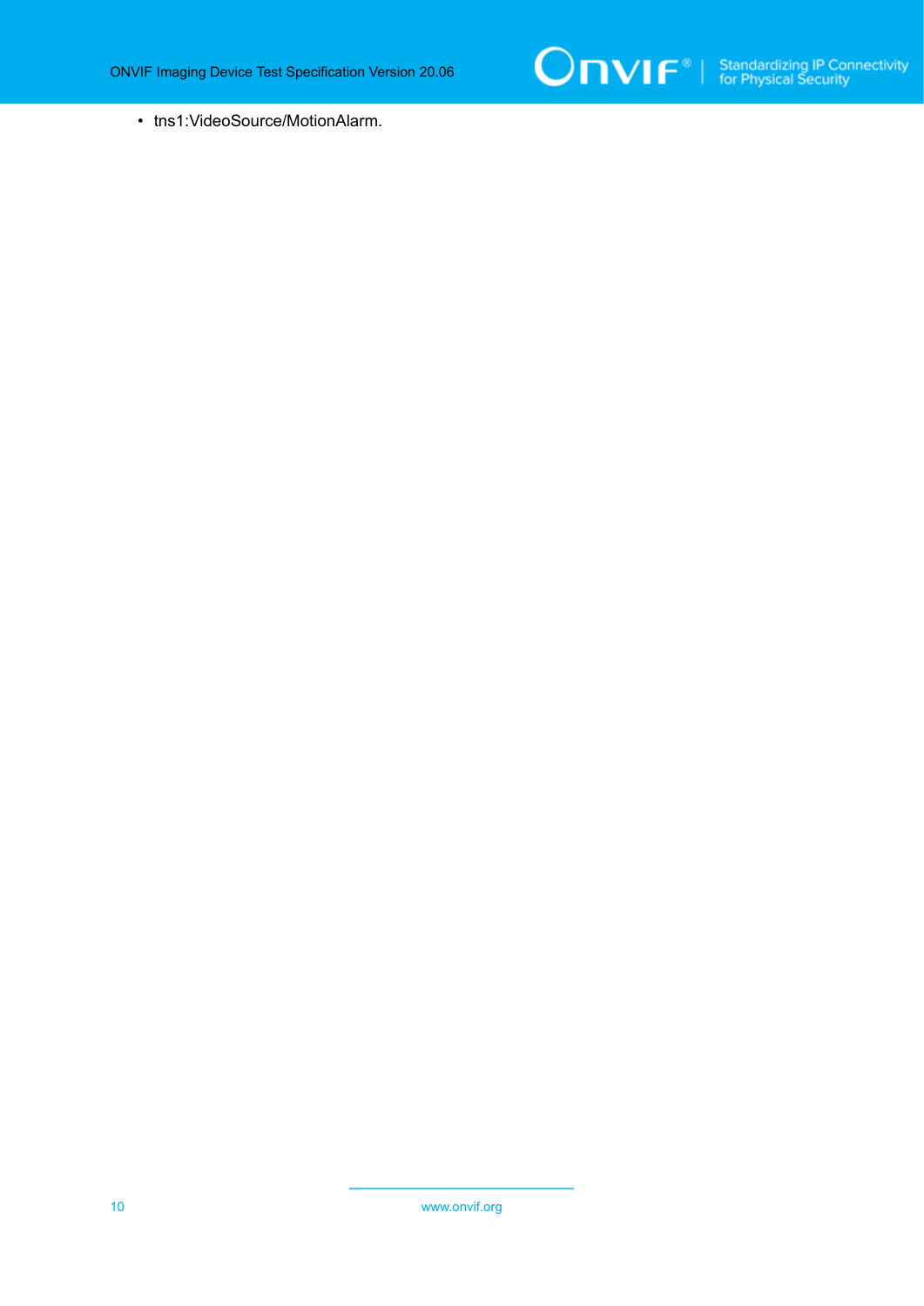- tns1:VideoSource/MotionAlarm.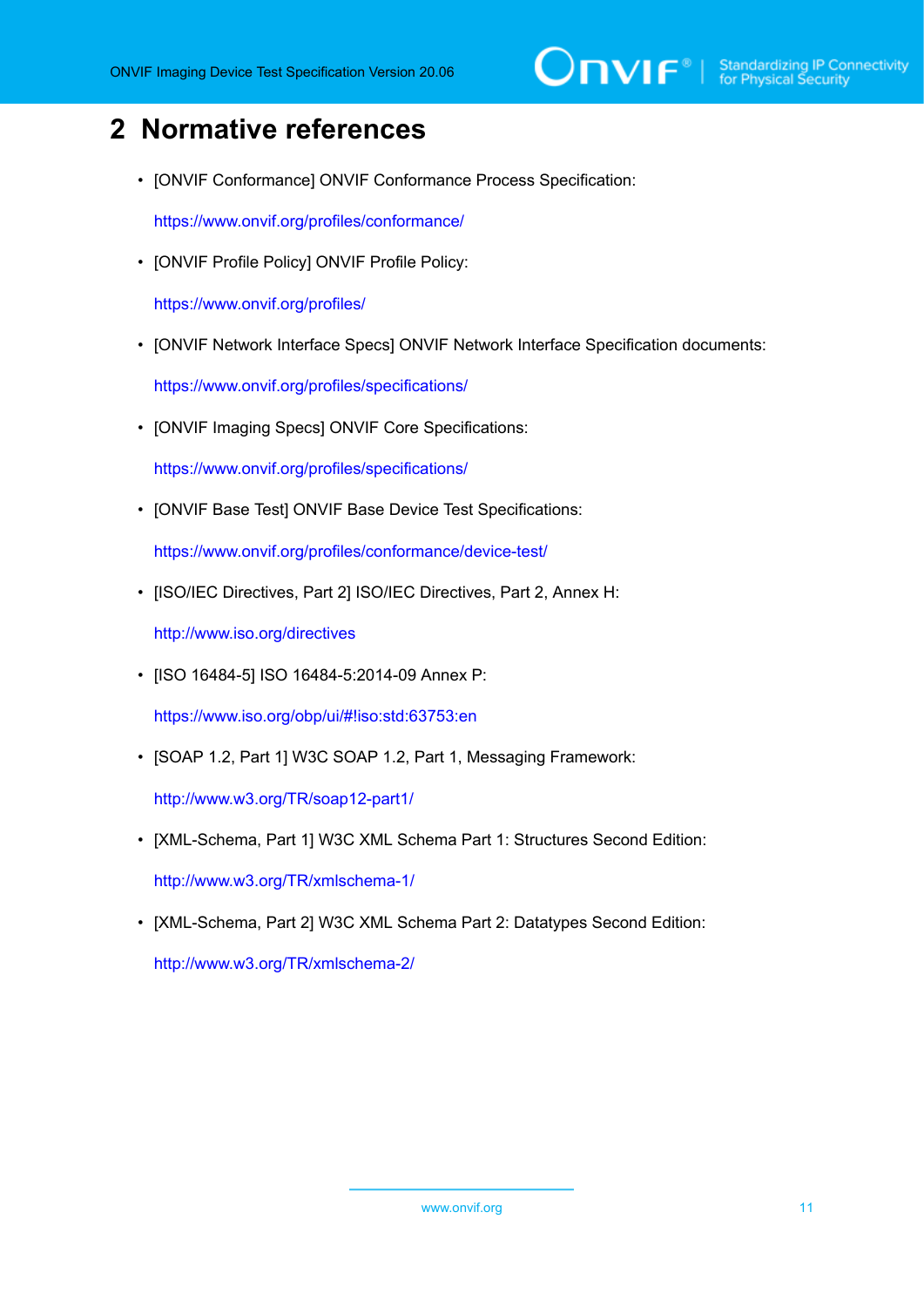# 2 Normative references

- [ONVIF Conformance] ONVIF Conformance Process Specification:

  https://www.onvif.org/profiles/conformance/

- [ONVIF Profile Policy] ONVIF Profile Policy:

  https://www.onvif.org/profiles/

- [ONVIF Network Interface Specs] ONVIF Network Interface Specification documents:

  https://www.onvif.org/profiles/specifications/

- [ONVIF Imaging Specs] ONVIF Core Specifications:

  https://www.onvif.org/profiles/specifications/

- [ONVIF Base Test] ONVIF Base Device Test Specifications:

  https://www.onvif.org/profiles/conformance/device-test/

- [ISO/IEC Directives, Part 2] ISO/IEC Directives, Part 2, Annex H:

  http://www.iso.org/directives

- [ISO 16484-5] ISO 16484-5:2014-09 Annex P:

  https://www.iso.org/obp/ui/#!iso:std:63753:en

- [SOAP 1.2, Part 1] W3C SOAP 1.2, Part 1, Messaging Framework:

  http://www.w3.org/TR/soap12-part1/

- [XML-Schema, Part 1] W3C XML Schema Part 1: Structures Second Edition:

  http://www.w3.org/TR/xmlschema-1/

- [XML-Schema, Part 2] W3C XML Schema Part 2: Datatypes Second Edition:

  http://www.w3.org/TR/xmlschema-2/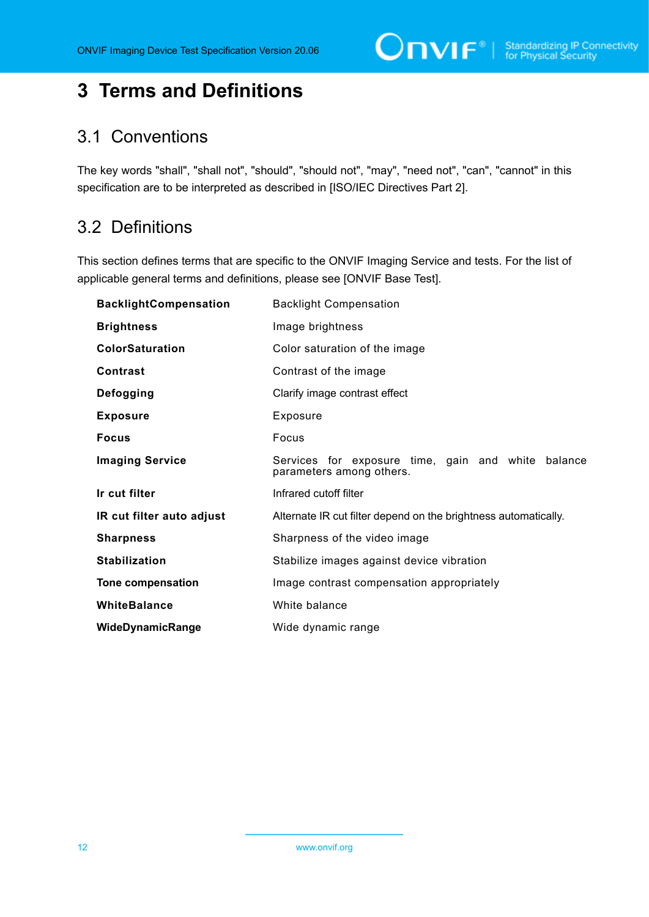# 3 Terms and Definitions

## 3.1 Conventions

The key words "shall", "shall not", "should", "should not", "may", "need not", "can", "cannot" in this specification are to be interpreted as described in [ISO/IEC Directives Part 2].

## 3.2 Definitions

This section defines terms that are specific to the ONVIF Imaging Service and tests. For the list of applicable general terms and definitions, please see [ONVIF Base Test].

| | |
|---|---|
| **BacklightCompensation** | Backlight Compensation |
| **Brightness** | Image brightness |
| **ColorSaturation** | Color saturation of the image |
| **Contrast** | Contrast of the image |
| **Defogging** | Clarify image contrast effect |
| **Exposure** | Exposure |
| **Focus** | Focus |
| **Imaging Service** | Services for exposure time, gain and white balance parameters among others. |
| **Ir cut filter** | Infrared cutoff filter |
| **IR cut filter auto adjust** | Alternate IR cut filter depend on the brightness automatically. |
| **Sharpness** | Sharpness of the video image |
| **Stabilization** | Stabilize images against device vibration |
| **Tone compensation** | Image contrast compensation appropriately |
| **WhiteBalance** | White balance |
| **WideDynamicRange** | Wide dynamic range |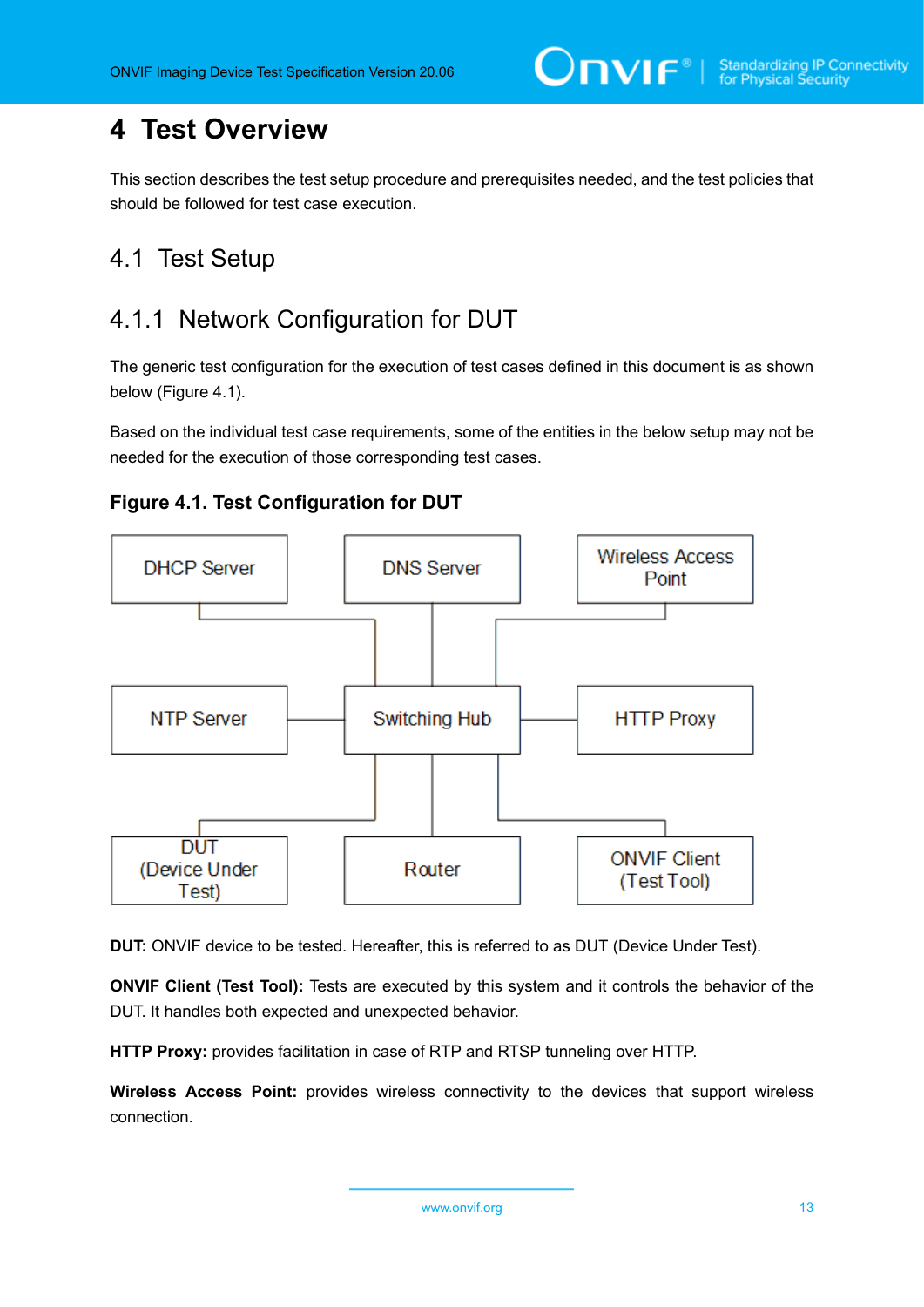# 4 Test Overview

This section describes the test setup procedure and prerequisites needed, and the test policies that should be followed for test case execution.

## 4.1 Test Setup

### 4.1.1 Network Configuration for DUT

The generic test configuration for the execution of test cases defined in this document is as shown below (Figure 4.1).

Based on the individual test case requirements, some of the entities in the below setup may not be needed for the execution of those corresponding test cases.

**Figure 4.1. Test Configuration for DUT**

**DUT:** ONVIF device to be tested. Hereafter, this is referred to as DUT (Device Under Test).

**ONVIF Client (Test Tool):** Tests are executed by this system and it controls the behavior of the DUT. It handles both expected and unexpected behavior.

**HTTP Proxy:** provides facilitation in case of RTP and RTSP tunneling over HTTP.

**Wireless Access Point:** provides wireless connectivity to the devices that support wireless connection.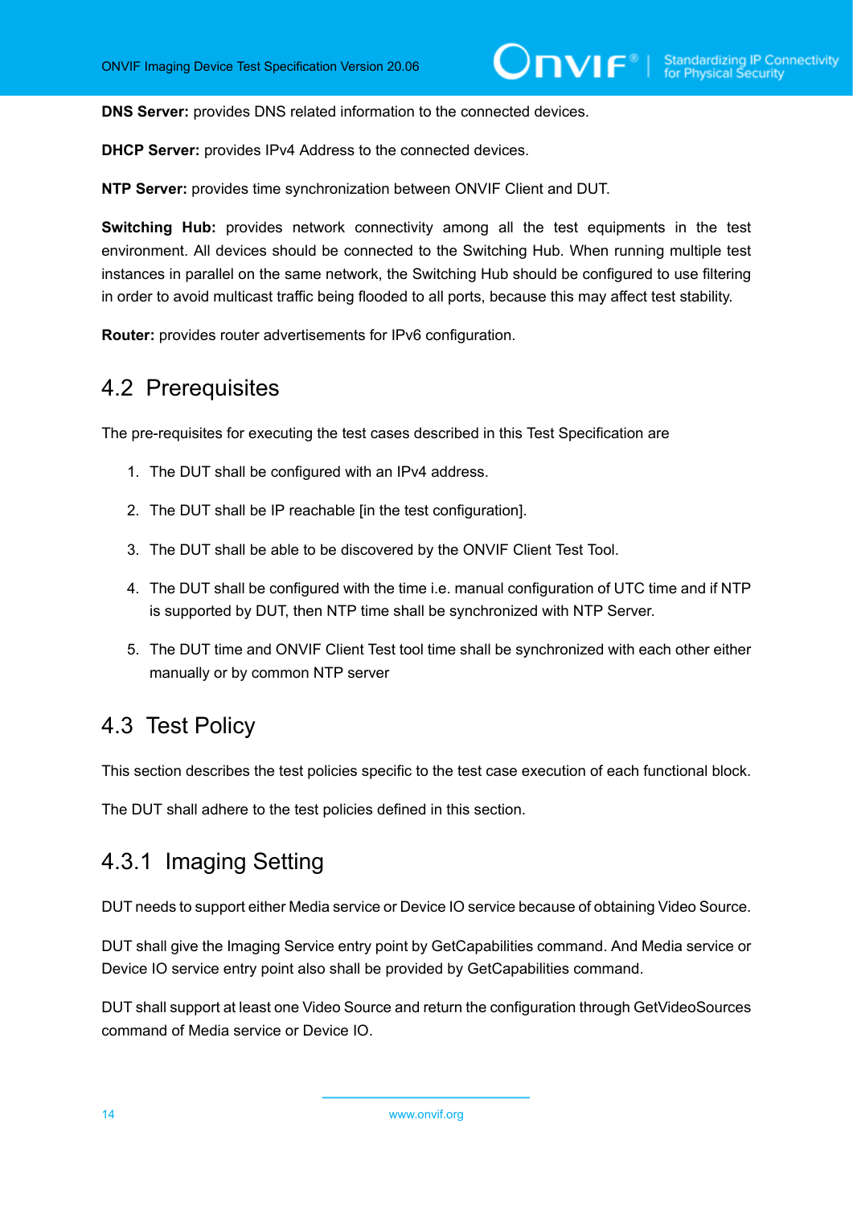**DNS Server:** provides DNS related information to the connected devices.

**DHCP Server:** provides IPv4 Address to the connected devices.

**NTP Server:** provides time synchronization between ONVIF Client and DUT.

**Switching Hub:** provides network connectivity among all the test equipments in the test environment. All devices should be connected to the Switching Hub. When running multiple test instances in parallel on the same network, the Switching Hub should be configured to use filtering in order to avoid multicast traffic being flooded to all ports, because this may affect test stability.

**Router:** provides router advertisements for IPv6 configuration.

## 4.2 Prerequisites

The pre-requisites for executing the test cases described in this Test Specification are

1. The DUT shall be configured with an IPv4 address.
2. The DUT shall be IP reachable [in the test configuration].
3. The DUT shall be able to be discovered by the ONVIF Client Test Tool.
4. The DUT shall be configured with the time i.e. manual configuration of UTC time and if NTP is supported by DUT, then NTP time shall be synchronized with NTP Server.
5. The DUT time and ONVIF Client Test tool time shall be synchronized with each other either manually or by common NTP server

## 4.3 Test Policy

This section describes the test policies specific to the test case execution of each functional block.

The DUT shall adhere to the test policies defined in this section.

### 4.3.1 Imaging Setting

DUT needs to support either Media service or Device IO service because of obtaining Video Source.

DUT shall give the Imaging Service entry point by GetCapabilities command. And Media service or Device IO service entry point also shall be provided by GetCapabilities command.

DUT shall support at least one Video Source and return the configuration through GetVideoSources command of Media service or Device IO.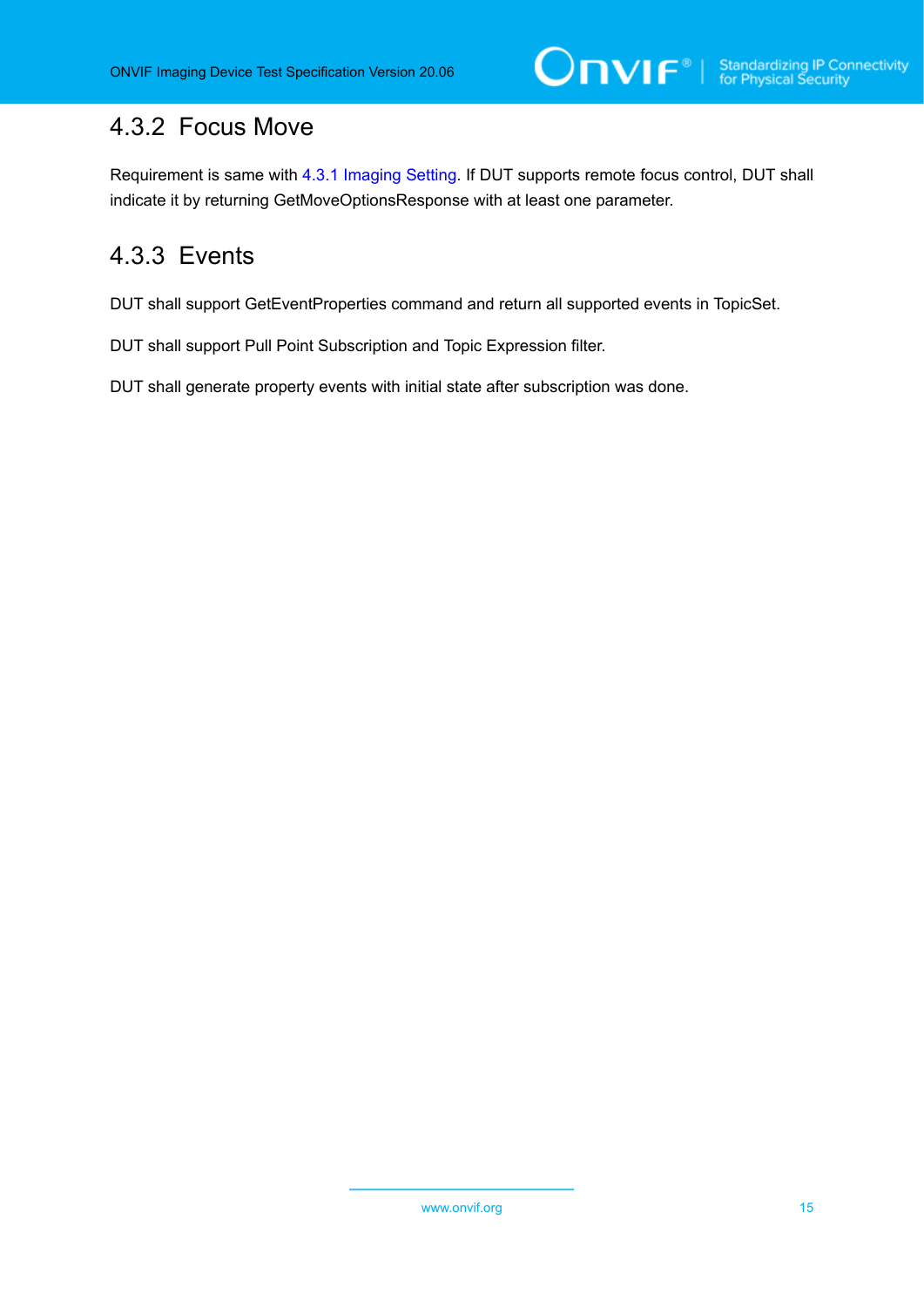### 4.3.2 Focus Move

Requirement is same with 4.3.1 Imaging Setting. If DUT supports remote focus control, DUT shall indicate it by returning GetMoveOptionsResponse with at least one parameter.

### 4.3.3 Events

DUT shall support GetEventProperties command and return all supported events in TopicSet.

DUT shall support Pull Point Subscription and Topic Expression filter.

DUT shall generate property events with initial state after subscription was done.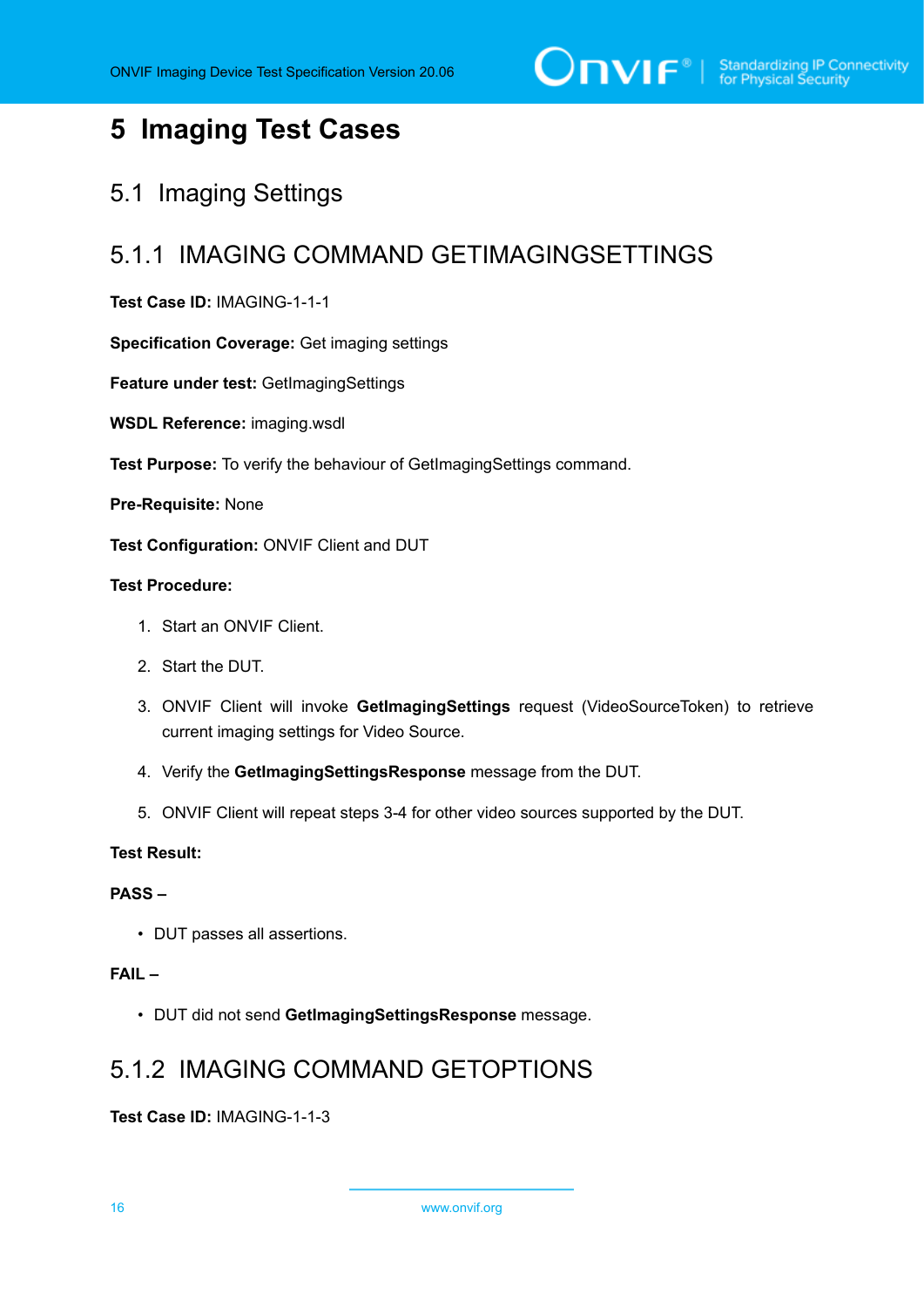# 5 Imaging Test Cases

## 5.1 Imaging Settings

### 5.1.1 IMAGING COMMAND GETIMAGINGSETTINGS

**Test Case ID:** IMAGING-1-1-1

**Specification Coverage:** Get imaging settings

**Feature under test:** GetImagingSettings

**WSDL Reference:** imaging.wsdl

**Test Purpose:** To verify the behaviour of GetImagingSettings command.

**Pre-Requisite:** None

**Test Configuration:** ONVIF Client and DUT

**Test Procedure:**

1. Start an ONVIF Client.
2. Start the DUT.
3. ONVIF Client will invoke **GetImagingSettings** request (VideoSourceToken) to retrieve current imaging settings for Video Source.
4. Verify the **GetImagingSettingsResponse** message from the DUT.
5. ONVIF Client will repeat steps 3-4 for other video sources supported by the DUT.

**Test Result:**

**PASS –**

- DUT passes all assertions.

**FAIL –**

- DUT did not send **GetImagingSettingsResponse** message.

### 5.1.2 IMAGING COMMAND GETOPTIONS

**Test Case ID:** IMAGING-1-1-3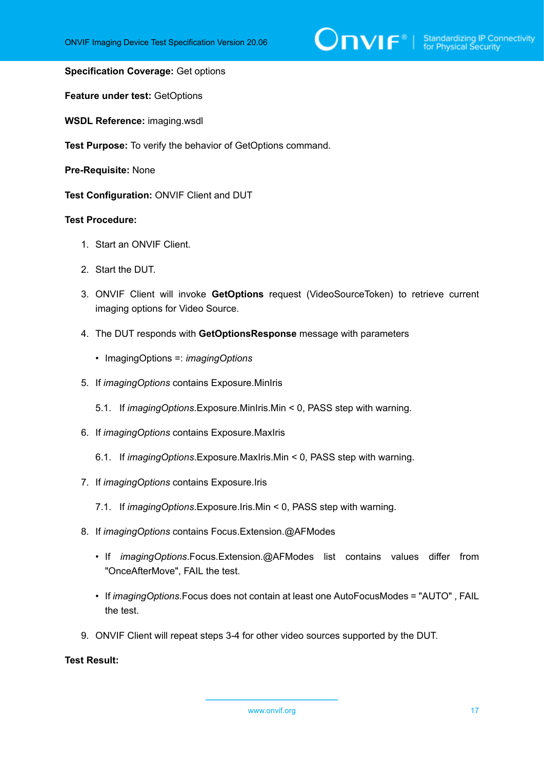**Specification Coverage:** Get options

**Feature under test:** GetOptions

**WSDL Reference:** imaging.wsdl

**Test Purpose:** To verify the behavior of GetOptions command.

**Pre-Requisite:** None

**Test Configuration:** ONVIF Client and DUT

**Test Procedure:**

1. Start an ONVIF Client.
2. Start the DUT.
3. ONVIF Client will invoke **GetOptions** request (VideoSourceToken) to retrieve current imaging options for Video Source.
4. The DUT responds with **GetOptionsResponse** message with parameters
   - ImagingOptions =: *imagingOptions*
5. If *imagingOptions* contains Exposure.MinIris
   5.1. If *imagingOptions*.Exposure.MinIris.Min < 0, PASS step with warning.
6. If *imagingOptions* contains Exposure.MaxIris
   6.1. If *imagingOptions*.Exposure.MaxIris.Min < 0, PASS step with warning.
7. If *imagingOptions* contains Exposure.Iris
   7.1. If *imagingOptions*.Exposure.Iris.Min < 0, PASS step with warning.
8. If *imagingOptions* contains Focus.Extension.@AFModes
   - If *imagingOptions*.Focus.Extension.@AFModes list contains values differ from "OnceAfterMove", FAIL the test.
   - If *imagingOptions*.Focus does not contain at least one AutoFocusModes = "AUTO" , FAIL the test.
9. ONVIF Client will repeat steps 3-4 for other video sources supported by the DUT.

**Test Result:**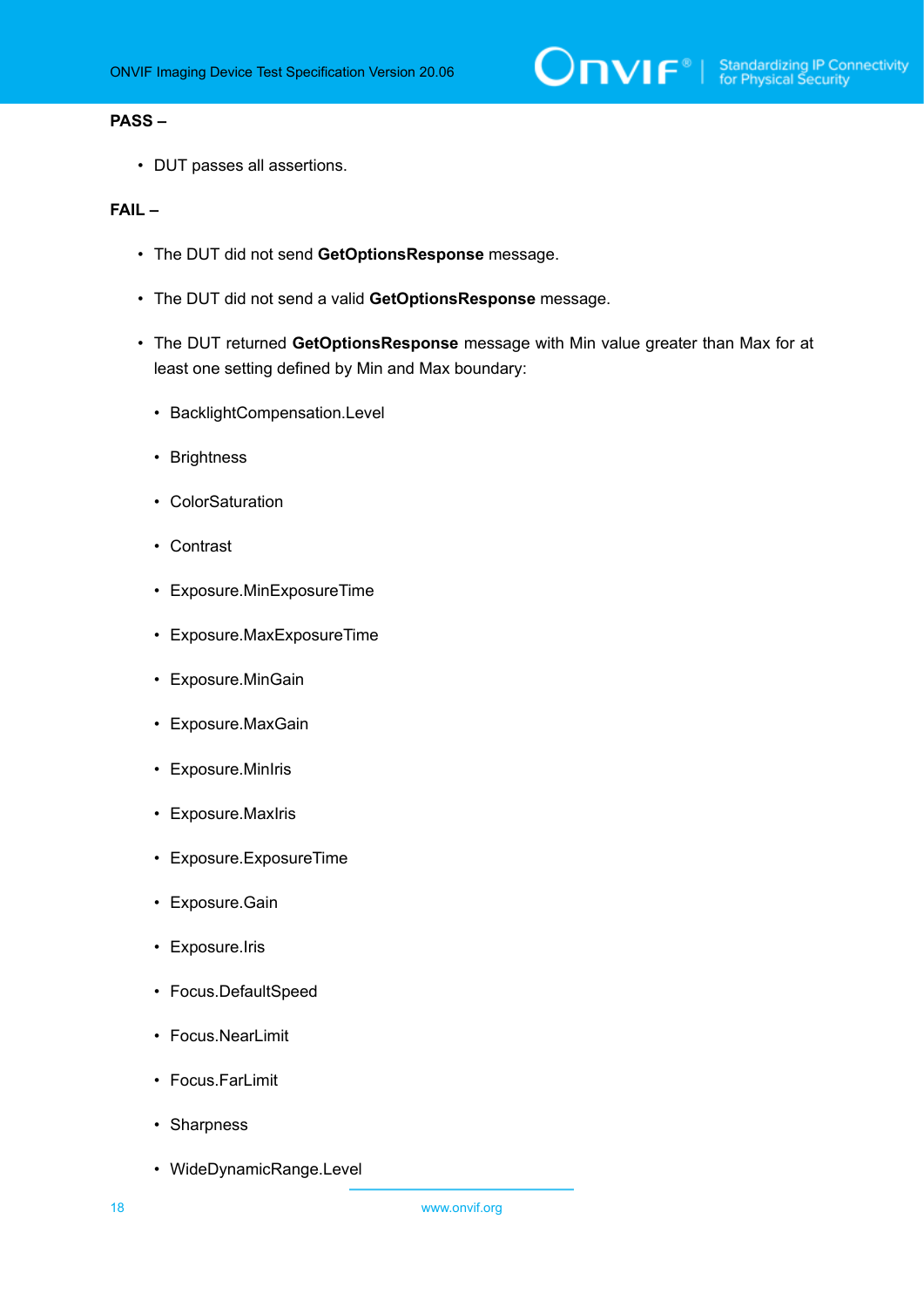**PASS –**

- DUT passes all assertions.

**FAIL –**

- The DUT did not send **GetOptionsResponse** message.
- The DUT did not send a valid **GetOptionsResponse** message.
- The DUT returned **GetOptionsResponse** message with Min value greater than Max for at least one setting defined by Min and Max boundary:
  - BacklightCompensation.Level
  - Brightness
  - ColorSaturation
  - Contrast
  - Exposure.MinExposureTime
  - Exposure.MaxExposureTime
  - Exposure.MinGain
  - Exposure.MaxGain
  - Exposure.MinIris
  - Exposure.MaxIris
  - Exposure.ExposureTime
  - Exposure.Gain
  - Exposure.Iris
  - Focus.DefaultSpeed
  - Focus.NearLimit
  - Focus.FarLimit
  - Sharpness
  - WideDynamicRange.Level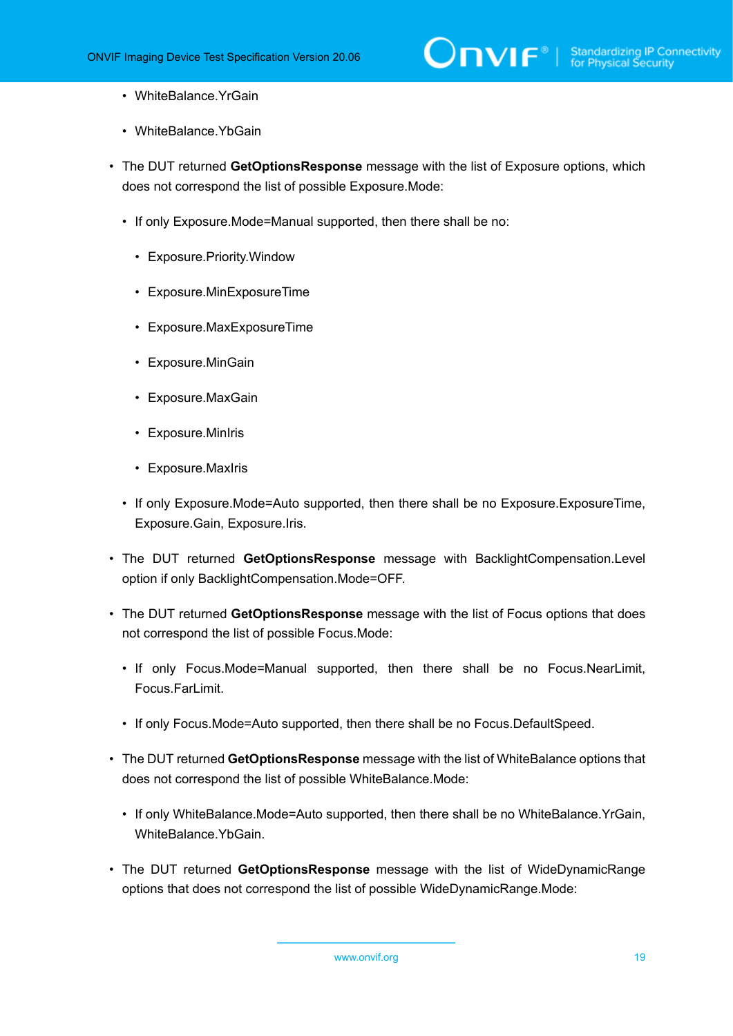- WhiteBalance.YrGain

  - WhiteBalance.YbGain

- The DUT returned **GetOptionsResponse** message with the list of Exposure options, which does not correspond the list of possible Exposure.Mode:

  - If only Exposure.Mode=Manual supported, then there shall be no:

    - Exposure.Priority.Window

    - Exposure.MinExposureTime

    - Exposure.MaxExposureTime

    - Exposure.MinGain

    - Exposure.MaxGain

    - Exposure.MinIris

    - Exposure.MaxIris

  - If only Exposure.Mode=Auto supported, then there shall be no Exposure.ExposureTime, Exposure.Gain, Exposure.Iris.

- The DUT returned **GetOptionsResponse** message with BacklightCompensation.Level option if only BacklightCompensation.Mode=OFF.

- The DUT returned **GetOptionsResponse** message with the list of Focus options that does not correspond the list of possible Focus.Mode:

  - If only Focus.Mode=Manual supported, then there shall be no Focus.NearLimit, Focus.FarLimit.

  - If only Focus.Mode=Auto supported, then there shall be no Focus.DefaultSpeed.

- The DUT returned **GetOptionsResponse** message with the list of WhiteBalance options that does not correspond the list of possible WhiteBalance.Mode:

  - If only WhiteBalance.Mode=Auto supported, then there shall be no WhiteBalance.YrGain, WhiteBalance.YbGain.

- The DUT returned **GetOptionsResponse** message with the list of WideDynamicRange options that does not correspond the list of possible WideDynamicRange.Mode: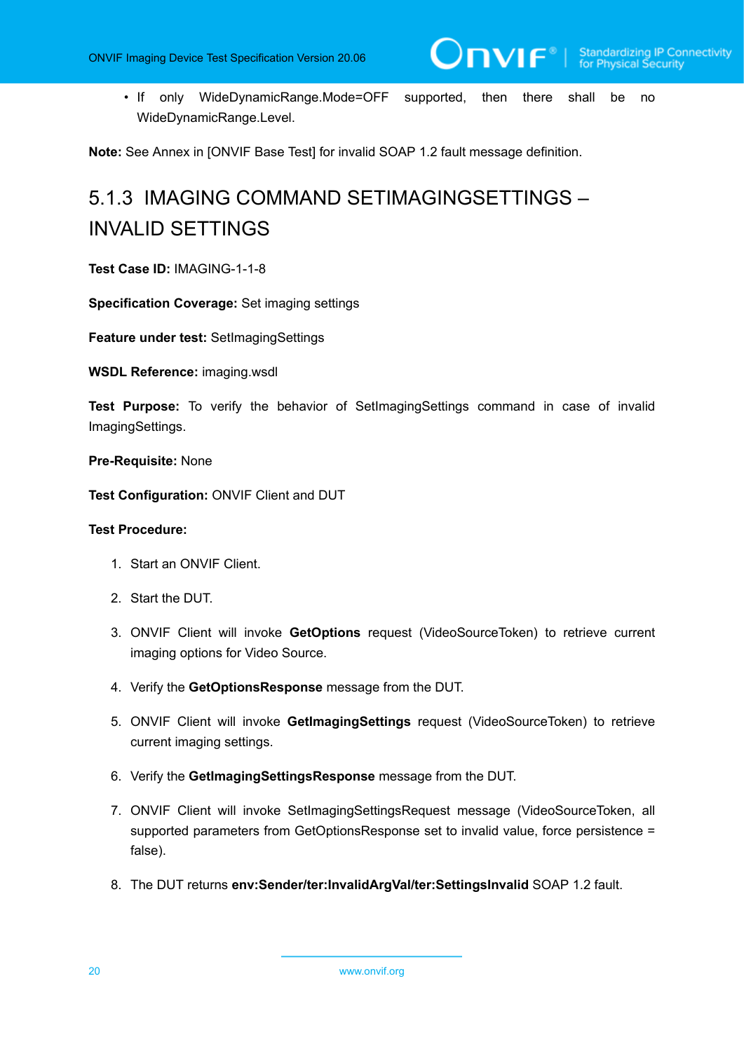- If only WideDynamicRange.Mode=OFF supported, then there shall be no WideDynamicRange.Level.

**Note:** See Annex in [ONVIF Base Test] for invalid SOAP 1.2 fault message definition.

### 5.1.3 IMAGING COMMAND SETIMAGINGSETTINGS – INVALID SETTINGS

**Test Case ID:** IMAGING-1-1-8

**Specification Coverage:** Set imaging settings

**Feature under test:** SetImagingSettings

**WSDL Reference:** imaging.wsdl

**Test Purpose:** To verify the behavior of SetImagingSettings command in case of invalid ImagingSettings.

**Pre-Requisite:** None

**Test Configuration:** ONVIF Client and DUT

**Test Procedure:**

1. Start an ONVIF Client.
2. Start the DUT.
3. ONVIF Client will invoke **GetOptions** request (VideoSourceToken) to retrieve current imaging options for Video Source.
4. Verify the **GetOptionsResponse** message from the DUT.
5. ONVIF Client will invoke **GetImagingSettings** request (VideoSourceToken) to retrieve current imaging settings.
6. Verify the **GetImagingSettingsResponse** message from the DUT.
7. ONVIF Client will invoke SetImagingSettingsRequest message (VideoSourceToken, all supported parameters from GetOptionsResponse set to invalid value, force persistence = false).
8. The DUT returns **env:Sender/ter:InvalidArgVal/ter:SettingsInvalid** SOAP 1.2 fault.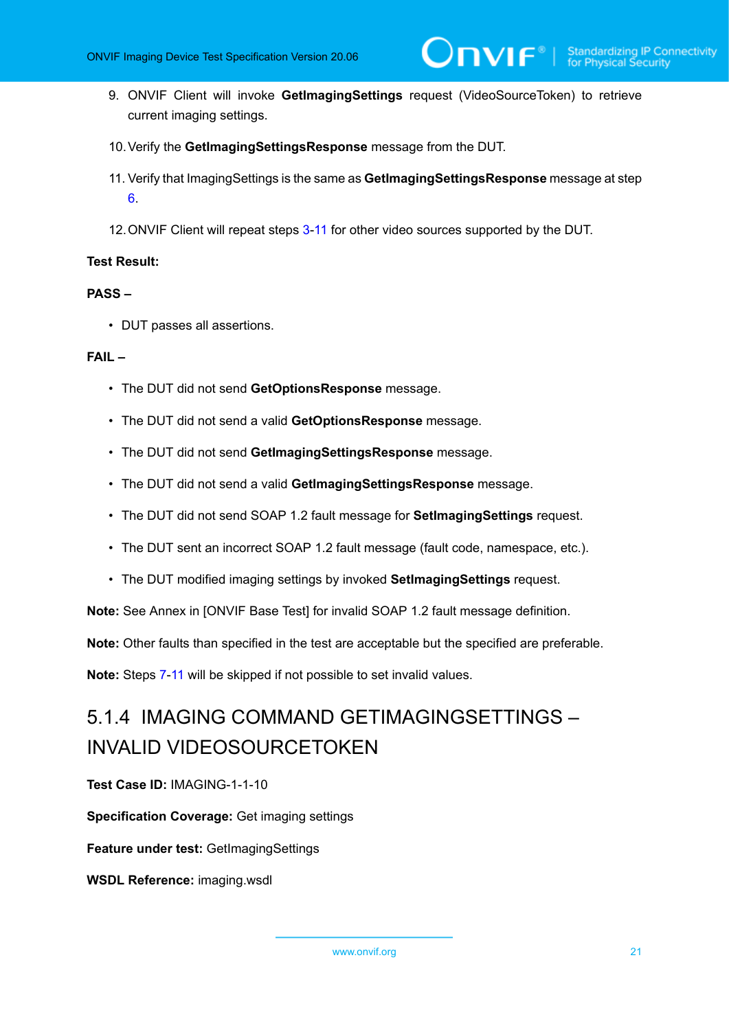9. ONVIF Client will invoke **GetImagingSettings** request (VideoSourceToken) to retrieve current imaging settings.

10. Verify the **GetImagingSettingsResponse** message from the DUT.

11. Verify that ImagingSettings is the same as **GetImagingSettingsResponse** message at step 6.

12. ONVIF Client will repeat steps 3-11 for other video sources supported by the DUT.

**Test Result:**

**PASS –**

- DUT passes all assertions.

**FAIL –**

- The DUT did not send **GetOptionsResponse** message.
- The DUT did not send a valid **GetOptionsResponse** message.
- The DUT did not send **GetImagingSettingsResponse** message.
- The DUT did not send a valid **GetImagingSettingsResponse** message.
- The DUT did not send SOAP 1.2 fault message for **SetImagingSettings** request.
- The DUT sent an incorrect SOAP 1.2 fault message (fault code, namespace, etc.).
- The DUT modified imaging settings by invoked **SetImagingSettings** request.

**Note:** See Annex in [ONVIF Base Test] for invalid SOAP 1.2 fault message definition.

**Note:** Other faults than specified in the test are acceptable but the specified are preferable.

**Note:** Steps 7-11 will be skipped if not possible to set invalid values.

### 5.1.4 IMAGING COMMAND GETIMAGINGSETTINGS – INVALID VIDEOSOURCETOKEN

**Test Case ID:** IMAGING-1-1-10

**Specification Coverage:** Get imaging settings

**Feature under test:** GetImagingSettings

**WSDL Reference:** imaging.wsdl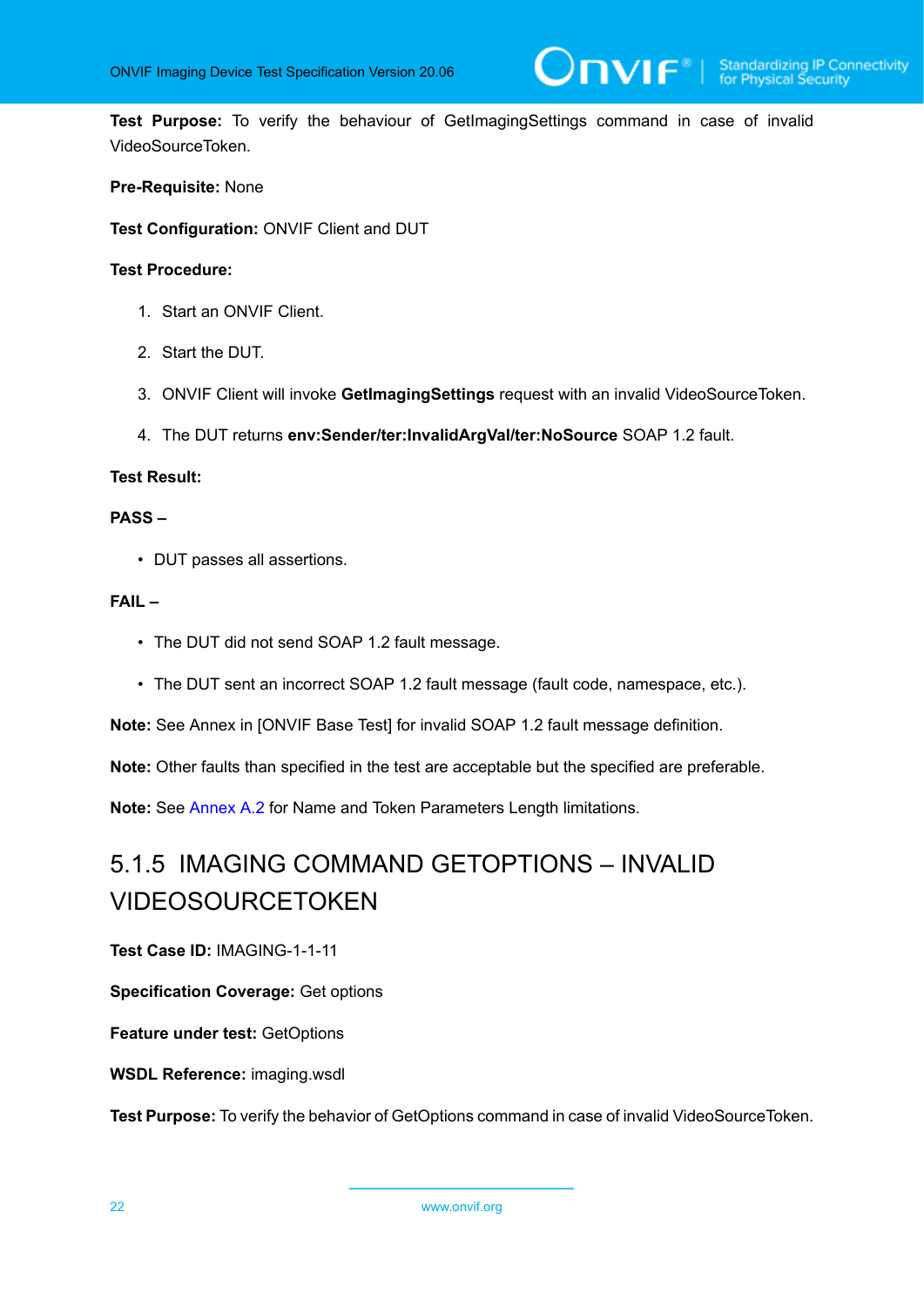**Test Purpose:** To verify the behaviour of GetImagingSettings command in case of invalid VideoSourceToken.

**Pre-Requisite:** None

**Test Configuration:** ONVIF Client and DUT

**Test Procedure:**

1. Start an ONVIF Client.
2. Start the DUT.
3. ONVIF Client will invoke **GetImagingSettings** request with an invalid VideoSourceToken.
4. The DUT returns **env:Sender/ter:InvalidArgVal/ter:NoSource** SOAP 1.2 fault.

**Test Result:**

**PASS –**

- DUT passes all assertions.

**FAIL –**

- The DUT did not send SOAP 1.2 fault message.
- The DUT sent an incorrect SOAP 1.2 fault message (fault code, namespace, etc.).

**Note:** See Annex in [ONVIF Base Test] for invalid SOAP 1.2 fault message definition.

**Note:** Other faults than specified in the test are acceptable but the specified are preferable.

**Note:** See Annex A.2 for Name and Token Parameters Length limitations.

### 5.1.5 IMAGING COMMAND GETOPTIONS – INVALID VIDEOSOURCETOKEN

**Test Case ID:** IMAGING-1-1-11

**Specification Coverage:** Get options

**Feature under test:** GetOptions

**WSDL Reference:** imaging.wsdl

**Test Purpose:** To verify the behavior of GetOptions command in case of invalid VideoSourceToken.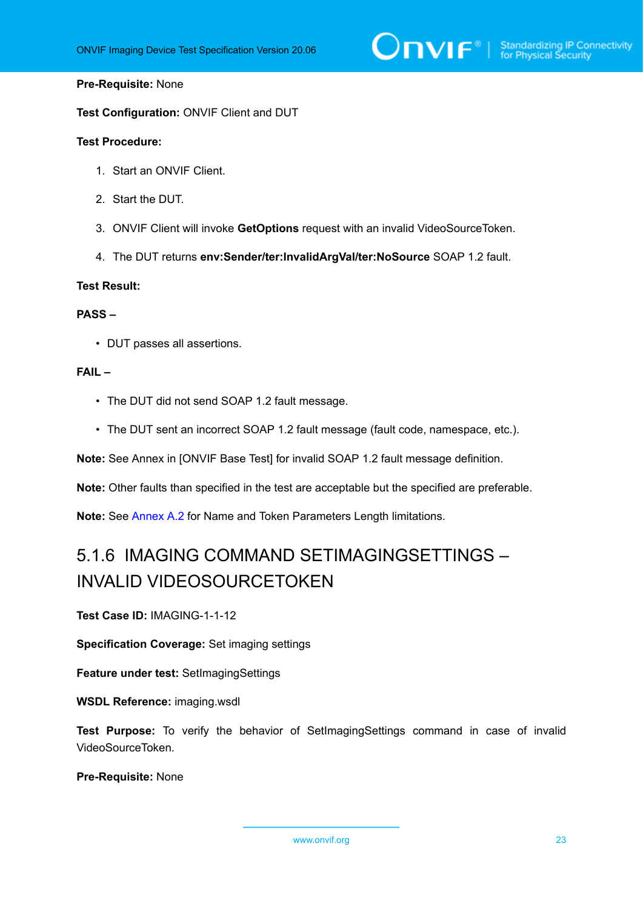**Pre-Requisite:** None

**Test Configuration:** ONVIF Client and DUT

**Test Procedure:**

1. Start an ONVIF Client.
2. Start the DUT.
3. ONVIF Client will invoke **GetOptions** request with an invalid VideoSourceToken.
4. The DUT returns **env:Sender/ter:InvalidArgVal/ter:NoSource** SOAP 1.2 fault.

**Test Result:**

**PASS –**

- DUT passes all assertions.

**FAIL –**

- The DUT did not send SOAP 1.2 fault message.
- The DUT sent an incorrect SOAP 1.2 fault message (fault code, namespace, etc.).

**Note:** See Annex in [ONVIF Base Test] for invalid SOAP 1.2 fault message definition.

**Note:** Other faults than specified in the test are acceptable but the specified are preferable.

**Note:** See Annex A.2 for Name and Token Parameters Length limitations.

## 5.1.6 IMAGING COMMAND SETIMAGINGSETTINGS – INVALID VIDEOSOURCETOKEN

**Test Case ID:** IMAGING-1-1-12

**Specification Coverage:** Set imaging settings

**Feature under test:** SetImagingSettings

**WSDL Reference:** imaging.wsdl

**Test Purpose:** To verify the behavior of SetImagingSettings command in case of invalid VideoSourceToken.

**Pre-Requisite:** None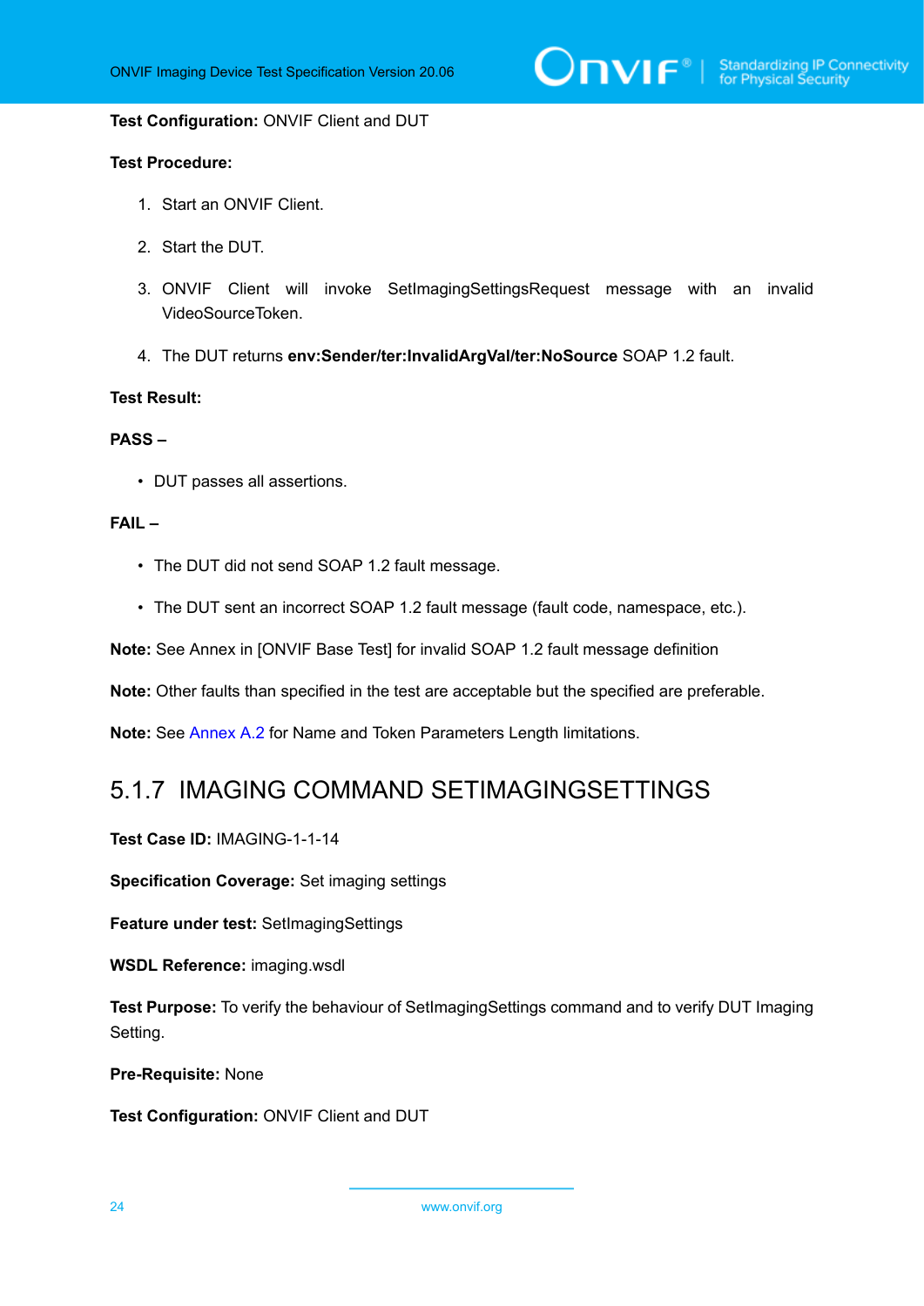**Test Configuration:** ONVIF Client and DUT

**Test Procedure:**

1. Start an ONVIF Client.
2. Start the DUT.
3. ONVIF Client will invoke SetImagingSettingsRequest message with an invalid VideoSourceToken.
4. The DUT returns **env:Sender/ter:InvalidArgVal/ter:NoSource** SOAP 1.2 fault.

**Test Result:**

**PASS –**

- DUT passes all assertions.

**FAIL –**

- The DUT did not send SOAP 1.2 fault message.
- The DUT sent an incorrect SOAP 1.2 fault message (fault code, namespace, etc.).

**Note:** See Annex in [ONVIF Base Test] for invalid SOAP 1.2 fault message definition

**Note:** Other faults than specified in the test are acceptable but the specified are preferable.

**Note:** See Annex A.2 for Name and Token Parameters Length limitations.

## 5.1.7 IMAGING COMMAND SETIMAGINGSETTINGS

**Test Case ID:** IMAGING-1-1-14

**Specification Coverage:** Set imaging settings

**Feature under test:** SetImagingSettings

**WSDL Reference:** imaging.wsdl

**Test Purpose:** To verify the behaviour of SetImagingSettings command and to verify DUT Imaging Setting.

**Pre-Requisite:** None

**Test Configuration:** ONVIF Client and DUT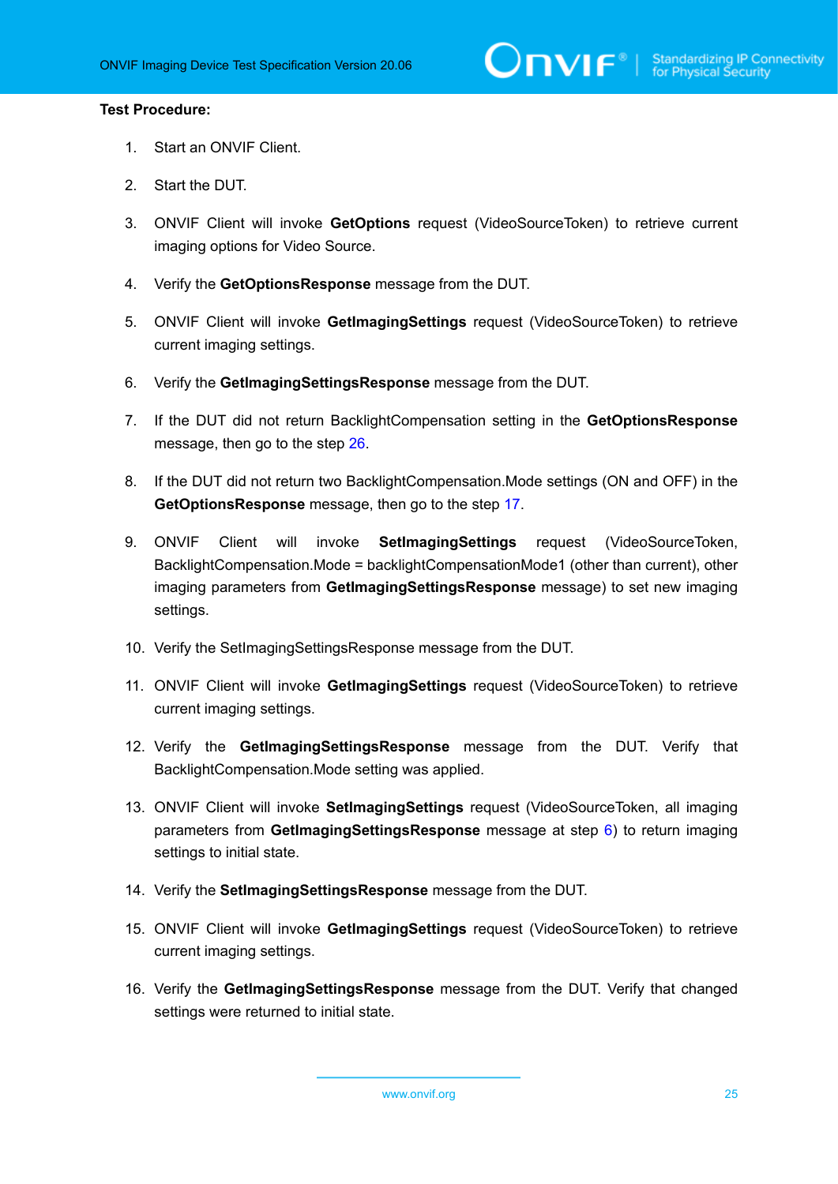**Test Procedure:**

1. Start an ONVIF Client.
2. Start the DUT.
3. ONVIF Client will invoke **GetOptions** request (VideoSourceToken) to retrieve current imaging options for Video Source.
4. Verify the **GetOptionsResponse** message from the DUT.
5. ONVIF Client will invoke **GetImagingSettings** request (VideoSourceToken) to retrieve current imaging settings.
6. Verify the **GetImagingSettingsResponse** message from the DUT.
7. If the DUT did not return BacklightCompensation setting in the **GetOptionsResponse** message, then go to the step 26.
8. If the DUT did not return two BacklightCompensation.Mode settings (ON and OFF) in the **GetOptionsResponse** message, then go to the step 17.
9. ONVIF Client will invoke **SetImagingSettings** request (VideoSourceToken, BacklightCompensation.Mode = backlightCompensationMode1 (other than current), other imaging parameters from **GetImagingSettingsResponse** message) to set new imaging settings.
10. Verify the SetImagingSettingsResponse message from the DUT.
11. ONVIF Client will invoke **GetImagingSettings** request (VideoSourceToken) to retrieve current imaging settings.
12. Verify the **GetImagingSettingsResponse** message from the DUT. Verify that BacklightCompensation.Mode setting was applied.
13. ONVIF Client will invoke **SetImagingSettings** request (VideoSourceToken, all imaging parameters from **GetImagingSettingsResponse** message at step 6) to return imaging settings to initial state.
14. Verify the **SetImagingSettingsResponse** message from the DUT.
15. ONVIF Client will invoke **GetImagingSettings** request (VideoSourceToken) to retrieve current imaging settings.
16. Verify the **GetImagingSettingsResponse** message from the DUT. Verify that changed settings were returned to initial state.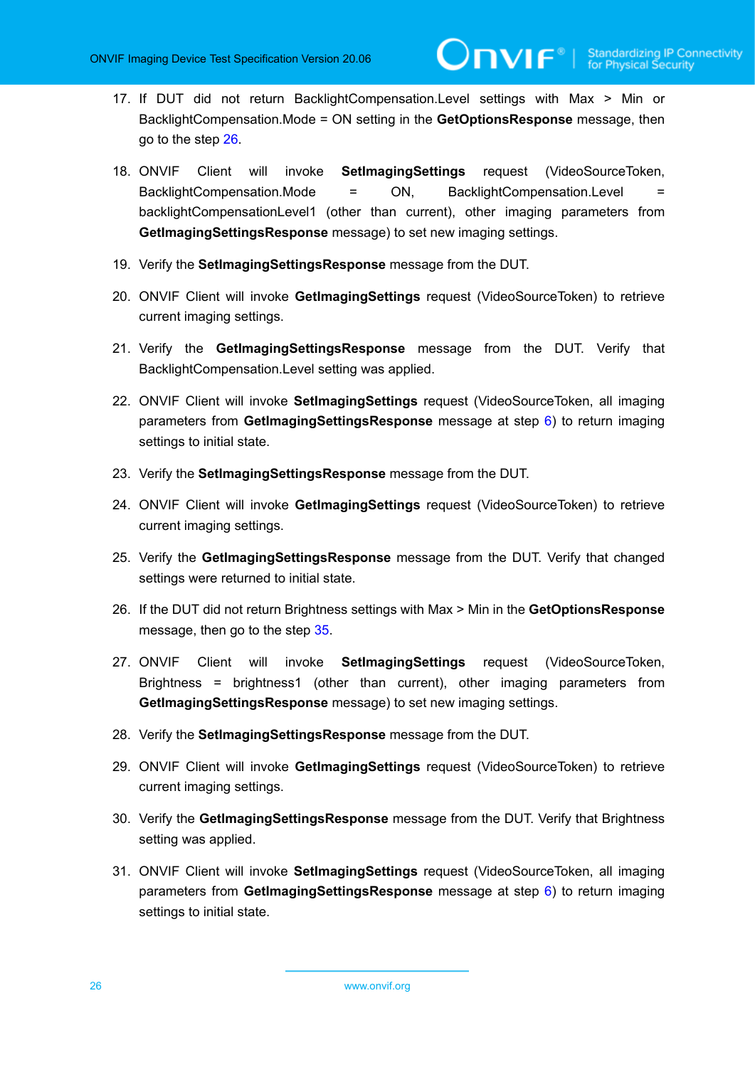17. If DUT did not return BacklightCompensation.Level settings with Max > Min or BacklightCompensation.Mode = ON setting in the **GetOptionsResponse** message, then go to the step 26.

18. ONVIF Client will invoke **SetImagingSettings** request (VideoSourceToken, BacklightCompensation.Mode = ON, BacklightCompensation.Level = backlightCompensationLevel1 (other than current), other imaging parameters from **GetImagingSettingsResponse** message) to set new imaging settings.

19. Verify the **SetImagingSettingsResponse** message from the DUT.

20. ONVIF Client will invoke **GetImagingSettings** request (VideoSourceToken) to retrieve current imaging settings.

21. Verify the **GetImagingSettingsResponse** message from the DUT. Verify that BacklightCompensation.Level setting was applied.

22. ONVIF Client will invoke **SetImagingSettings** request (VideoSourceToken, all imaging parameters from **GetImagingSettingsResponse** message at step 6) to return imaging settings to initial state.

23. Verify the **SetImagingSettingsResponse** message from the DUT.

24. ONVIF Client will invoke **GetImagingSettings** request (VideoSourceToken) to retrieve current imaging settings.

25. Verify the **GetImagingSettingsResponse** message from the DUT. Verify that changed settings were returned to initial state.

26. If the DUT did not return Brightness settings with Max > Min in the **GetOptionsResponse** message, then go to the step 35.

27. ONVIF Client will invoke **SetImagingSettings** request (VideoSourceToken, Brightness = brightness1 (other than current), other imaging parameters from **GetImagingSettingsResponse** message) to set new imaging settings.

28. Verify the **SetImagingSettingsResponse** message from the DUT.

29. ONVIF Client will invoke **GetImagingSettings** request (VideoSourceToken) to retrieve current imaging settings.

30. Verify the **GetImagingSettingsResponse** message from the DUT. Verify that Brightness setting was applied.

31. ONVIF Client will invoke **SetImagingSettings** request (VideoSourceToken, all imaging parameters from **GetImagingSettingsResponse** message at step 6) to return imaging settings to initial state.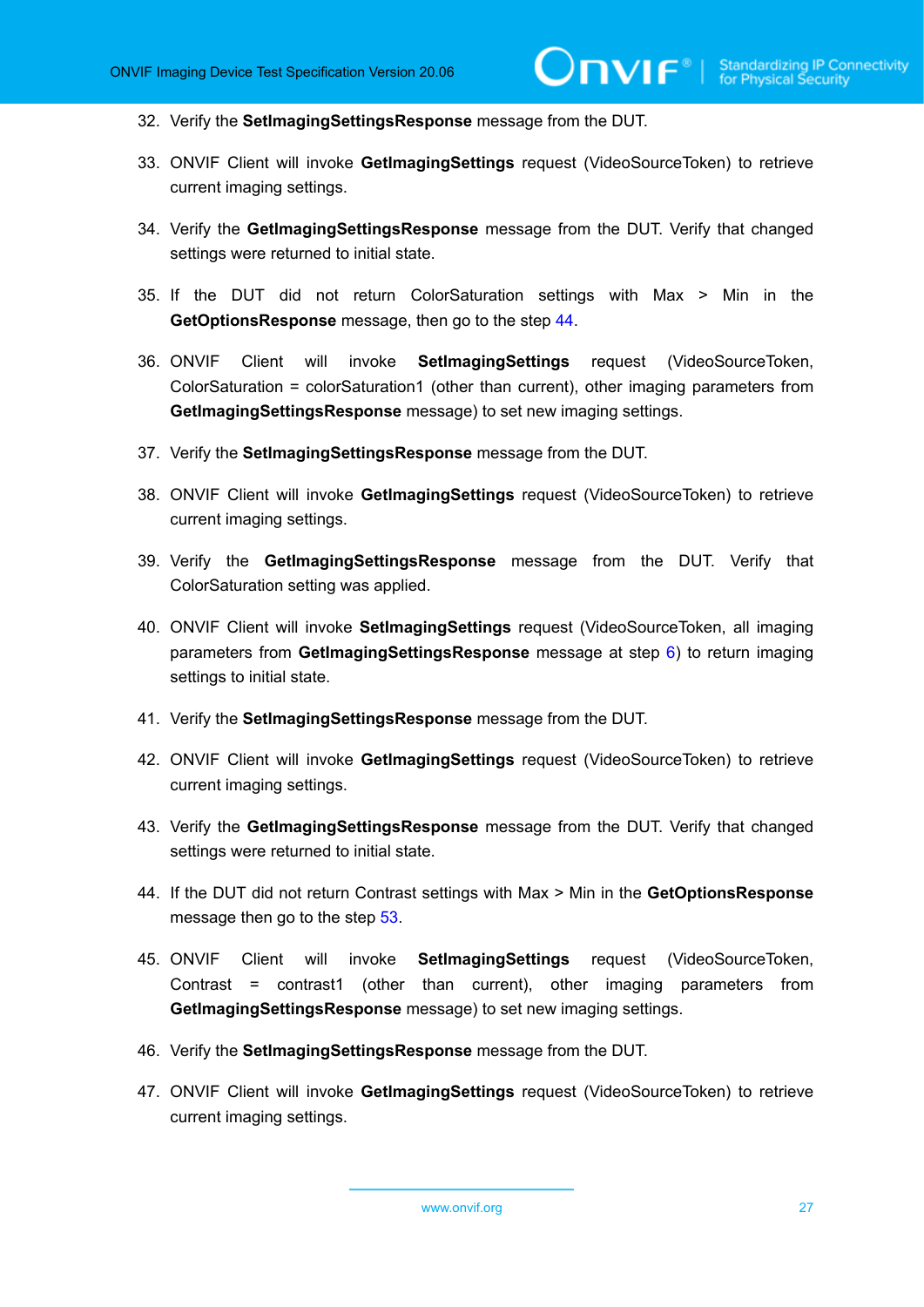32. Verify the **SetImagingSettingsResponse** message from the DUT.

33. ONVIF Client will invoke **GetImagingSettings** request (VideoSourceToken) to retrieve current imaging settings.

34. Verify the **GetImagingSettingsResponse** message from the DUT. Verify that changed settings were returned to initial state.

35. If the DUT did not return ColorSaturation settings with Max > Min in the **GetOptionsResponse** message, then go to the step 44.

36. ONVIF Client will invoke **SetImagingSettings** request (VideoSourceToken, ColorSaturation = colorSaturation1 (other than current), other imaging parameters from **GetImagingSettingsResponse** message) to set new imaging settings.

37. Verify the **SetImagingSettingsResponse** message from the DUT.

38. ONVIF Client will invoke **GetImagingSettings** request (VideoSourceToken) to retrieve current imaging settings.

39. Verify the **GetImagingSettingsResponse** message from the DUT. Verify that ColorSaturation setting was applied.

40. ONVIF Client will invoke **SetImagingSettings** request (VideoSourceToken, all imaging parameters from **GetImagingSettingsResponse** message at step 6) to return imaging settings to initial state.

41. Verify the **SetImagingSettingsResponse** message from the DUT.

42. ONVIF Client will invoke **GetImagingSettings** request (VideoSourceToken) to retrieve current imaging settings.

43. Verify the **GetImagingSettingsResponse** message from the DUT. Verify that changed settings were returned to initial state.

44. If the DUT did not return Contrast settings with Max > Min in the **GetOptionsResponse** message then go to the step 53.

45. ONVIF Client will invoke **SetImagingSettings** request (VideoSourceToken, Contrast = contrast1 (other than current), other imaging parameters from **GetImagingSettingsResponse** message) to set new imaging settings.

46. Verify the **SetImagingSettingsResponse** message from the DUT.

47. ONVIF Client will invoke **GetImagingSettings** request (VideoSourceToken) to retrieve current imaging settings.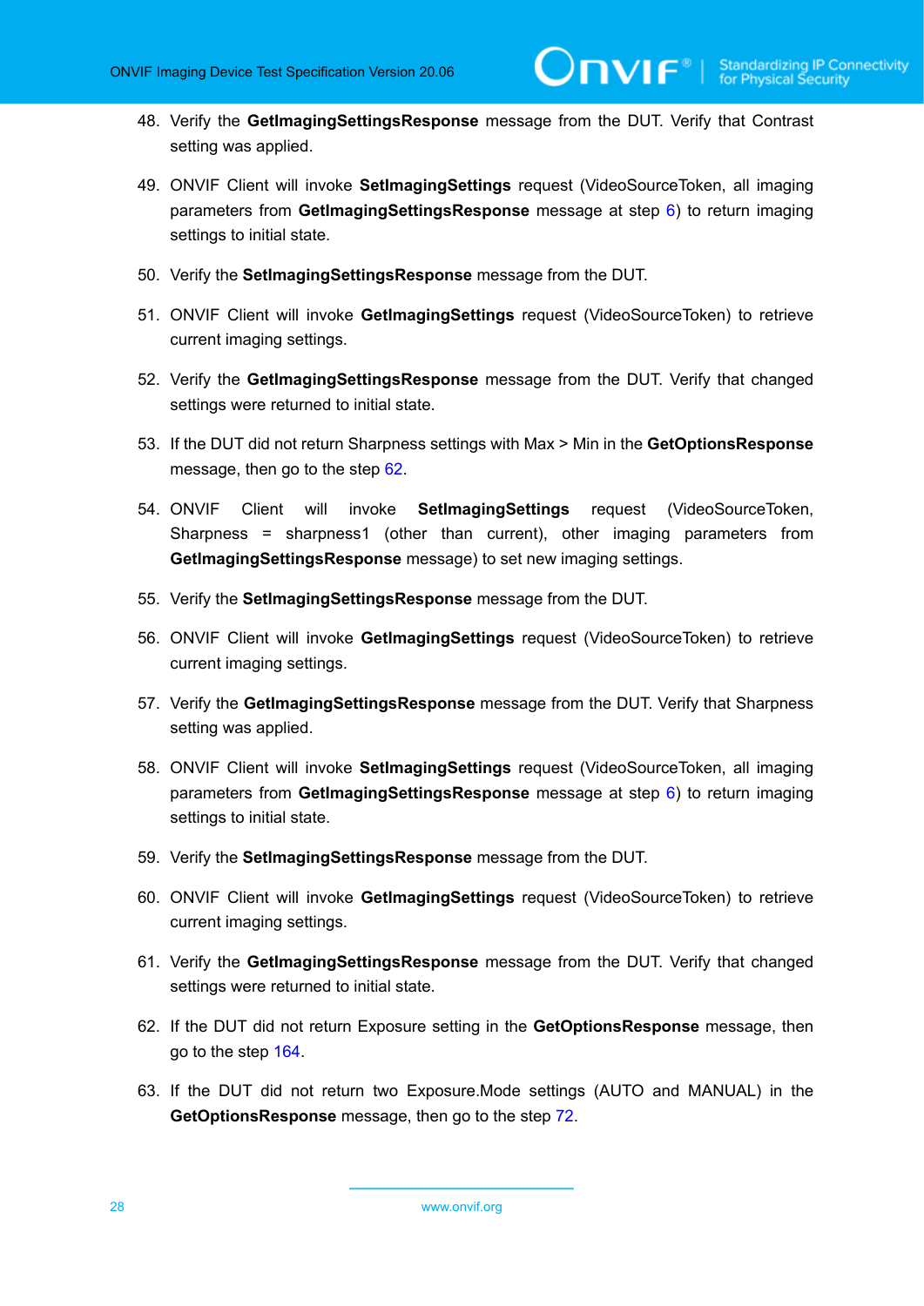48. Verify the **GetImagingSettingsResponse** message from the DUT. Verify that Contrast setting was applied.

49. ONVIF Client will invoke **SetImagingSettings** request (VideoSourceToken, all imaging parameters from **GetImagingSettingsResponse** message at step 6) to return imaging settings to initial state.

50. Verify the **SetImagingSettingsResponse** message from the DUT.

51. ONVIF Client will invoke **GetImagingSettings** request (VideoSourceToken) to retrieve current imaging settings.

52. Verify the **GetImagingSettingsResponse** message from the DUT. Verify that changed settings were returned to initial state.

53. If the DUT did not return Sharpness settings with Max > Min in the **GetOptionsResponse** message, then go to the step 62.

54. ONVIF Client will invoke **SetImagingSettings** request (VideoSourceToken, Sharpness = sharpness1 (other than current), other imaging parameters from **GetImagingSettingsResponse** message) to set new imaging settings.

55. Verify the **SetImagingSettingsResponse** message from the DUT.

56. ONVIF Client will invoke **GetImagingSettings** request (VideoSourceToken) to retrieve current imaging settings.

57. Verify the **GetImagingSettingsResponse** message from the DUT. Verify that Sharpness setting was applied.

58. ONVIF Client will invoke **SetImagingSettings** request (VideoSourceToken, all imaging parameters from **GetImagingSettingsResponse** message at step 6) to return imaging settings to initial state.

59. Verify the **SetImagingSettingsResponse** message from the DUT.

60. ONVIF Client will invoke **GetImagingSettings** request (VideoSourceToken) to retrieve current imaging settings.

61. Verify the **GetImagingSettingsResponse** message from the DUT. Verify that changed settings were returned to initial state.

62. If the DUT did not return Exposure setting in the **GetOptionsResponse** message, then go to the step 164.

63. If the DUT did not return two Exposure.Mode settings (AUTO and MANUAL) in the **GetOptionsResponse** message, then go to the step 72.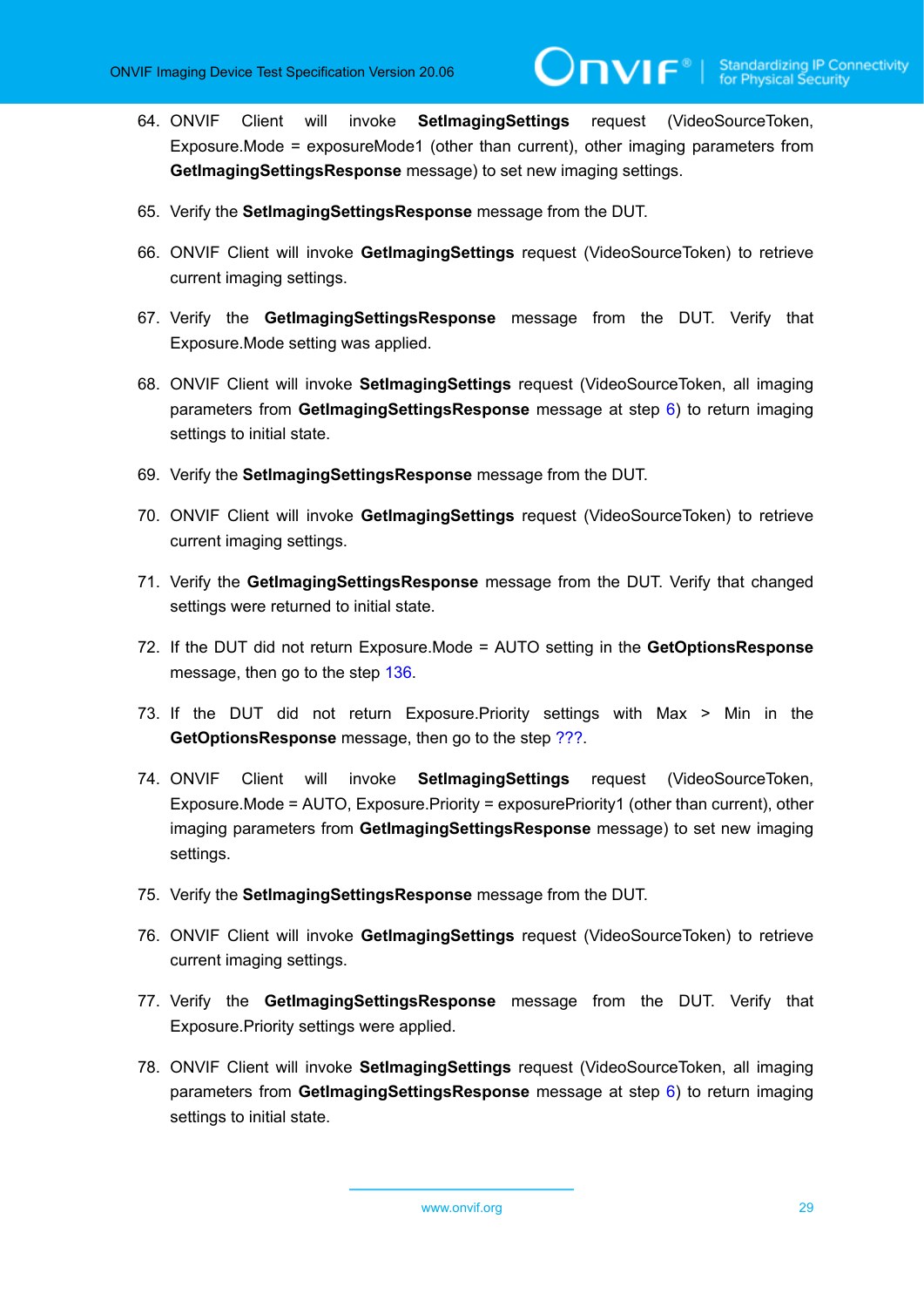64. ONVIF Client will invoke **SetImagingSettings** request (VideoSourceToken, Exposure.Mode = exposureMode1 (other than current), other imaging parameters from **GetImagingSettingsResponse** message) to set new imaging settings.

65. Verify the **SetImagingSettingsResponse** message from the DUT.

66. ONVIF Client will invoke **GetImagingSettings** request (VideoSourceToken) to retrieve current imaging settings.

67. Verify the **GetImagingSettingsResponse** message from the DUT. Verify that Exposure.Mode setting was applied.

68. ONVIF Client will invoke **SetImagingSettings** request (VideoSourceToken, all imaging parameters from **GetImagingSettingsResponse** message at step 6) to return imaging settings to initial state.

69. Verify the **SetImagingSettingsResponse** message from the DUT.

70. ONVIF Client will invoke **GetImagingSettings** request (VideoSourceToken) to retrieve current imaging settings.

71. Verify the **GetImagingSettingsResponse** message from the DUT. Verify that changed settings were returned to initial state.

72. If the DUT did not return Exposure.Mode = AUTO setting in the **GetOptionsResponse** message, then go to the step 136.

73. If the DUT did not return Exposure.Priority settings with Max > Min in the **GetOptionsResponse** message, then go to the step ???.

74. ONVIF Client will invoke **SetImagingSettings** request (VideoSourceToken, Exposure.Mode = AUTO, Exposure.Priority = exposurePriority1 (other than current), other imaging parameters from **GetImagingSettingsResponse** message) to set new imaging settings.

75. Verify the **SetImagingSettingsResponse** message from the DUT.

76. ONVIF Client will invoke **GetImagingSettings** request (VideoSourceToken) to retrieve current imaging settings.

77. Verify the **GetImagingSettingsResponse** message from the DUT. Verify that Exposure.Priority settings were applied.

78. ONVIF Client will invoke **SetImagingSettings** request (VideoSourceToken, all imaging parameters from **GetImagingSettingsResponse** message at step 6) to return imaging settings to initial state.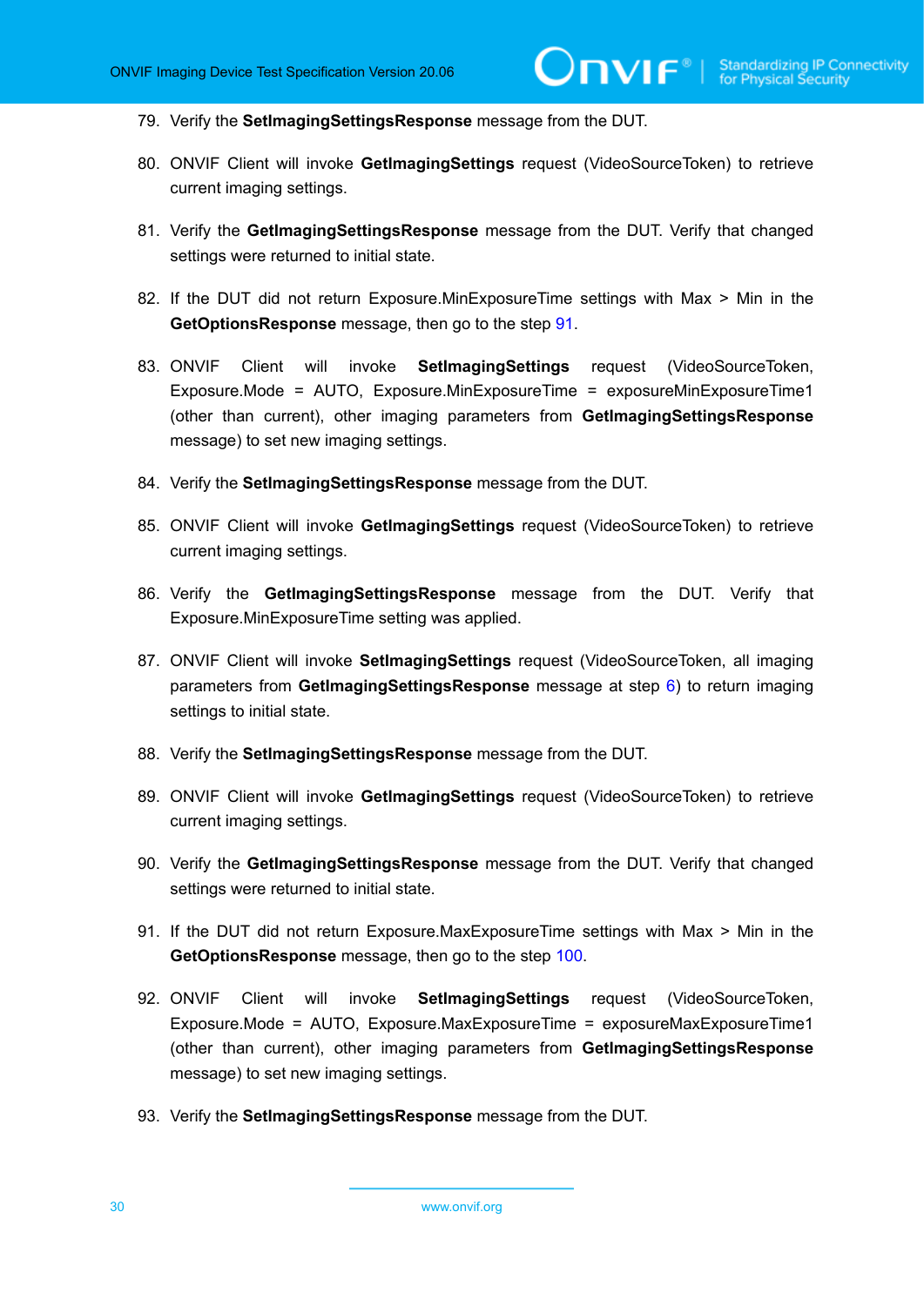79. Verify the **SetImagingSettingsResponse** message from the DUT.

80. ONVIF Client will invoke **GetImagingSettings** request (VideoSourceToken) to retrieve current imaging settings.

81. Verify the **GetImagingSettingsResponse** message from the DUT. Verify that changed settings were returned to initial state.

82. If the DUT did not return Exposure.MinExposureTime settings with Max > Min in the **GetOptionsResponse** message, then go to the step 91.

83. ONVIF Client will invoke **SetImagingSettings** request (VideoSourceToken, Exposure.Mode = AUTO, Exposure.MinExposureTime = exposureMinExposureTime1 (other than current), other imaging parameters from **GetImagingSettingsResponse** message) to set new imaging settings.

84. Verify the **SetImagingSettingsResponse** message from the DUT.

85. ONVIF Client will invoke **GetImagingSettings** request (VideoSourceToken) to retrieve current imaging settings.

86. Verify the **GetImagingSettingsResponse** message from the DUT. Verify that Exposure.MinExposureTime setting was applied.

87. ONVIF Client will invoke **SetImagingSettings** request (VideoSourceToken, all imaging parameters from **GetImagingSettingsResponse** message at step 6) to return imaging settings to initial state.

88. Verify the **SetImagingSettingsResponse** message from the DUT.

89. ONVIF Client will invoke **GetImagingSettings** request (VideoSourceToken) to retrieve current imaging settings.

90. Verify the **GetImagingSettingsResponse** message from the DUT. Verify that changed settings were returned to initial state.

91. If the DUT did not return Exposure.MaxExposureTime settings with Max > Min in the **GetOptionsResponse** message, then go to the step 100.

92. ONVIF Client will invoke **SetImagingSettings** request (VideoSourceToken, Exposure.Mode = AUTO, Exposure.MaxExposureTime = exposureMaxExposureTime1 (other than current), other imaging parameters from **GetImagingSettingsResponse** message) to set new imaging settings.

93. Verify the **SetImagingSettingsResponse** message from the DUT.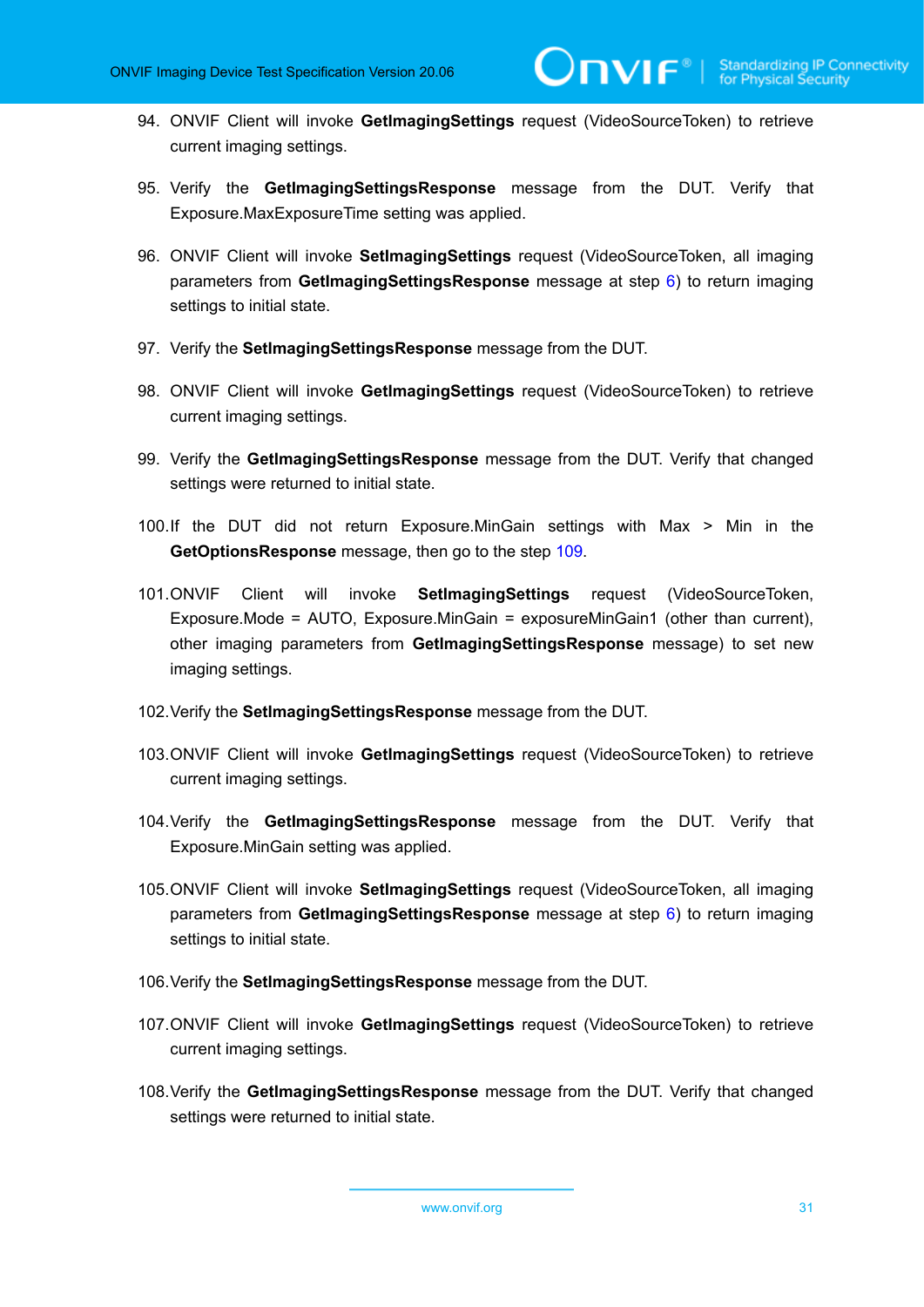94. ONVIF Client will invoke **GetImagingSettings** request (VideoSourceToken) to retrieve current imaging settings.

95. Verify the **GetImagingSettingsResponse** message from the DUT. Verify that Exposure.MaxExposureTime setting was applied.

96. ONVIF Client will invoke **SetImagingSettings** request (VideoSourceToken, all imaging parameters from **GetImagingSettingsResponse** message at step 6) to return imaging settings to initial state.

97. Verify the **SetImagingSettingsResponse** message from the DUT.

98. ONVIF Client will invoke **GetImagingSettings** request (VideoSourceToken) to retrieve current imaging settings.

99. Verify the **GetImagingSettingsResponse** message from the DUT. Verify that changed settings were returned to initial state.

100. If the DUT did not return Exposure.MinGain settings with Max > Min in the **GetOptionsResponse** message, then go to the step 109.

101. ONVIF Client will invoke **SetImagingSettings** request (VideoSourceToken, Exposure.Mode = AUTO, Exposure.MinGain = exposureMinGain1 (other than current), other imaging parameters from **GetImagingSettingsResponse** message) to set new imaging settings.

102. Verify the **SetImagingSettingsResponse** message from the DUT.

103. ONVIF Client will invoke **GetImagingSettings** request (VideoSourceToken) to retrieve current imaging settings.

104. Verify the **GetImagingSettingsResponse** message from the DUT. Verify that Exposure.MinGain setting was applied.

105. ONVIF Client will invoke **SetImagingSettings** request (VideoSourceToken, all imaging parameters from **GetImagingSettingsResponse** message at step 6) to return imaging settings to initial state.

106. Verify the **SetImagingSettingsResponse** message from the DUT.

107. ONVIF Client will invoke **GetImagingSettings** request (VideoSourceToken) to retrieve current imaging settings.

108. Verify the **GetImagingSettingsResponse** message from the DUT. Verify that changed settings were returned to initial state.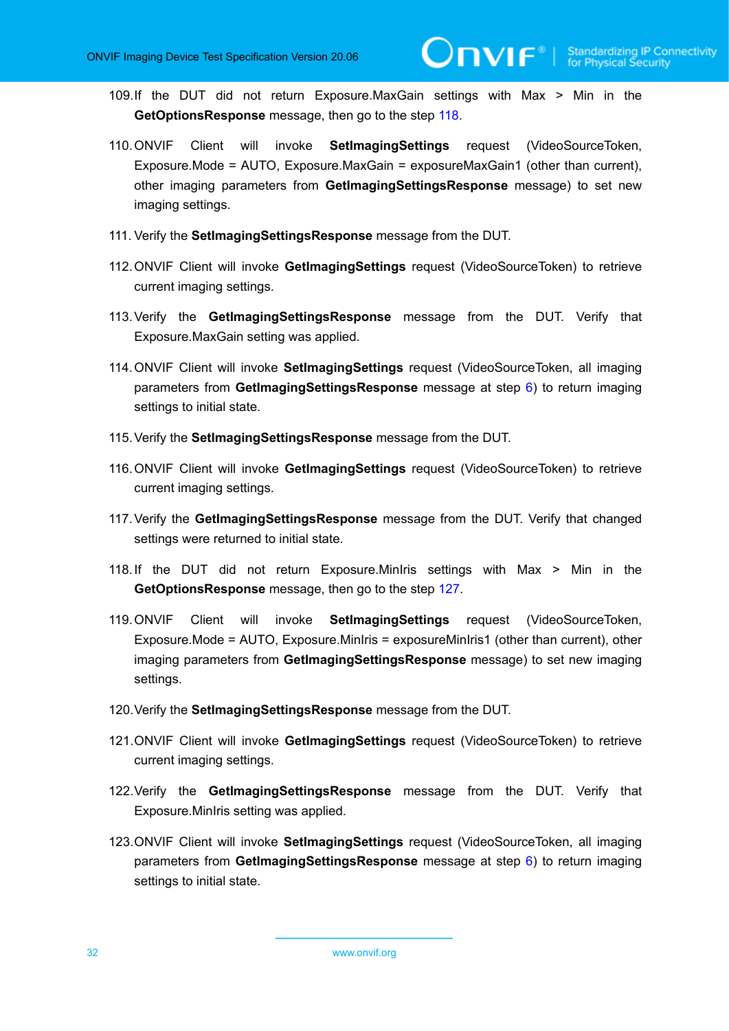109. If the DUT did not return Exposure.MaxGain settings with Max > Min in the **GetOptionsResponse** message, then go to the step 118.

110. ONVIF Client will invoke **SetImagingSettings** request (VideoSourceToken, Exposure.Mode = AUTO, Exposure.MaxGain = exposureMaxGain1 (other than current), other imaging parameters from **GetImagingSettingsResponse** message) to set new imaging settings.

111. Verify the **SetImagingSettingsResponse** message from the DUT.

112. ONVIF Client will invoke **GetImagingSettings** request (VideoSourceToken) to retrieve current imaging settings.

113. Verify the **GetImagingSettingsResponse** message from the DUT. Verify that Exposure.MaxGain setting was applied.

114. ONVIF Client will invoke **SetImagingSettings** request (VideoSourceToken, all imaging parameters from **GetImagingSettingsResponse** message at step 6) to return imaging settings to initial state.

115. Verify the **SetImagingSettingsResponse** message from the DUT.

116. ONVIF Client will invoke **GetImagingSettings** request (VideoSourceToken) to retrieve current imaging settings.

117. Verify the **GetImagingSettingsResponse** message from the DUT. Verify that changed settings were returned to initial state.

118. If the DUT did not return Exposure.MinIris settings with Max > Min in the **GetOptionsResponse** message, then go to the step 127.

119. ONVIF Client will invoke **SetImagingSettings** request (VideoSourceToken, Exposure.Mode = AUTO, Exposure.MinIris = exposureMinIris1 (other than current), other imaging parameters from **GetImagingSettingsResponse** message) to set new imaging settings.

120. Verify the **SetImagingSettingsResponse** message from the DUT.

121. ONVIF Client will invoke **GetImagingSettings** request (VideoSourceToken) to retrieve current imaging settings.

122. Verify the **GetImagingSettingsResponse** message from the DUT. Verify that Exposure.MinIris setting was applied.

123. ONVIF Client will invoke **SetImagingSettings** request (VideoSourceToken, all imaging parameters from **GetImagingSettingsResponse** message at step 6) to return imaging settings to initial state.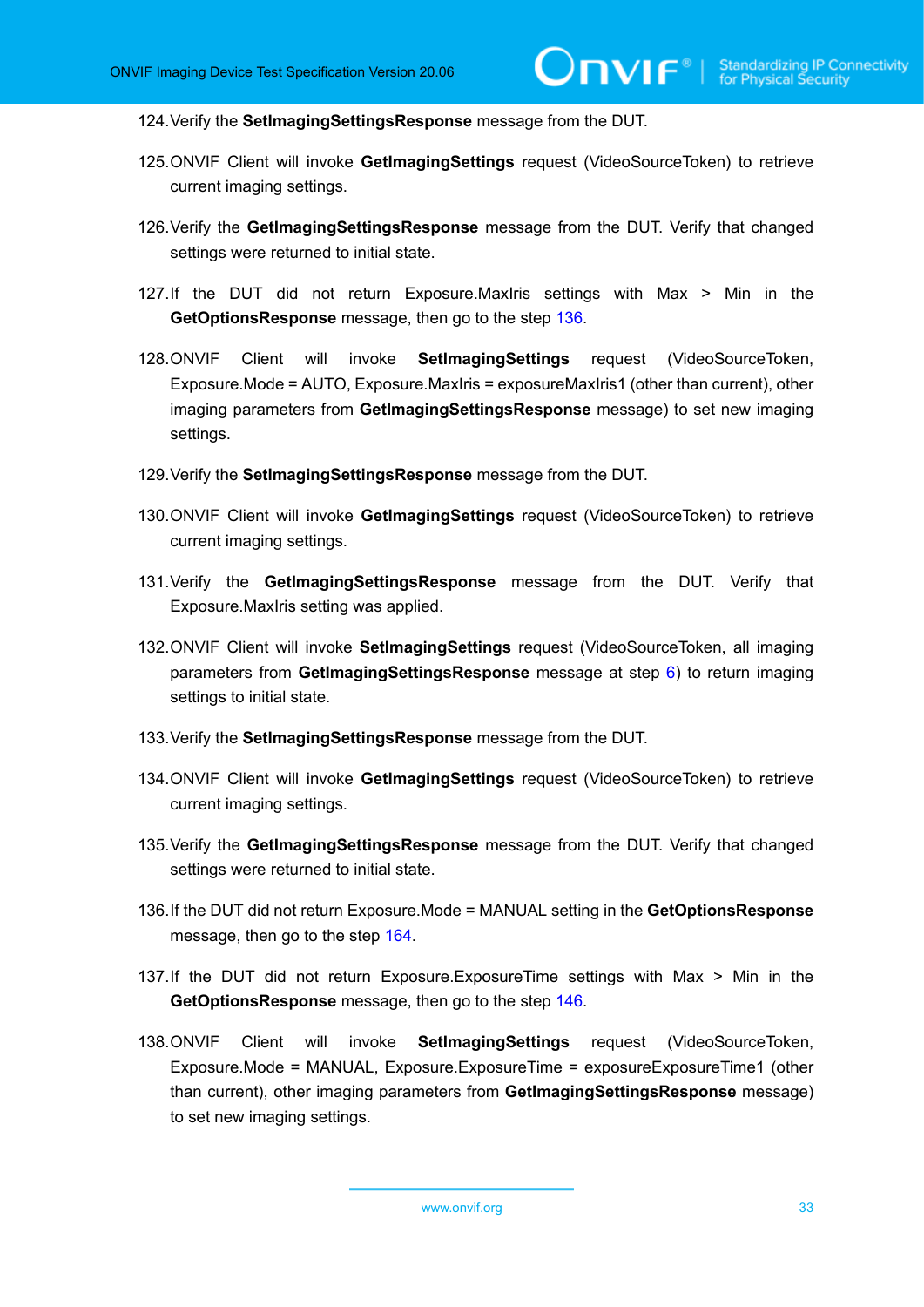124. Verify the **SetImagingSettingsResponse** message from the DUT.

125. ONVIF Client will invoke **GetImagingSettings** request (VideoSourceToken) to retrieve current imaging settings.

126. Verify the **GetImagingSettingsResponse** message from the DUT. Verify that changed settings were returned to initial state.

127. If the DUT did not return Exposure.MaxIris settings with Max > Min in the **GetOptionsResponse** message, then go to the step 136.

128. ONVIF Client will invoke **SetImagingSettings** request (VideoSourceToken, Exposure.Mode = AUTO, Exposure.MaxIris = exposureMaxIris1 (other than current), other imaging parameters from **GetImagingSettingsResponse** message) to set new imaging settings.

129. Verify the **SetImagingSettingsResponse** message from the DUT.

130. ONVIF Client will invoke **GetImagingSettings** request (VideoSourceToken) to retrieve current imaging settings.

131. Verify the **GetImagingSettingsResponse** message from the DUT. Verify that Exposure.MaxIris setting was applied.

132. ONVIF Client will invoke **SetImagingSettings** request (VideoSourceToken, all imaging parameters from **GetImagingSettingsResponse** message at step 6) to return imaging settings to initial state.

133. Verify the **SetImagingSettingsResponse** message from the DUT.

134. ONVIF Client will invoke **GetImagingSettings** request (VideoSourceToken) to retrieve current imaging settings.

135. Verify the **GetImagingSettingsResponse** message from the DUT. Verify that changed settings were returned to initial state.

136. If the DUT did not return Exposure.Mode = MANUAL setting in the **GetOptionsResponse** message, then go to the step 164.

137. If the DUT did not return Exposure.ExposureTime settings with Max > Min in the **GetOptionsResponse** message, then go to the step 146.

138. ONVIF Client will invoke **SetImagingSettings** request (VideoSourceToken, Exposure.Mode = MANUAL, Exposure.ExposureTime = exposureExposureTime1 (other than current), other imaging parameters from **GetImagingSettingsResponse** message) to set new imaging settings.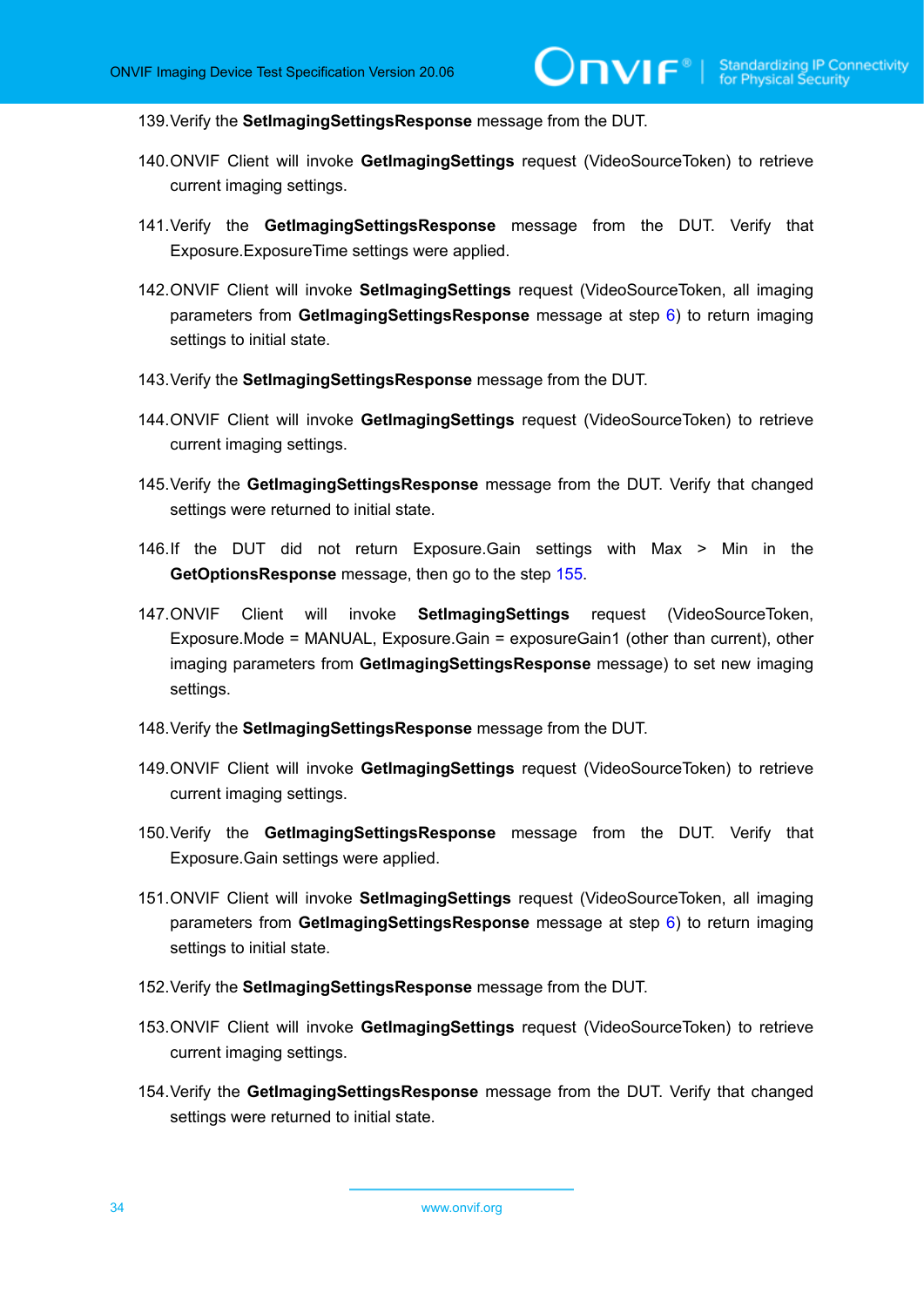139. Verify the **SetImagingSettingsResponse** message from the DUT.

140. ONVIF Client will invoke **GetImagingSettings** request (VideoSourceToken) to retrieve current imaging settings.

141. Verify the **GetImagingSettingsResponse** message from the DUT. Verify that Exposure.ExposureTime settings were applied.

142. ONVIF Client will invoke **SetImagingSettings** request (VideoSourceToken, all imaging parameters from **GetImagingSettingsResponse** message at step 6) to return imaging settings to initial state.

143. Verify the **SetImagingSettingsResponse** message from the DUT.

144. ONVIF Client will invoke **GetImagingSettings** request (VideoSourceToken) to retrieve current imaging settings.

145. Verify the **GetImagingSettingsResponse** message from the DUT. Verify that changed settings were returned to initial state.

146. If the DUT did not return Exposure.Gain settings with Max > Min in the **GetOptionsResponse** message, then go to the step 155.

147. ONVIF Client will invoke **SetImagingSettings** request (VideoSourceToken, Exposure.Mode = MANUAL, Exposure.Gain = exposureGain1 (other than current), other imaging parameters from **GetImagingSettingsResponse** message) to set new imaging settings.

148. Verify the **SetImagingSettingsResponse** message from the DUT.

149. ONVIF Client will invoke **GetImagingSettings** request (VideoSourceToken) to retrieve current imaging settings.

150. Verify the **GetImagingSettingsResponse** message from the DUT. Verify that Exposure.Gain settings were applied.

151. ONVIF Client will invoke **SetImagingSettings** request (VideoSourceToken, all imaging parameters from **GetImagingSettingsResponse** message at step 6) to return imaging settings to initial state.

152. Verify the **SetImagingSettingsResponse** message from the DUT.

153. ONVIF Client will invoke **GetImagingSettings** request (VideoSourceToken) to retrieve current imaging settings.

154. Verify the **GetImagingSettingsResponse** message from the DUT. Verify that changed settings were returned to initial state.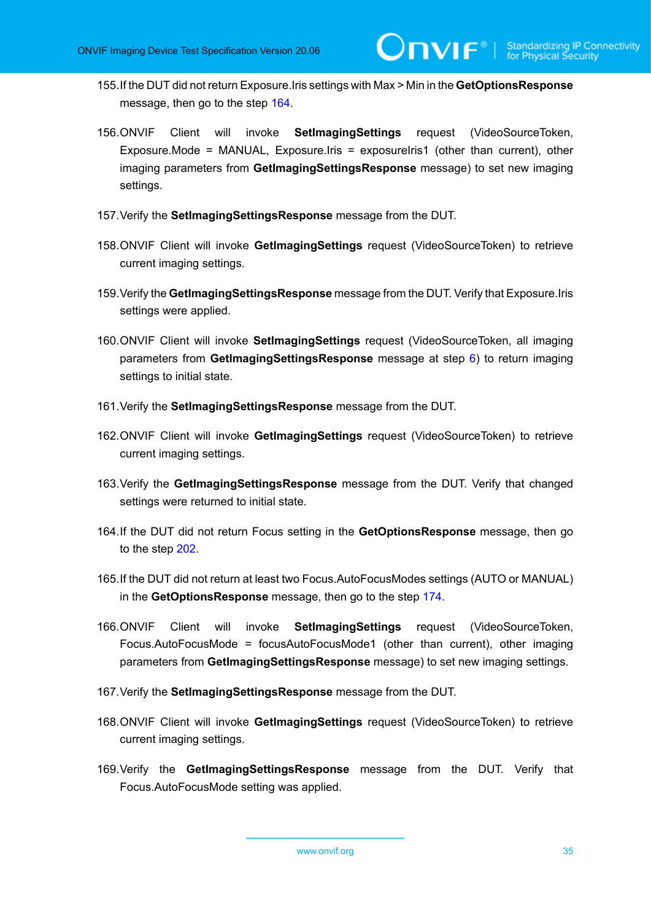155. If the DUT did not return Exposure.Iris settings with Max > Min in the **GetOptionsResponse** message, then go to the step 164.

156. ONVIF Client will invoke **SetImagingSettings** request (VideoSourceToken, Exposure.Mode = MANUAL, Exposure.Iris = exposureIris1 (other than current), other imaging parameters from **GetImagingSettingsResponse** message) to set new imaging settings.

157. Verify the **SetImagingSettingsResponse** message from the DUT.

158. ONVIF Client will invoke **GetImagingSettings** request (VideoSourceToken) to retrieve current imaging settings.

159. Verify the **GetImagingSettingsResponse** message from the DUT. Verify that Exposure.Iris settings were applied.

160. ONVIF Client will invoke **SetImagingSettings** request (VideoSourceToken, all imaging parameters from **GetImagingSettingsResponse** message at step 6) to return imaging settings to initial state.

161. Verify the **SetImagingSettingsResponse** message from the DUT.

162. ONVIF Client will invoke **GetImagingSettings** request (VideoSourceToken) to retrieve current imaging settings.

163. Verify the **GetImagingSettingsResponse** message from the DUT. Verify that changed settings were returned to initial state.

164. If the DUT did not return Focus setting in the **GetOptionsResponse** message, then go to the step 202.

165. If the DUT did not return at least two Focus.AutoFocusModes settings (AUTO or MANUAL) in the **GetOptionsResponse** message, then go to the step 174.

166. ONVIF Client will invoke **SetImagingSettings** request (VideoSourceToken, Focus.AutoFocusMode = focusAutoFocusMode1 (other than current), other imaging parameters from **GetImagingSettingsResponse** message) to set new imaging settings.

167. Verify the **SetImagingSettingsResponse** message from the DUT.

168. ONVIF Client will invoke **GetImagingSettings** request (VideoSourceToken) to retrieve current imaging settings.

169. Verify the **GetImagingSettingsResponse** message from the DUT. Verify that Focus.AutoFocusMode setting was applied.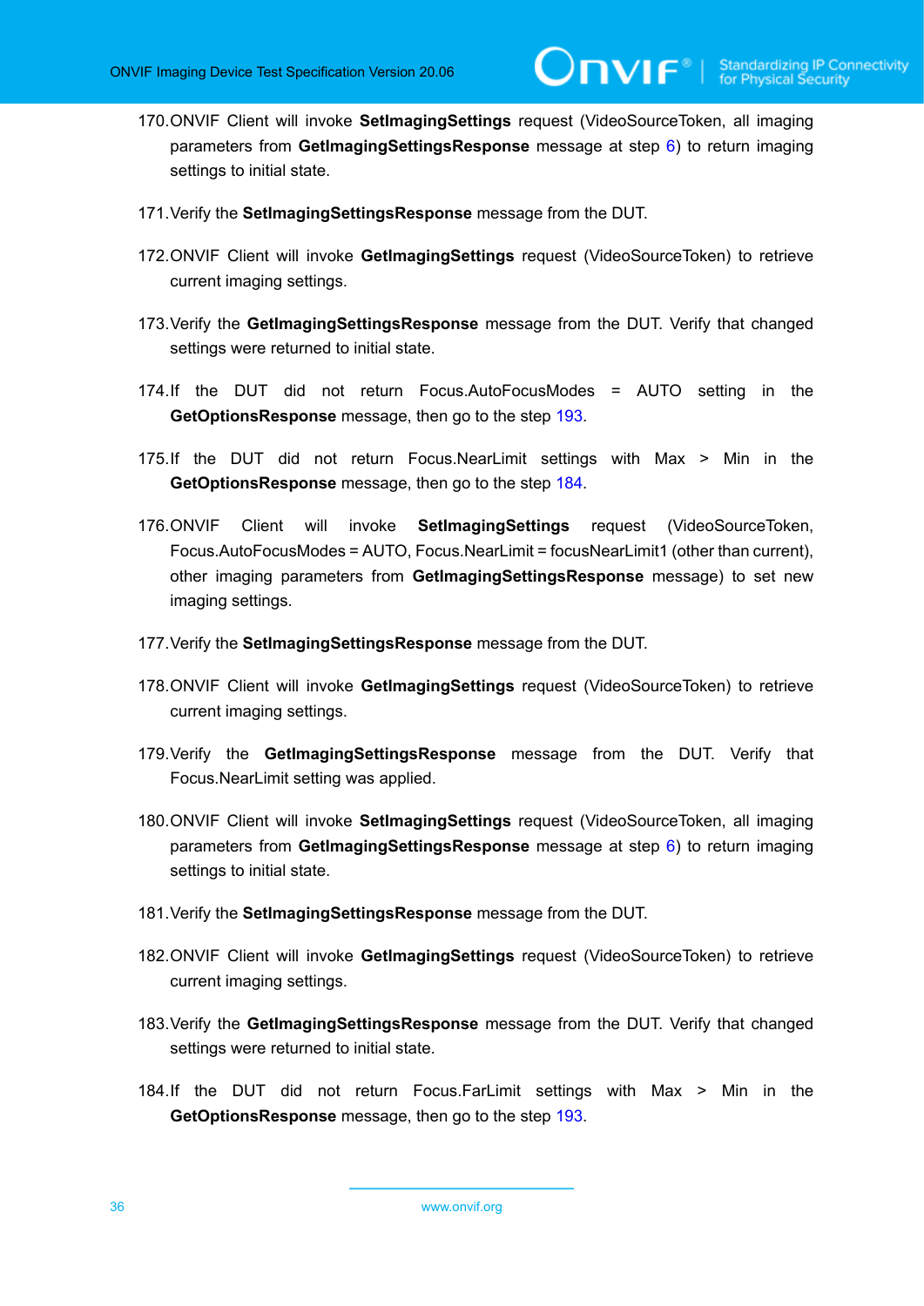170. ONVIF Client will invoke **SetImagingSettings** request (VideoSourceToken, all imaging parameters from **GetImagingSettingsResponse** message at step 6) to return imaging settings to initial state.

171. Verify the **SetImagingSettingsResponse** message from the DUT.

172. ONVIF Client will invoke **GetImagingSettings** request (VideoSourceToken) to retrieve current imaging settings.

173. Verify the **GetImagingSettingsResponse** message from the DUT. Verify that changed settings were returned to initial state.

174. If the DUT did not return Focus.AutoFocusModes = AUTO setting in the **GetOptionsResponse** message, then go to the step 193.

175. If the DUT did not return Focus.NearLimit settings with Max > Min in the **GetOptionsResponse** message, then go to the step 184.

176. ONVIF Client will invoke **SetImagingSettings** request (VideoSourceToken, Focus.AutoFocusModes = AUTO, Focus.NearLimit = focusNearLimit1 (other than current), other imaging parameters from **GetImagingSettingsResponse** message) to set new imaging settings.

177. Verify the **SetImagingSettingsResponse** message from the DUT.

178. ONVIF Client will invoke **GetImagingSettings** request (VideoSourceToken) to retrieve current imaging settings.

179. Verify the **GetImagingSettingsResponse** message from the DUT. Verify that Focus.NearLimit setting was applied.

180. ONVIF Client will invoke **SetImagingSettings** request (VideoSourceToken, all imaging parameters from **GetImagingSettingsResponse** message at step 6) to return imaging settings to initial state.

181. Verify the **SetImagingSettingsResponse** message from the DUT.

182. ONVIF Client will invoke **GetImagingSettings** request (VideoSourceToken) to retrieve current imaging settings.

183. Verify the **GetImagingSettingsResponse** message from the DUT. Verify that changed settings were returned to initial state.

184. If the DUT did not return Focus.FarLimit settings with Max > Min in the **GetOptionsResponse** message, then go to the step 193.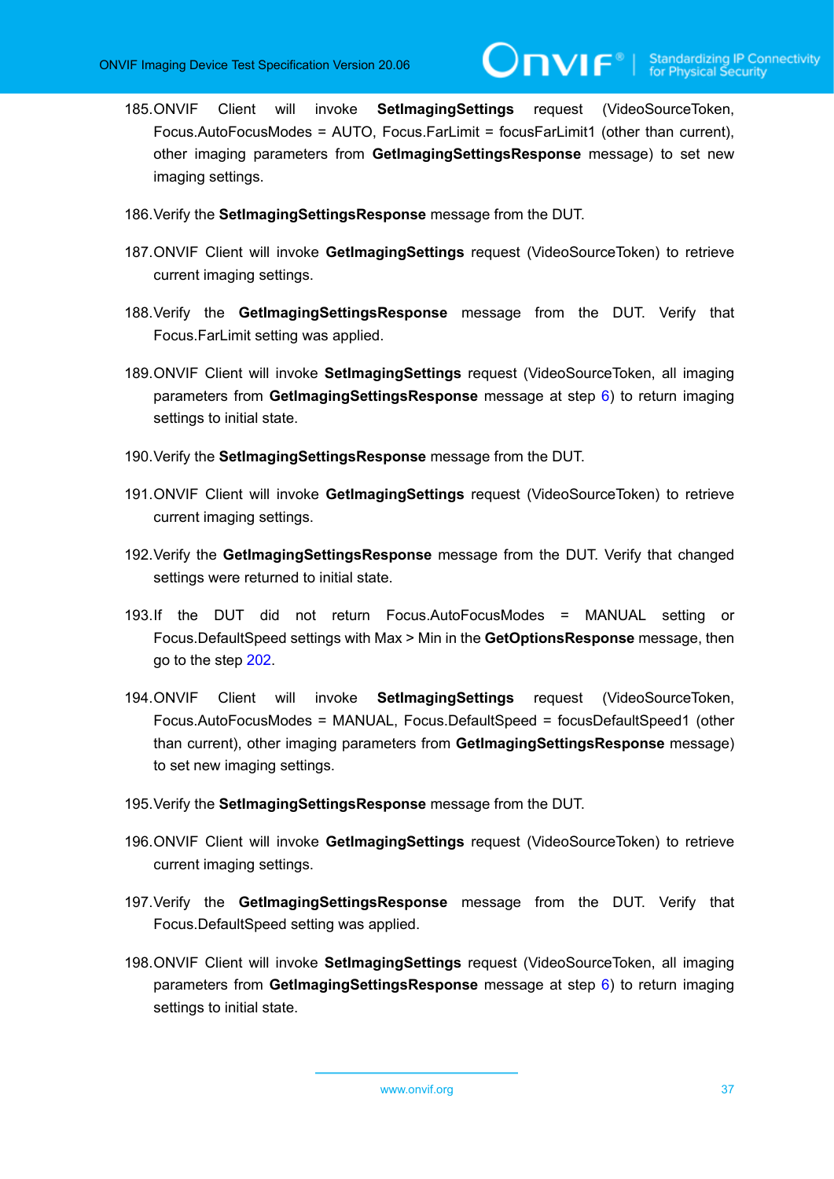185. ONVIF Client will invoke **SetImagingSettings** request (VideoSourceToken, Focus.AutoFocusModes = AUTO, Focus.FarLimit = focusFarLimit1 (other than current), other imaging parameters from **GetImagingSettingsResponse** message) to set new imaging settings.

186. Verify the **SetImagingSettingsResponse** message from the DUT.

187. ONVIF Client will invoke **GetImagingSettings** request (VideoSourceToken) to retrieve current imaging settings.

188. Verify the **GetImagingSettingsResponse** message from the DUT. Verify that Focus.FarLimit setting was applied.

189. ONVIF Client will invoke **SetImagingSettings** request (VideoSourceToken, all imaging parameters from **GetImagingSettingsResponse** message at step 6) to return imaging settings to initial state.

190. Verify the **SetImagingSettingsResponse** message from the DUT.

191. ONVIF Client will invoke **GetImagingSettings** request (VideoSourceToken) to retrieve current imaging settings.

192. Verify the **GetImagingSettingsResponse** message from the DUT. Verify that changed settings were returned to initial state.

193. If the DUT did not return Focus.AutoFocusModes = MANUAL setting or Focus.DefaultSpeed settings with Max > Min in the **GetOptionsResponse** message, then go to the step 202.

194. ONVIF Client will invoke **SetImagingSettings** request (VideoSourceToken, Focus.AutoFocusModes = MANUAL, Focus.DefaultSpeed = focusDefaultSpeed1 (other than current), other imaging parameters from **GetImagingSettingsResponse** message) to set new imaging settings.

195. Verify the **SetImagingSettingsResponse** message from the DUT.

196. ONVIF Client will invoke **GetImagingSettings** request (VideoSourceToken) to retrieve current imaging settings.

197. Verify the **GetImagingSettingsResponse** message from the DUT. Verify that Focus.DefaultSpeed setting was applied.

198. ONVIF Client will invoke **SetImagingSettings** request (VideoSourceToken, all imaging parameters from **GetImagingSettingsResponse** message at step 6) to return imaging settings to initial state.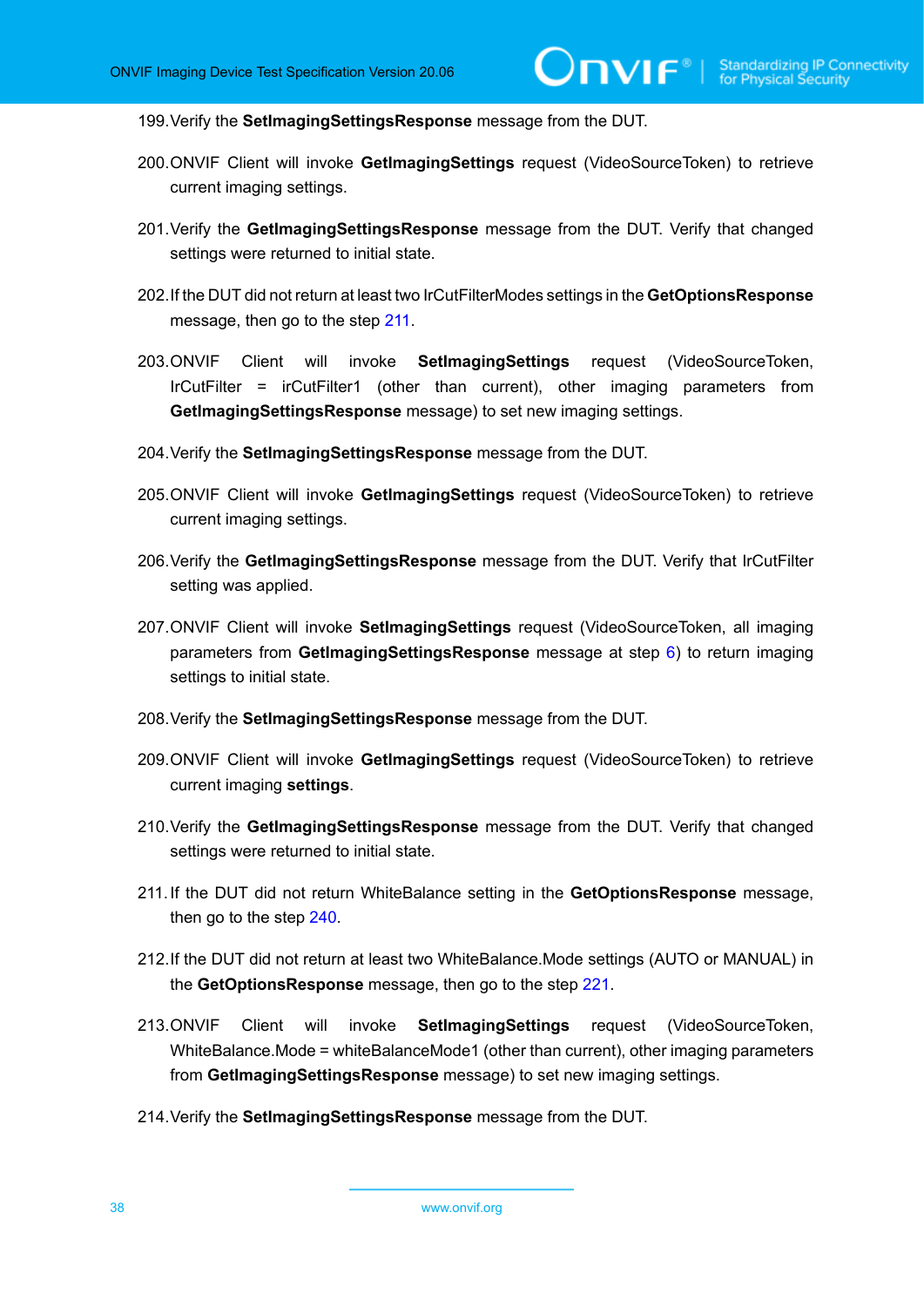199. Verify the **SetImagingSettingsResponse** message from the DUT.

200. ONVIF Client will invoke **GetImagingSettings** request (VideoSourceToken) to retrieve current imaging settings.

201. Verify the **GetImagingSettingsResponse** message from the DUT. Verify that changed settings were returned to initial state.

202. If the DUT did not return at least two IrCutFilterModes settings in the **GetOptionsResponse** message, then go to the step 211.

203. ONVIF Client will invoke **SetImagingSettings** request (VideoSourceToken, IrCutFilter = irCutFilter1 (other than current), other imaging parameters from **GetImagingSettingsResponse** message) to set new imaging settings.

204. Verify the **SetImagingSettingsResponse** message from the DUT.

205. ONVIF Client will invoke **GetImagingSettings** request (VideoSourceToken) to retrieve current imaging settings.

206. Verify the **GetImagingSettingsResponse** message from the DUT. Verify that IrCutFilter setting was applied.

207. ONVIF Client will invoke **SetImagingSettings** request (VideoSourceToken, all imaging parameters from **GetImagingSettingsResponse** message at step 6) to return imaging settings to initial state.

208. Verify the **SetImagingSettingsResponse** message from the DUT.

209. ONVIF Client will invoke **GetImagingSettings** request (VideoSourceToken) to retrieve current imaging **settings**.

210. Verify the **GetImagingSettingsResponse** message from the DUT. Verify that changed settings were returned to initial state.

211. If the DUT did not return WhiteBalance setting in the **GetOptionsResponse** message, then go to the step 240.

212. If the DUT did not return at least two WhiteBalance.Mode settings (AUTO or MANUAL) in the **GetOptionsResponse** message, then go to the step 221.

213. ONVIF Client will invoke **SetImagingSettings** request (VideoSourceToken, WhiteBalance.Mode = whiteBalanceMode1 (other than current), other imaging parameters from **GetImagingSettingsResponse** message) to set new imaging settings.

214. Verify the **SetImagingSettingsResponse** message from the DUT.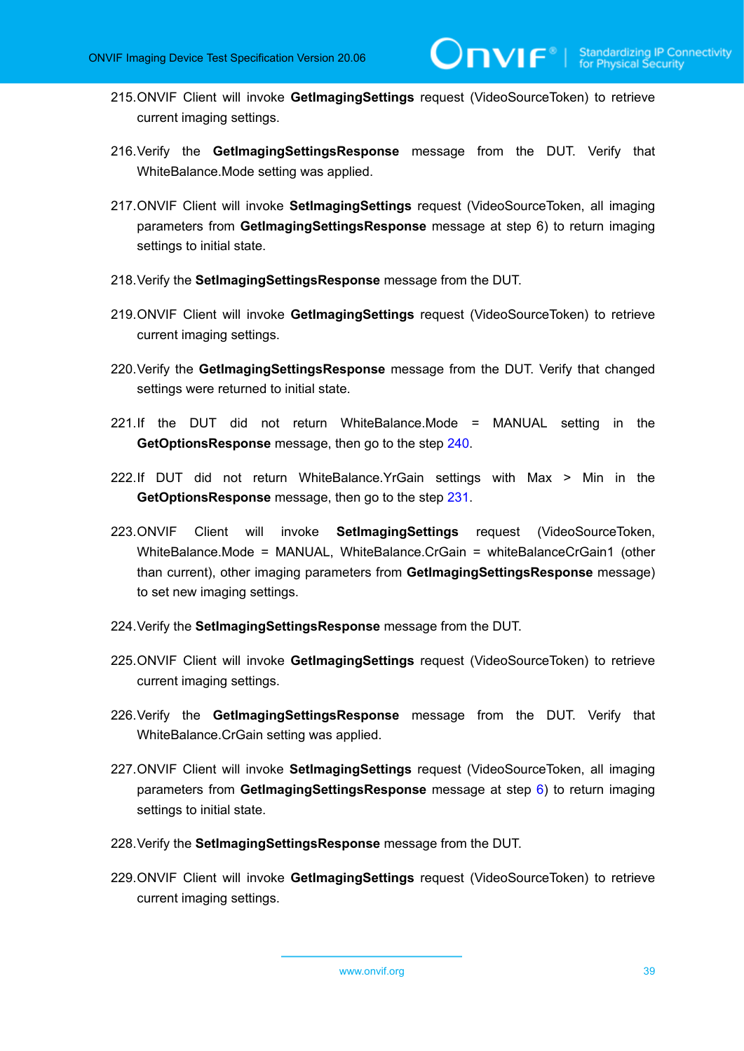215. ONVIF Client will invoke **GetImagingSettings** request (VideoSourceToken) to retrieve current imaging settings.

216. Verify the **GetImagingSettingsResponse** message from the DUT. Verify that WhiteBalance.Mode setting was applied.

217. ONVIF Client will invoke **SetImagingSettings** request (VideoSourceToken, all imaging parameters from **GetImagingSettingsResponse** message at step 6) to return imaging settings to initial state.

218. Verify the **SetImagingSettingsResponse** message from the DUT.

219. ONVIF Client will invoke **GetImagingSettings** request (VideoSourceToken) to retrieve current imaging settings.

220. Verify the **GetImagingSettingsResponse** message from the DUT. Verify that changed settings were returned to initial state.

221. If the DUT did not return WhiteBalance.Mode = MANUAL setting in the **GetOptionsResponse** message, then go to the step 240.

222. If DUT did not return WhiteBalance.YrGain settings with Max > Min in the **GetOptionsResponse** message, then go to the step 231.

223. ONVIF Client will invoke **SetImagingSettings** request (VideoSourceToken, WhiteBalance.Mode = MANUAL, WhiteBalance.CrGain = whiteBalanceCrGain1 (other than current), other imaging parameters from **GetImagingSettingsResponse** message) to set new imaging settings.

224. Verify the **SetImagingSettingsResponse** message from the DUT.

225. ONVIF Client will invoke **GetImagingSettings** request (VideoSourceToken) to retrieve current imaging settings.

226. Verify the **GetImagingSettingsResponse** message from the DUT. Verify that WhiteBalance.CrGain setting was applied.

227. ONVIF Client will invoke **SetImagingSettings** request (VideoSourceToken, all imaging parameters from **GetImagingSettingsResponse** message at step 6) to return imaging settings to initial state.

228. Verify the **SetImagingSettingsResponse** message from the DUT.

229. ONVIF Client will invoke **GetImagingSettings** request (VideoSourceToken) to retrieve current imaging settings.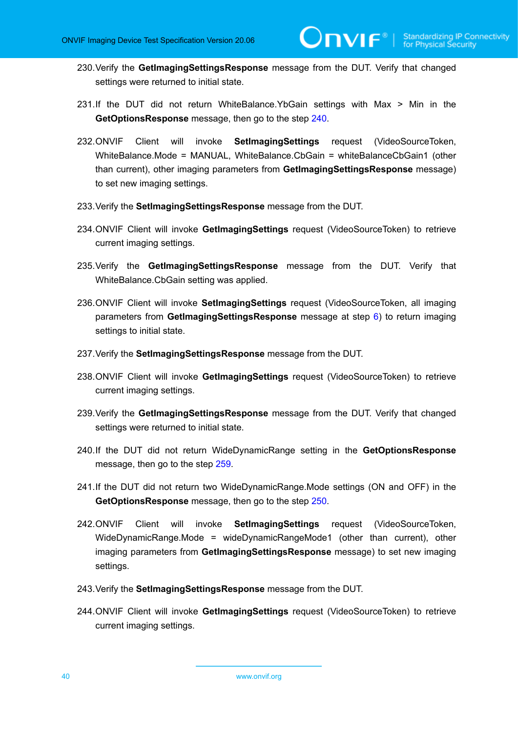230. Verify the **GetImagingSettingsResponse** message from the DUT. Verify that changed settings were returned to initial state.

231. If the DUT did not return WhiteBalance.YbGain settings with Max > Min in the **GetOptionsResponse** message, then go to the step 240.

232. ONVIF Client will invoke **SetImagingSettings** request (VideoSourceToken, WhiteBalance.Mode = MANUAL, WhiteBalance.CbGain = whiteBalanceCbGain1 (other than current), other imaging parameters from **GetImagingSettingsResponse** message) to set new imaging settings.

233. Verify the **SetImagingSettingsResponse** message from the DUT.

234. ONVIF Client will invoke **GetImagingSettings** request (VideoSourceToken) to retrieve current imaging settings.

235. Verify the **GetImagingSettingsResponse** message from the DUT. Verify that WhiteBalance.CbGain setting was applied.

236. ONVIF Client will invoke **SetImagingSettings** request (VideoSourceToken, all imaging parameters from **GetImagingSettingsResponse** message at step 6) to return imaging settings to initial state.

237. Verify the **SetImagingSettingsResponse** message from the DUT.

238. ONVIF Client will invoke **GetImagingSettings** request (VideoSourceToken) to retrieve current imaging settings.

239. Verify the **GetImagingSettingsResponse** message from the DUT. Verify that changed settings were returned to initial state.

240. If the DUT did not return WideDynamicRange setting in the **GetOptionsResponse** message, then go to the step 259.

241. If the DUT did not return two WideDynamicRange.Mode settings (ON and OFF) in the **GetOptionsResponse** message, then go to the step 250.

242. ONVIF Client will invoke **SetImagingSettings** request (VideoSourceToken, WideDynamicRange.Mode = wideDynamicRangeMode1 (other than current), other imaging parameters from **GetImagingSettingsResponse** message) to set new imaging settings.

243. Verify the **SetImagingSettingsResponse** message from the DUT.

244. ONVIF Client will invoke **GetImagingSettings** request (VideoSourceToken) to retrieve current imaging settings.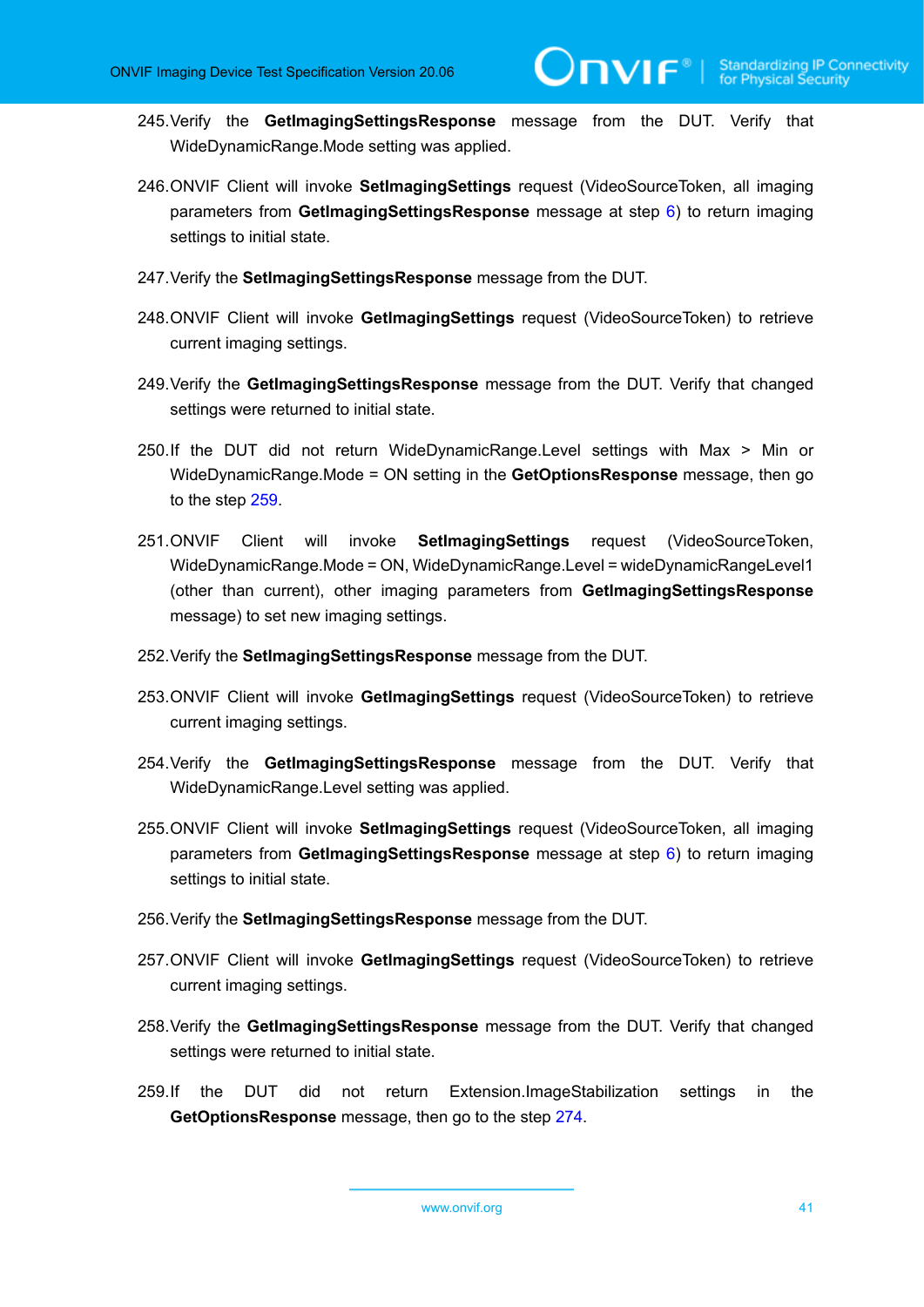245. Verify the **GetImagingSettingsResponse** message from the DUT. Verify that WideDynamicRange.Mode setting was applied.

246. ONVIF Client will invoke **SetImagingSettings** request (VideoSourceToken, all imaging parameters from **GetImagingSettingsResponse** message at step 6) to return imaging settings to initial state.

247. Verify the **SetImagingSettingsResponse** message from the DUT.

248. ONVIF Client will invoke **GetImagingSettings** request (VideoSourceToken) to retrieve current imaging settings.

249. Verify the **GetImagingSettingsResponse** message from the DUT. Verify that changed settings were returned to initial state.

250. If the DUT did not return WideDynamicRange.Level settings with Max > Min or WideDynamicRange.Mode = ON setting in the **GetOptionsResponse** message, then go to the step 259.

251. ONVIF Client will invoke **SetImagingSettings** request (VideoSourceToken, WideDynamicRange.Mode = ON, WideDynamicRange.Level = wideDynamicRangeLevel1 (other than current), other imaging parameters from **GetImagingSettingsResponse** message) to set new imaging settings.

252. Verify the **SetImagingSettingsResponse** message from the DUT.

253. ONVIF Client will invoke **GetImagingSettings** request (VideoSourceToken) to retrieve current imaging settings.

254. Verify the **GetImagingSettingsResponse** message from the DUT. Verify that WideDynamicRange.Level setting was applied.

255. ONVIF Client will invoke **SetImagingSettings** request (VideoSourceToken, all imaging parameters from **GetImagingSettingsResponse** message at step 6) to return imaging settings to initial state.

256. Verify the **SetImagingSettingsResponse** message from the DUT.

257. ONVIF Client will invoke **GetImagingSettings** request (VideoSourceToken) to retrieve current imaging settings.

258. Verify the **GetImagingSettingsResponse** message from the DUT. Verify that changed settings were returned to initial state.

259. If the DUT did not return Extension.ImageStabilization settings in the **GetOptionsResponse** message, then go to the step 274.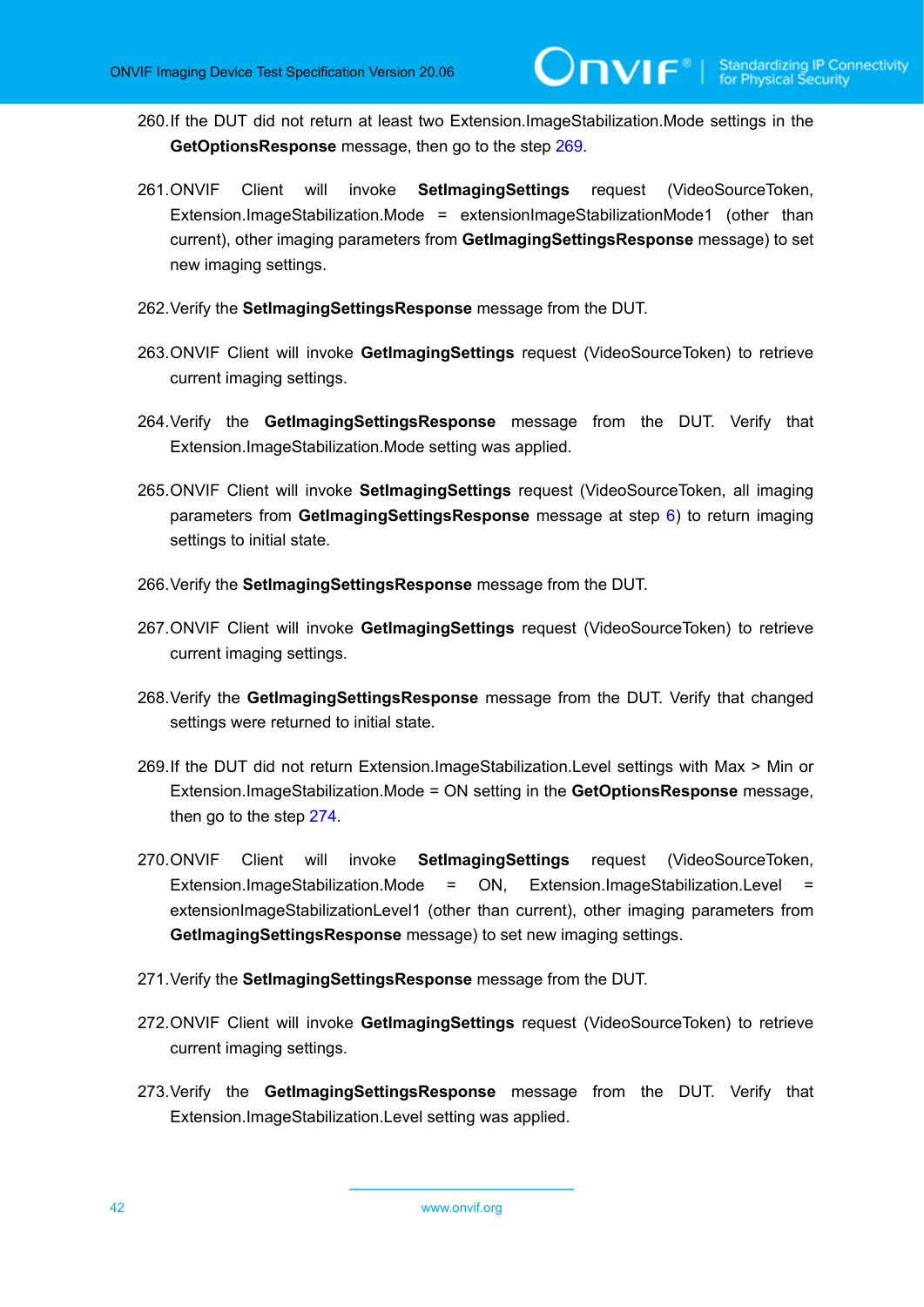260. If the DUT did not return at least two Extension.ImageStabilization.Mode settings in the **GetOptionsResponse** message, then go to the step 269.

261. ONVIF Client will invoke **SetImagingSettings** request (VideoSourceToken, Extension.ImageStabilization.Mode = extensionImageStabilizationMode1 (other than current), other imaging parameters from **GetImagingSettingsResponse** message) to set new imaging settings.

262. Verify the **SetImagingSettingsResponse** message from the DUT.

263. ONVIF Client will invoke **GetImagingSettings** request (VideoSourceToken) to retrieve current imaging settings.

264. Verify the **GetImagingSettingsResponse** message from the DUT. Verify that Extension.ImageStabilization.Mode setting was applied.

265. ONVIF Client will invoke **SetImagingSettings** request (VideoSourceToken, all imaging parameters from **GetImagingSettingsResponse** message at step 6) to return imaging settings to initial state.

266. Verify the **SetImagingSettingsResponse** message from the DUT.

267. ONVIF Client will invoke **GetImagingSettings** request (VideoSourceToken) to retrieve current imaging settings.

268. Verify the **GetImagingSettingsResponse** message from the DUT. Verify that changed settings were returned to initial state.

269. If the DUT did not return Extension.ImageStabilization.Level settings with Max > Min or Extension.ImageStabilization.Mode = ON setting in the **GetOptionsResponse** message, then go to the step 274.

270. ONVIF Client will invoke **SetImagingSettings** request (VideoSourceToken, Extension.ImageStabilization.Mode = ON, Extension.ImageStabilization.Level = extensionImageStabilizationLevel1 (other than current), other imaging parameters from **GetImagingSettingsResponse** message) to set new imaging settings.

271. Verify the **SetImagingSettingsResponse** message from the DUT.

272. ONVIF Client will invoke **GetImagingSettings** request (VideoSourceToken) to retrieve current imaging settings.

273. Verify the **GetImagingSettingsResponse** message from the DUT. Verify that Extension.ImageStabilization.Level setting was applied.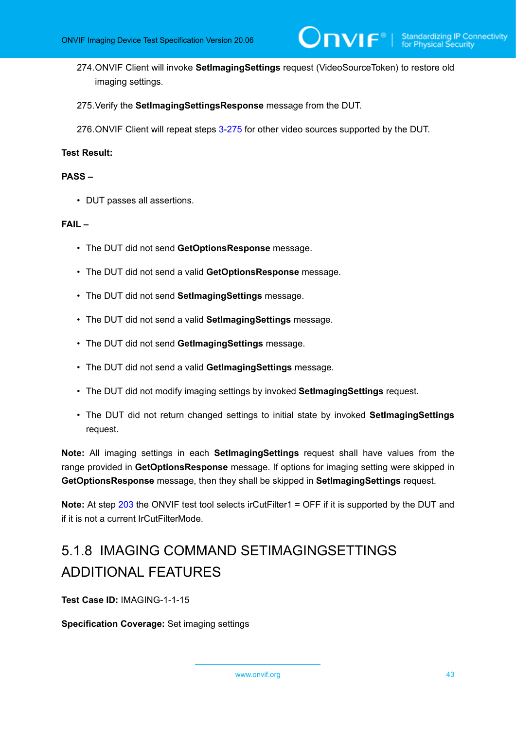274. ONVIF Client will invoke **SetImagingSettings** request (VideoSourceToken) to restore old imaging settings.

275. Verify the **SetImagingSettingsResponse** message from the DUT.

276. ONVIF Client will repeat steps 3-275 for other video sources supported by the DUT.

**Test Result:**

**PASS –**

- DUT passes all assertions.

**FAIL –**

- The DUT did not send **GetOptionsResponse** message.
- The DUT did not send a valid **GetOptionsResponse** message.
- The DUT did not send **SetImagingSettings** message.
- The DUT did not send a valid **SetImagingSettings** message.
- The DUT did not send **GetImagingSettings** message.
- The DUT did not send a valid **GetImagingSettings** message.
- The DUT did not modify imaging settings by invoked **SetImagingSettings** request.
- The DUT did not return changed settings to initial state by invoked **SetImagingSettings** request.

**Note:** All imaging settings in each **SetImagingSettings** request shall have values from the range provided in **GetOptionsResponse** message. If options for imaging setting were skipped in **GetOptionsResponse** message, then they shall be skipped in **SetImagingSettings** request.

**Note:** At step 203 the ONVIF test tool selects irCutFilter1 = OFF if it is supported by the DUT and if it is not a current IrCutFilterMode.

### 5.1.8 IMAGING COMMAND SETIMAGINGSETTINGS ADDITIONAL FEATURES

**Test Case ID:** IMAGING-1-1-15

**Specification Coverage:** Set imaging settings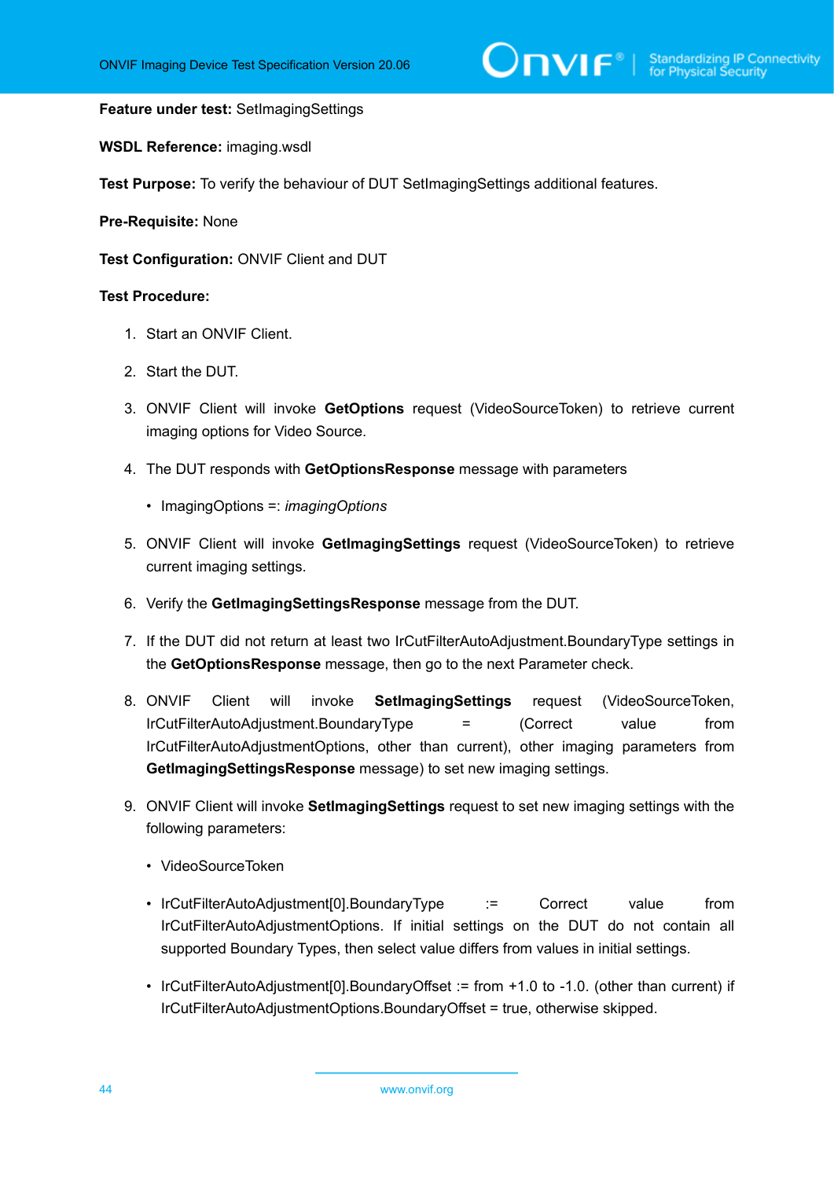**Feature under test:** SetImagingSettings

**WSDL Reference:** imaging.wsdl

**Test Purpose:** To verify the behaviour of DUT SetImagingSettings additional features.

**Pre-Requisite:** None

**Test Configuration:** ONVIF Client and DUT

**Test Procedure:**

1. Start an ONVIF Client.
2. Start the DUT.
3. ONVIF Client will invoke **GetOptions** request (VideoSourceToken) to retrieve current imaging options for Video Source.
4. The DUT responds with **GetOptionsResponse** message with parameters
   - ImagingOptions =: *imagingOptions*
5. ONVIF Client will invoke **GetImagingSettings** request (VideoSourceToken) to retrieve current imaging settings.
6. Verify the **GetImagingSettingsResponse** message from the DUT.
7. If the DUT did not return at least two IrCutFilterAutoAdjustment.BoundaryType settings in the **GetOptionsResponse** message, then go to the next Parameter check.
8. ONVIF Client will invoke **SetImagingSettings** request (VideoSourceToken, IrCutFilterAutoAdjustment.BoundaryType = (Correct value from IrCutFilterAutoAdjustmentOptions, other than current), other imaging parameters from **GetImagingSettingsResponse** message) to set new imaging settings.
9. ONVIF Client will invoke **SetImagingSettings** request to set new imaging settings with the following parameters:
   - VideoSourceToken
   - IrCutFilterAutoAdjustment[0].BoundaryType := Correct value from IrCutFilterAutoAdjustmentOptions. If initial settings on the DUT do not contain all supported Boundary Types, then select value differs from values in initial settings.
   - IrCutFilterAutoAdjustment[0].BoundaryOffset := from +1.0 to -1.0. (other than current) if IrCutFilterAutoAdjustmentOptions.BoundaryOffset = true, otherwise skipped.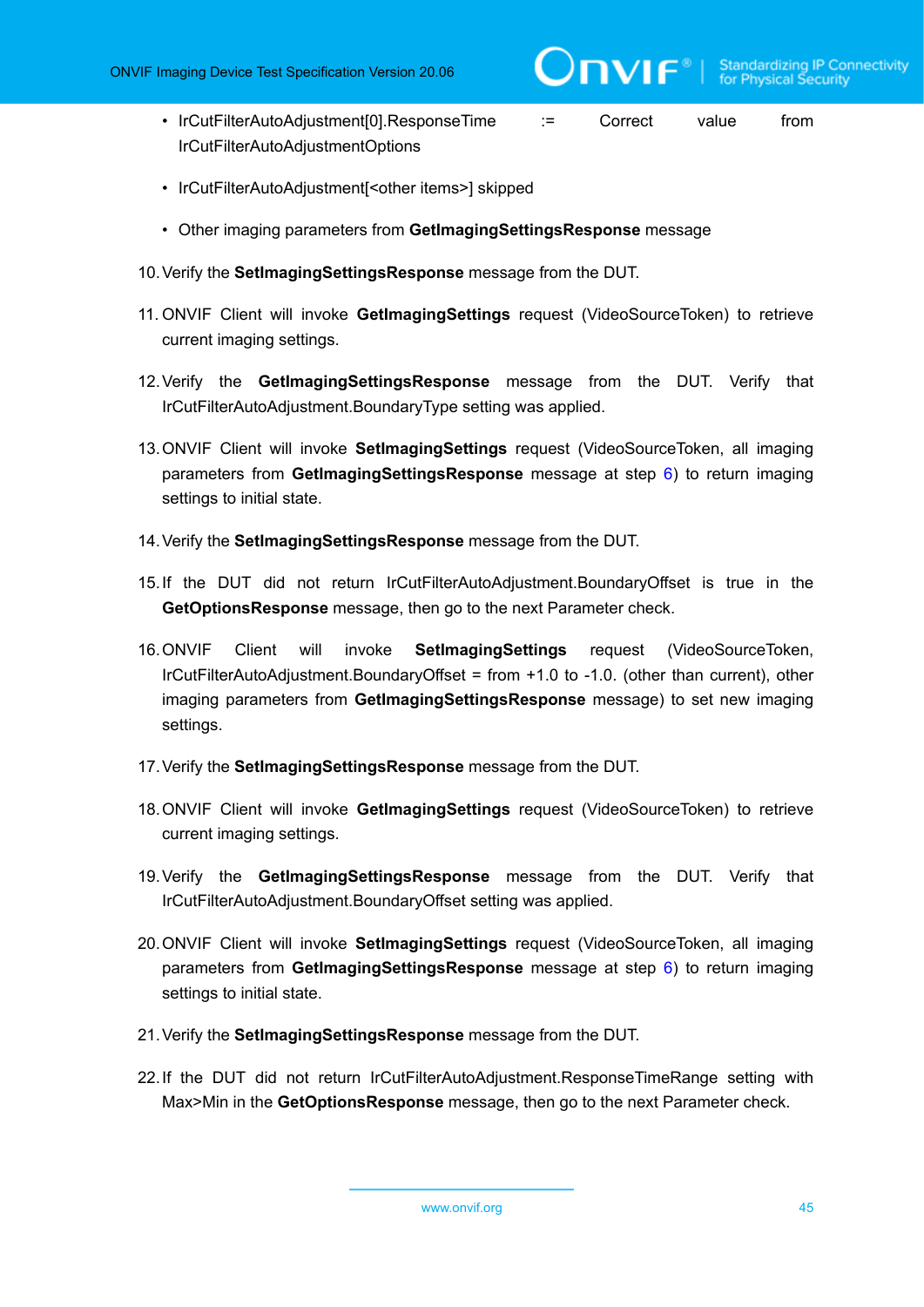- IrCutFilterAutoAdjustment[0].ResponseTime := Correct value from IrCutFilterAutoAdjustmentOptions
- IrCutFilterAutoAdjustment[<other items>] skipped
- Other imaging parameters from **GetImagingSettingsResponse** message

10. Verify the **SetImagingSettingsResponse** message from the DUT.

11. ONVIF Client will invoke **GetImagingSettings** request (VideoSourceToken) to retrieve current imaging settings.

12. Verify the **GetImagingSettingsResponse** message from the DUT. Verify that IrCutFilterAutoAdjustment.BoundaryType setting was applied.

13. ONVIF Client will invoke **SetImagingSettings** request (VideoSourceToken, all imaging parameters from **GetImagingSettingsResponse** message at step 6) to return imaging settings to initial state.

14. Verify the **SetImagingSettingsResponse** message from the DUT.

15. If the DUT did not return IrCutFilterAutoAdjustment.BoundaryOffset is true in the **GetOptionsResponse** message, then go to the next Parameter check.

16. ONVIF Client will invoke **SetImagingSettings** request (VideoSourceToken, IrCutFilterAutoAdjustment.BoundaryOffset = from +1.0 to -1.0. (other than current), other imaging parameters from **GetImagingSettingsResponse** message) to set new imaging settings.

17. Verify the **SetImagingSettingsResponse** message from the DUT.

18. ONVIF Client will invoke **GetImagingSettings** request (VideoSourceToken) to retrieve current imaging settings.

19. Verify the **GetImagingSettingsResponse** message from the DUT. Verify that IrCutFilterAutoAdjustment.BoundaryOffset setting was applied.

20. ONVIF Client will invoke **SetImagingSettings** request (VideoSourceToken, all imaging parameters from **GetImagingSettingsResponse** message at step 6) to return imaging settings to initial state.

21. Verify the **SetImagingSettingsResponse** message from the DUT.

22. If the DUT did not return IrCutFilterAutoAdjustment.ResponseTimeRange setting with Max>Min in the **GetOptionsResponse** message, then go to the next Parameter check.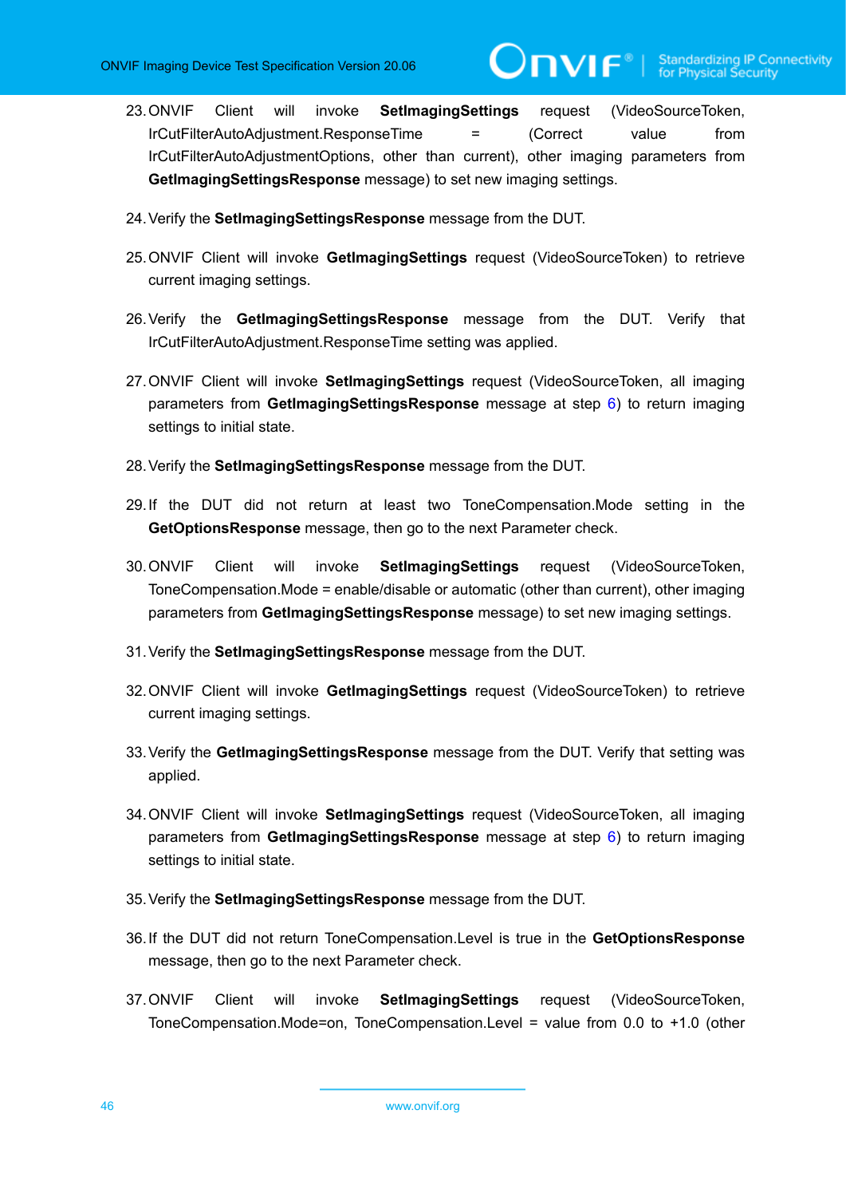23. ONVIF Client will invoke **SetImagingSettings** request (VideoSourceToken, IrCutFilterAutoAdjustment.ResponseTime = (Correct value from IrCutFilterAutoAdjustmentOptions, other than current), other imaging parameters from **GetImagingSettingsResponse** message) to set new imaging settings.

24. Verify the **SetImagingSettingsResponse** message from the DUT.

25. ONVIF Client will invoke **GetImagingSettings** request (VideoSourceToken) to retrieve current imaging settings.

26. Verify the **GetImagingSettingsResponse** message from the DUT. Verify that IrCutFilterAutoAdjustment.ResponseTime setting was applied.

27. ONVIF Client will invoke **SetImagingSettings** request (VideoSourceToken, all imaging parameters from **GetImagingSettingsResponse** message at step 6) to return imaging settings to initial state.

28. Verify the **SetImagingSettingsResponse** message from the DUT.

29. If the DUT did not return at least two ToneCompensation.Mode setting in the **GetOptionsResponse** message, then go to the next Parameter check.

30. ONVIF Client will invoke **SetImagingSettings** request (VideoSourceToken, ToneCompensation.Mode = enable/disable or automatic (other than current), other imaging parameters from **GetImagingSettingsResponse** message) to set new imaging settings.

31. Verify the **SetImagingSettingsResponse** message from the DUT.

32. ONVIF Client will invoke **GetImagingSettings** request (VideoSourceToken) to retrieve current imaging settings.

33. Verify the **GetImagingSettingsResponse** message from the DUT. Verify that setting was applied.

34. ONVIF Client will invoke **SetImagingSettings** request (VideoSourceToken, all imaging parameters from **GetImagingSettingsResponse** message at step 6) to return imaging settings to initial state.

35. Verify the **SetImagingSettingsResponse** message from the DUT.

36. If the DUT did not return ToneCompensation.Level is true in the **GetOptionsResponse** message, then go to the next Parameter check.

37. ONVIF Client will invoke **SetImagingSettings** request (VideoSourceToken, ToneCompensation.Mode=on, ToneCompensation.Level = value from 0.0 to +1.0 (other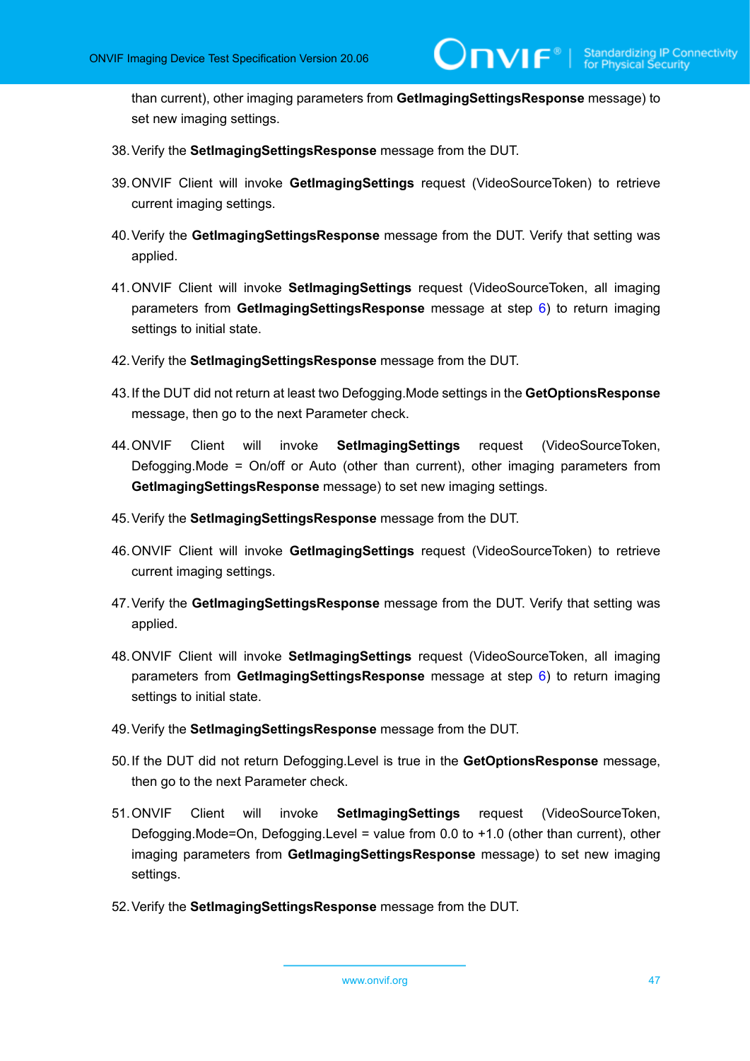than current), other imaging parameters from **GetImagingSettingsResponse** message) to set new imaging settings.

38. Verify the **SetImagingSettingsResponse** message from the DUT.

39. ONVIF Client will invoke **GetImagingSettings** request (VideoSourceToken) to retrieve current imaging settings.

40. Verify the **GetImagingSettingsResponse** message from the DUT. Verify that setting was applied.

41. ONVIF Client will invoke **SetImagingSettings** request (VideoSourceToken, all imaging parameters from **GetImagingSettingsResponse** message at step 6) to return imaging settings to initial state.

42. Verify the **SetImagingSettingsResponse** message from the DUT.

43. If the DUT did not return at least two Defogging.Mode settings in the **GetOptionsResponse** message, then go to the next Parameter check.

44. ONVIF Client will invoke **SetImagingSettings** request (VideoSourceToken, Defogging.Mode = On/off or Auto (other than current), other imaging parameters from **GetImagingSettingsResponse** message) to set new imaging settings.

45. Verify the **SetImagingSettingsResponse** message from the DUT.

46. ONVIF Client will invoke **GetImagingSettings** request (VideoSourceToken) to retrieve current imaging settings.

47. Verify the **GetImagingSettingsResponse** message from the DUT. Verify that setting was applied.

48. ONVIF Client will invoke **SetImagingSettings** request (VideoSourceToken, all imaging parameters from **GetImagingSettingsResponse** message at step 6) to return imaging settings to initial state.

49. Verify the **SetImagingSettingsResponse** message from the DUT.

50. If the DUT did not return Defogging.Level is true in the **GetOptionsResponse** message, then go to the next Parameter check.

51. ONVIF Client will invoke **SetImagingSettings** request (VideoSourceToken, Defogging.Mode=On, Defogging.Level = value from 0.0 to +1.0 (other than current), other imaging parameters from **GetImagingSettingsResponse** message) to set new imaging settings.

52. Verify the **SetImagingSettingsResponse** message from the DUT.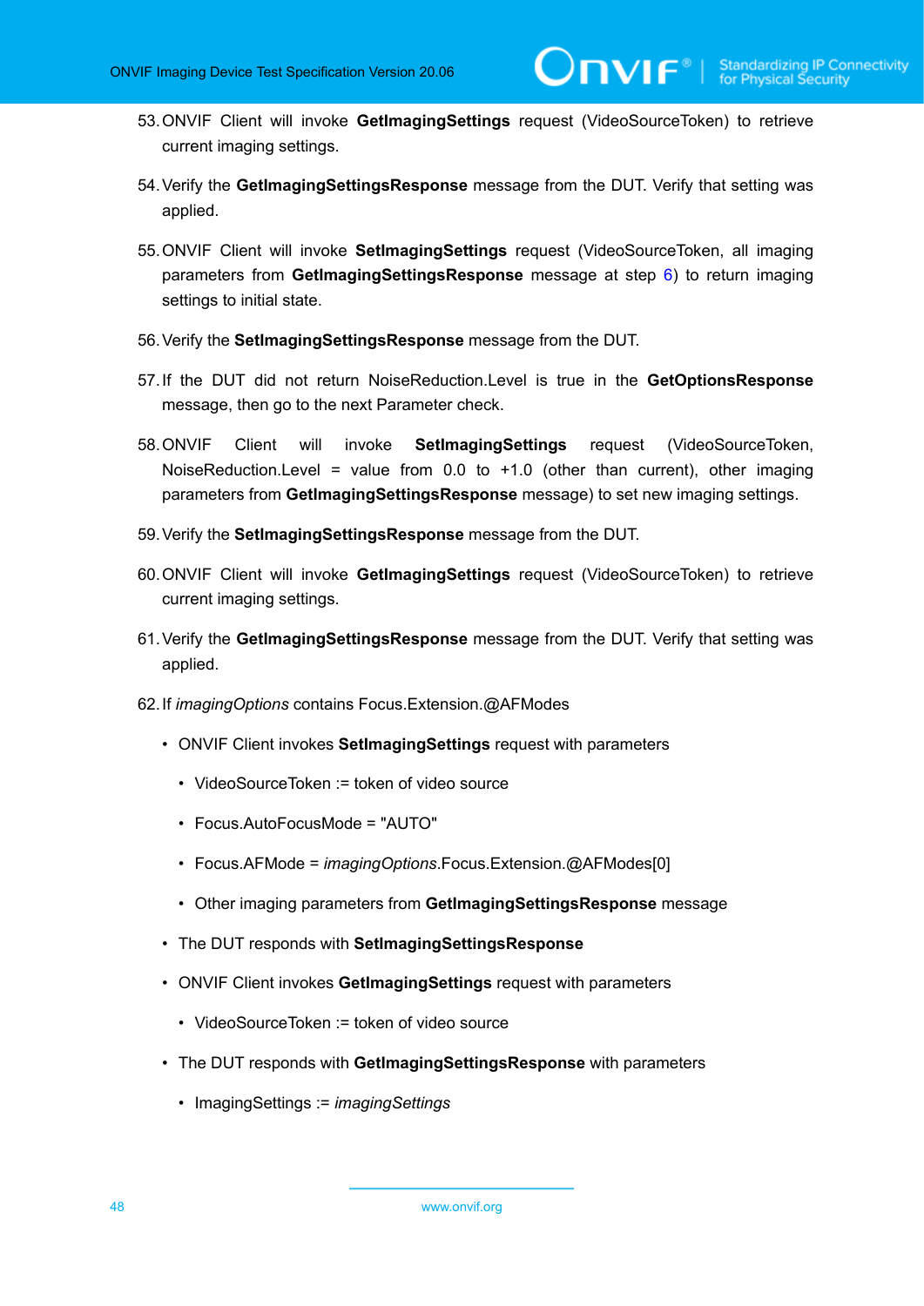53. ONVIF Client will invoke **GetImagingSettings** request (VideoSourceToken) to retrieve current imaging settings.

54. Verify the **GetImagingSettingsResponse** message from the DUT. Verify that setting was applied.

55. ONVIF Client will invoke **SetImagingSettings** request (VideoSourceToken, all imaging parameters from **GetImagingSettingsResponse** message at step 6) to return imaging settings to initial state.

56. Verify the **SetImagingSettingsResponse** message from the DUT.

57. If the DUT did not return NoiseReduction.Level is true in the **GetOptionsResponse** message, then go to the next Parameter check.

58. ONVIF Client will invoke **SetImagingSettings** request (VideoSourceToken, NoiseReduction.Level = value from 0.0 to +1.0 (other than current), other imaging parameters from **GetImagingSettingsResponse** message) to set new imaging settings.

59. Verify the **SetImagingSettingsResponse** message from the DUT.

60. ONVIF Client will invoke **GetImagingSettings** request (VideoSourceToken) to retrieve current imaging settings.

61. Verify the **GetImagingSettingsResponse** message from the DUT. Verify that setting was applied.

62. If *imagingOptions* contains Focus.Extension.@AFModes

    - ONVIF Client invokes **SetImagingSettings** request with parameters
        - VideoSourceToken := token of video source
        - Focus.AutoFocusMode = "AUTO"
        - Focus.AFMode = *imagingOptions*.Focus.Extension.@AFModes[0]
        - Other imaging parameters from **GetImagingSettingsResponse** message
    - The DUT responds with **SetImagingSettingsResponse**
    - ONVIF Client invokes **GetImagingSettings** request with parameters
        - VideoSourceToken := token of video source
    - The DUT responds with **GetImagingSettingsResponse** with parameters
        - ImagingSettings := *imagingSettings*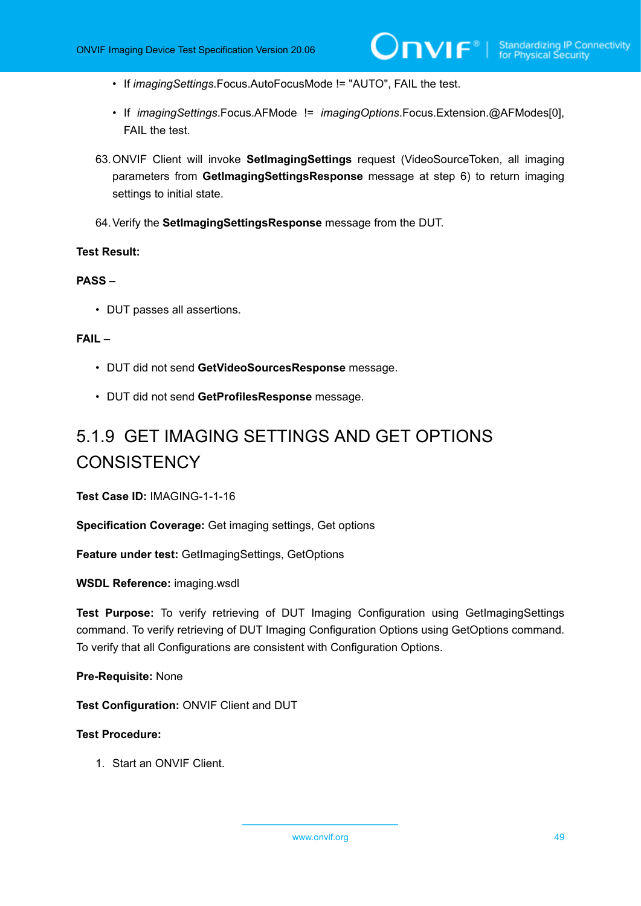- If *imagingSettings*.Focus.AutoFocusMode != "AUTO", FAIL the test.

- If *imagingSettings*.Focus.AFMode != *imagingOptions*.Focus.Extension.@AFModes[0], FAIL the test.

63. ONVIF Client will invoke **SetImagingSettings** request (VideoSourceToken, all imaging parameters from **GetImagingSettingsResponse** message at step 6) to return imaging settings to initial state.

64. Verify the **SetImagingSettingsResponse** message from the DUT.

**Test Result:**

**PASS –**

- DUT passes all assertions.

**FAIL –**

- DUT did not send **GetVideoSourcesResponse** message.

- DUT did not send **GetProfilesResponse** message.

### 5.1.9 GET IMAGING SETTINGS AND GET OPTIONS CONSISTENCY

**Test Case ID:** IMAGING-1-1-16

**Specification Coverage:** Get imaging settings, Get options

**Feature under test:** GetImagingSettings, GetOptions

**WSDL Reference:** imaging.wsdl

**Test Purpose:** To verify retrieving of DUT Imaging Configuration using GetImagingSettings command. To verify retrieving of DUT Imaging Configuration Options using GetOptions command. To verify that all Configurations are consistent with Configuration Options.

**Pre-Requisite:** None

**Test Configuration:** ONVIF Client and DUT

**Test Procedure:**

1. Start an ONVIF Client.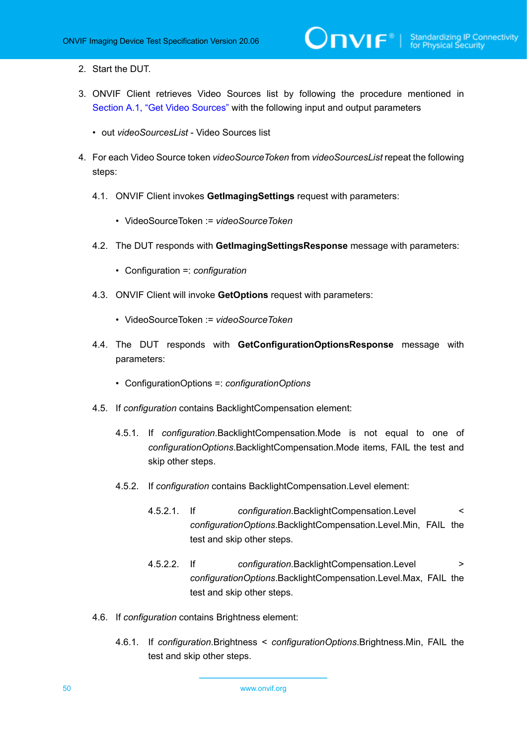2. Start the DUT.

3. ONVIF Client retrieves Video Sources list by following the procedure mentioned in Section A.1, “Get Video Sources” with the following input and output parameters

   - out *videoSourcesList* - Video Sources list

4. For each Video Source token *videoSourceToken* from *videoSourcesList* repeat the following steps:

   4.1. ONVIF Client invokes **GetImagingSettings** request with parameters:

   - VideoSourceToken := *videoSourceToken*

   4.2. The DUT responds with **GetImagingSettingsResponse** message with parameters:

   - Configuration =: *configuration*

   4.3. ONVIF Client will invoke **GetOptions** request with parameters:

   - VideoSourceToken := *videoSourceToken*

   4.4. The DUT responds with **GetConfigurationOptionsResponse** message with parameters:

   - ConfigurationOptions =: *configurationOptions*

   4.5. If *configuration* contains BacklightCompensation element:

      4.5.1. If *configuration*.BacklightCompensation.Mode is not equal to one of *configurationOptions*.BacklightCompensation.Mode items, FAIL the test and skip other steps.

      4.5.2. If *configuration* contains BacklightCompensation.Level element:

         4.5.2.1. If *configuration*.BacklightCompensation.Level < *configurationOptions*.BacklightCompensation.Level.Min, FAIL the test and skip other steps.

         4.5.2.2. If *configuration*.BacklightCompensation.Level > *configurationOptions*.BacklightCompensation.Level.Max, FAIL the test and skip other steps.

   4.6. If *configuration* contains Brightness element:

      4.6.1. If *configuration*.Brightness < *configurationOptions*.Brightness.Min, FAIL the test and skip other steps.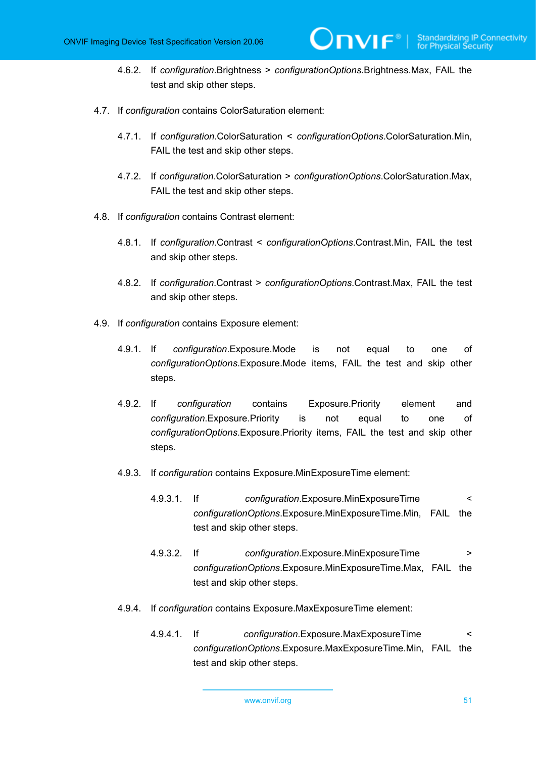4.6.2. If *configuration*.Brightness > *configurationOptions*.Brightness.Max, FAIL the test and skip other steps.

4.7. If *configuration* contains ColorSaturation element:

4.7.1. If *configuration*.ColorSaturation < *configurationOptions*.ColorSaturation.Min, FAIL the test and skip other steps.

4.7.2. If *configuration*.ColorSaturation > *configurationOptions*.ColorSaturation.Max, FAIL the test and skip other steps.

4.8. If *configuration* contains Contrast element:

4.8.1. If *configuration*.Contrast < *configurationOptions*.Contrast.Min, FAIL the test and skip other steps.

4.8.2. If *configuration*.Contrast > *configurationOptions*.Contrast.Max, FAIL the test and skip other steps.

4.9. If *configuration* contains Exposure element:

4.9.1. If *configuration*.Exposure.Mode is not equal to one of *configurationOptions*.Exposure.Mode items, FAIL the test and skip other steps.

4.9.2. If *configuration* contains Exposure.Priority element and *configuration*.Exposure.Priority is not equal to one of *configurationOptions*.Exposure.Priority items, FAIL the test and skip other steps.

4.9.3. If *configuration* contains Exposure.MinExposureTime element:

4.9.3.1. If *configuration*.Exposure.MinExposureTime < *configurationOptions*.Exposure.MinExposureTime.Min, FAIL the test and skip other steps.

4.9.3.2. If *configuration*.Exposure.MinExposureTime > *configurationOptions*.Exposure.MinExposureTime.Max, FAIL the test and skip other steps.

4.9.4. If *configuration* contains Exposure.MaxExposureTime element:

4.9.4.1. If *configuration*.Exposure.MaxExposureTime < *configurationOptions*.Exposure.MaxExposureTime.Min, FAIL the test and skip other steps.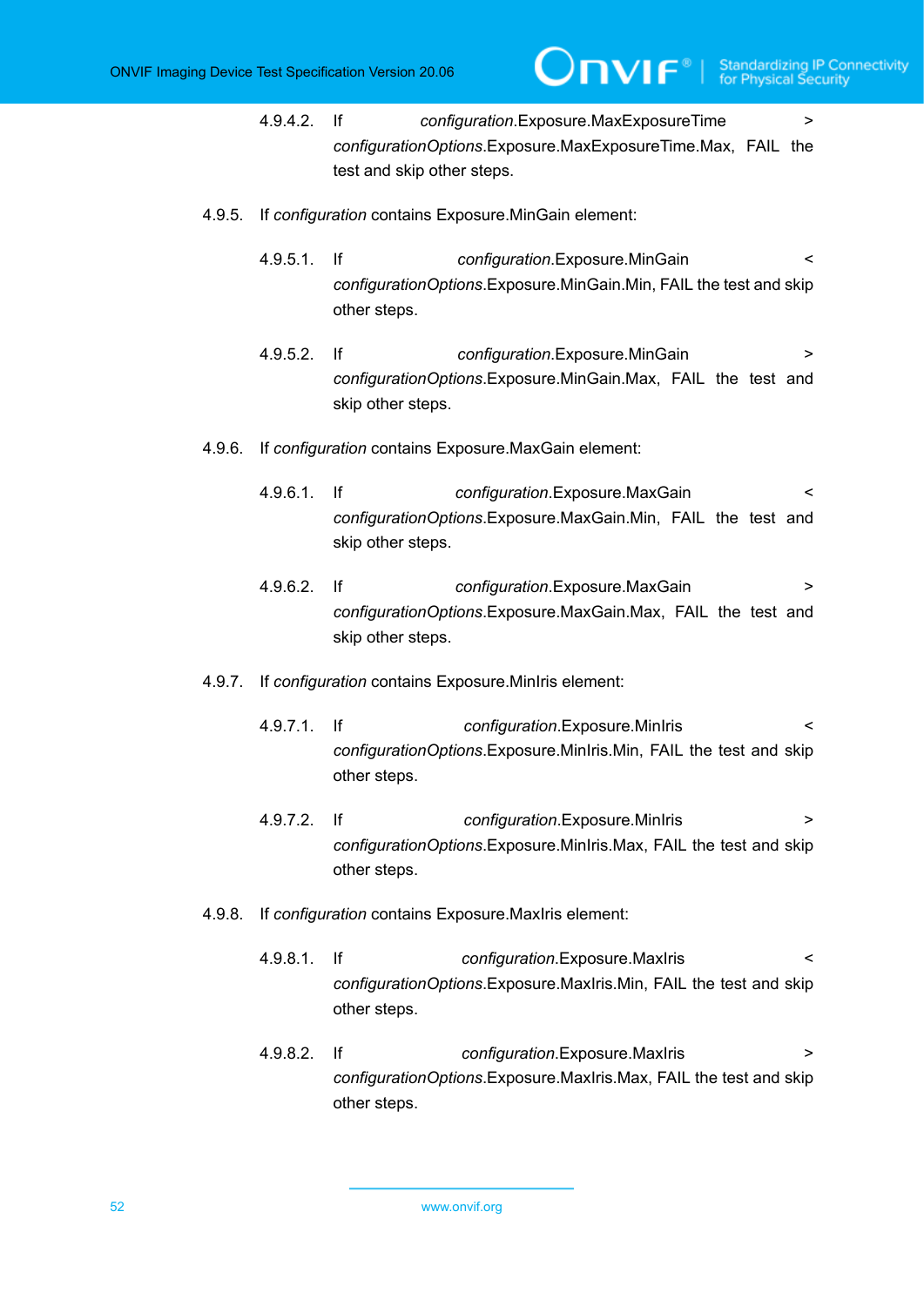4.9.4.2. If *configuration*.Exposure.MaxExposureTime > *configurationOptions*.Exposure.MaxExposureTime.Max, FAIL the test and skip other steps.

4.9.5. If *configuration* contains Exposure.MinGain element:

4.9.5.1. If *configuration*.Exposure.MinGain < *configurationOptions*.Exposure.MinGain.Min, FAIL the test and skip other steps.

4.9.5.2. If *configuration*.Exposure.MinGain > *configurationOptions*.Exposure.MinGain.Max, FAIL the test and skip other steps.

4.9.6. If *configuration* contains Exposure.MaxGain element:

4.9.6.1. If *configuration*.Exposure.MaxGain < *configurationOptions*.Exposure.MaxGain.Min, FAIL the test and skip other steps.

4.9.6.2. If *configuration*.Exposure.MaxGain > *configurationOptions*.Exposure.MaxGain.Max, FAIL the test and skip other steps.

4.9.7. If *configuration* contains Exposure.MinIris element:

4.9.7.1. If *configuration*.Exposure.MinIris < *configurationOptions*.Exposure.MinIris.Min, FAIL the test and skip other steps.

4.9.7.2. If *configuration*.Exposure.MinIris > *configurationOptions*.Exposure.MinIris.Max, FAIL the test and skip other steps.

4.9.8. If *configuration* contains Exposure.MaxIris element:

4.9.8.1. If *configuration*.Exposure.MaxIris < *configurationOptions*.Exposure.MaxIris.Min, FAIL the test and skip other steps.

4.9.8.2. If *configuration*.Exposure.MaxIris > *configurationOptions*.Exposure.MaxIris.Max, FAIL the test and skip other steps.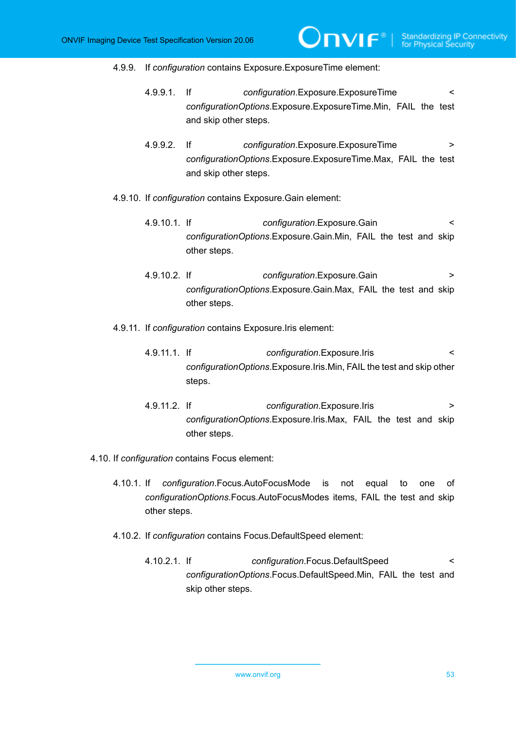4.9.9. If *configuration* contains Exposure.ExposureTime element:

4.9.9.1. If *configuration*.Exposure.ExposureTime < *configurationOptions*.Exposure.ExposureTime.Min, FAIL the test and skip other steps.

4.9.9.2. If *configuration*.Exposure.ExposureTime > *configurationOptions*.Exposure.ExposureTime.Max, FAIL the test and skip other steps.

4.9.10. If *configuration* contains Exposure.Gain element:

4.9.10.1. If *configuration*.Exposure.Gain < *configurationOptions*.Exposure.Gain.Min, FAIL the test and skip other steps.

4.9.10.2. If *configuration*.Exposure.Gain > *configurationOptions*.Exposure.Gain.Max, FAIL the test and skip other steps.

4.9.11. If *configuration* contains Exposure.Iris element:

4.9.11.1. If *configuration*.Exposure.Iris < *configurationOptions*.Exposure.Iris.Min, FAIL the test and skip other steps.

4.9.11.2. If *configuration*.Exposure.Iris > *configurationOptions*.Exposure.Iris.Max, FAIL the test and skip other steps.

4.10. If *configuration* contains Focus element:

4.10.1. If *configuration*.Focus.AutoFocusMode is not equal to one of *configurationOptions*.Focus.AutoFocusModes items, FAIL the test and skip other steps.

4.10.2. If *configuration* contains Focus.DefaultSpeed element:

4.10.2.1. If *configuration*.Focus.DefaultSpeed < *configurationOptions*.Focus.DefaultSpeed.Min, FAIL the test and skip other steps.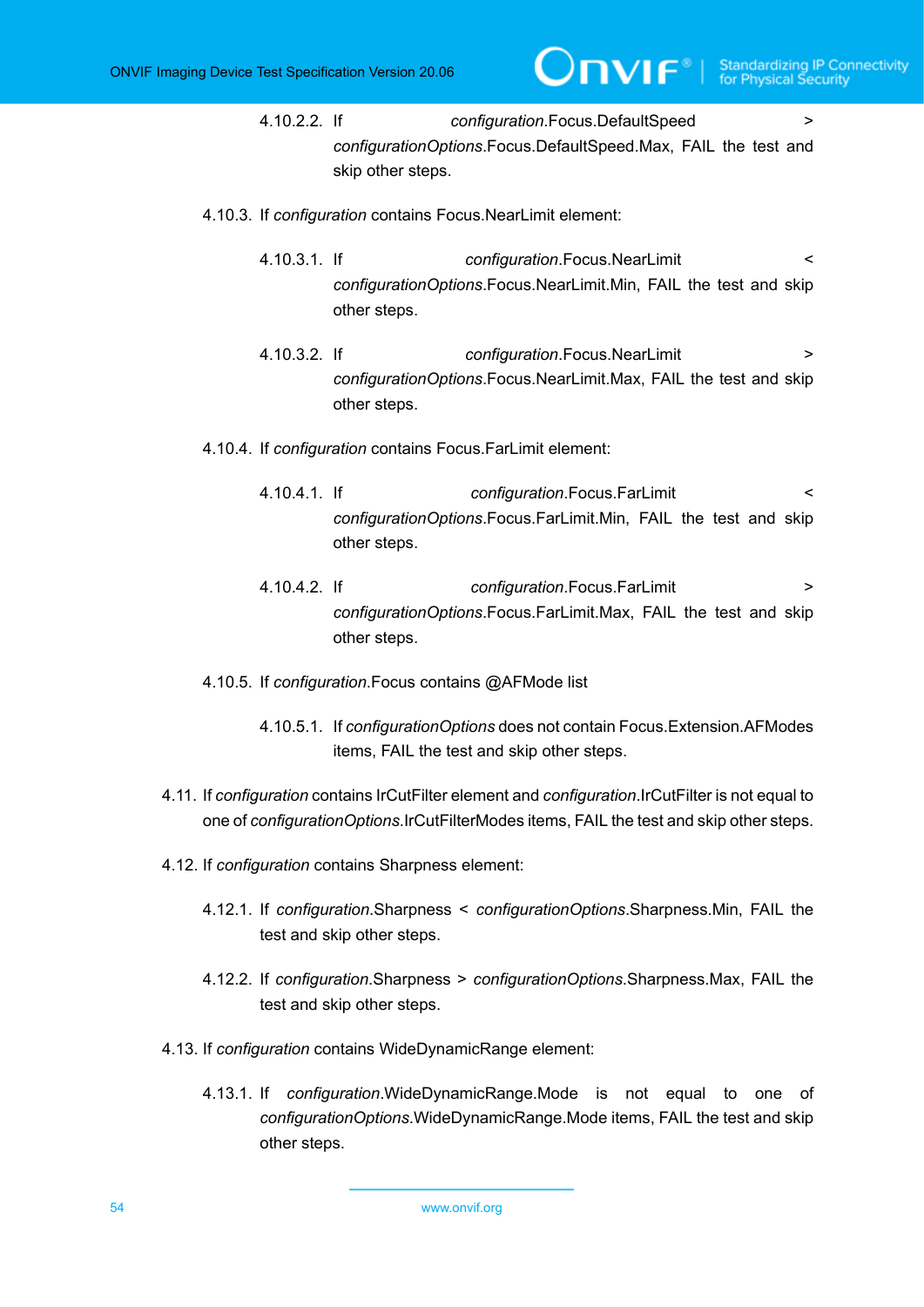4.10.2.2. If *configuration*.Focus.DefaultSpeed > *configurationOptions*.Focus.DefaultSpeed.Max, FAIL the test and skip other steps.

4.10.3. If *configuration* contains Focus.NearLimit element:

4.10.3.1. If *configuration*.Focus.NearLimit < *configurationOptions*.Focus.NearLimit.Min, FAIL the test and skip other steps.

4.10.3.2. If *configuration*.Focus.NearLimit > *configurationOptions*.Focus.NearLimit.Max, FAIL the test and skip other steps.

4.10.4. If *configuration* contains Focus.FarLimit element:

4.10.4.1. If *configuration*.Focus.FarLimit < *configurationOptions*.Focus.FarLimit.Min, FAIL the test and skip other steps.

4.10.4.2. If *configuration*.Focus.FarLimit > *configurationOptions*.Focus.FarLimit.Max, FAIL the test and skip other steps.

4.10.5. If *configuration*.Focus contains @AFMode list

4.10.5.1. If *configurationOptions* does not contain Focus.Extension.AFModes items, FAIL the test and skip other steps.

4.11. If *configuration* contains IrCutFilter element and *configuration*.IrCutFilter is not equal to one of *configurationOptions*.IrCutFilterModes items, FAIL the test and skip other steps.

4.12. If *configuration* contains Sharpness element:

4.12.1. If *configuration*.Sharpness < *configurationOptions*.Sharpness.Min, FAIL the test and skip other steps.

4.12.2. If *configuration*.Sharpness > *configurationOptions*.Sharpness.Max, FAIL the test and skip other steps.

4.13. If *configuration* contains WideDynamicRange element:

4.13.1. If *configuration*.WideDynamicRange.Mode is not equal to one of *configurationOptions*.WideDynamicRange.Mode items, FAIL the test and skip other steps.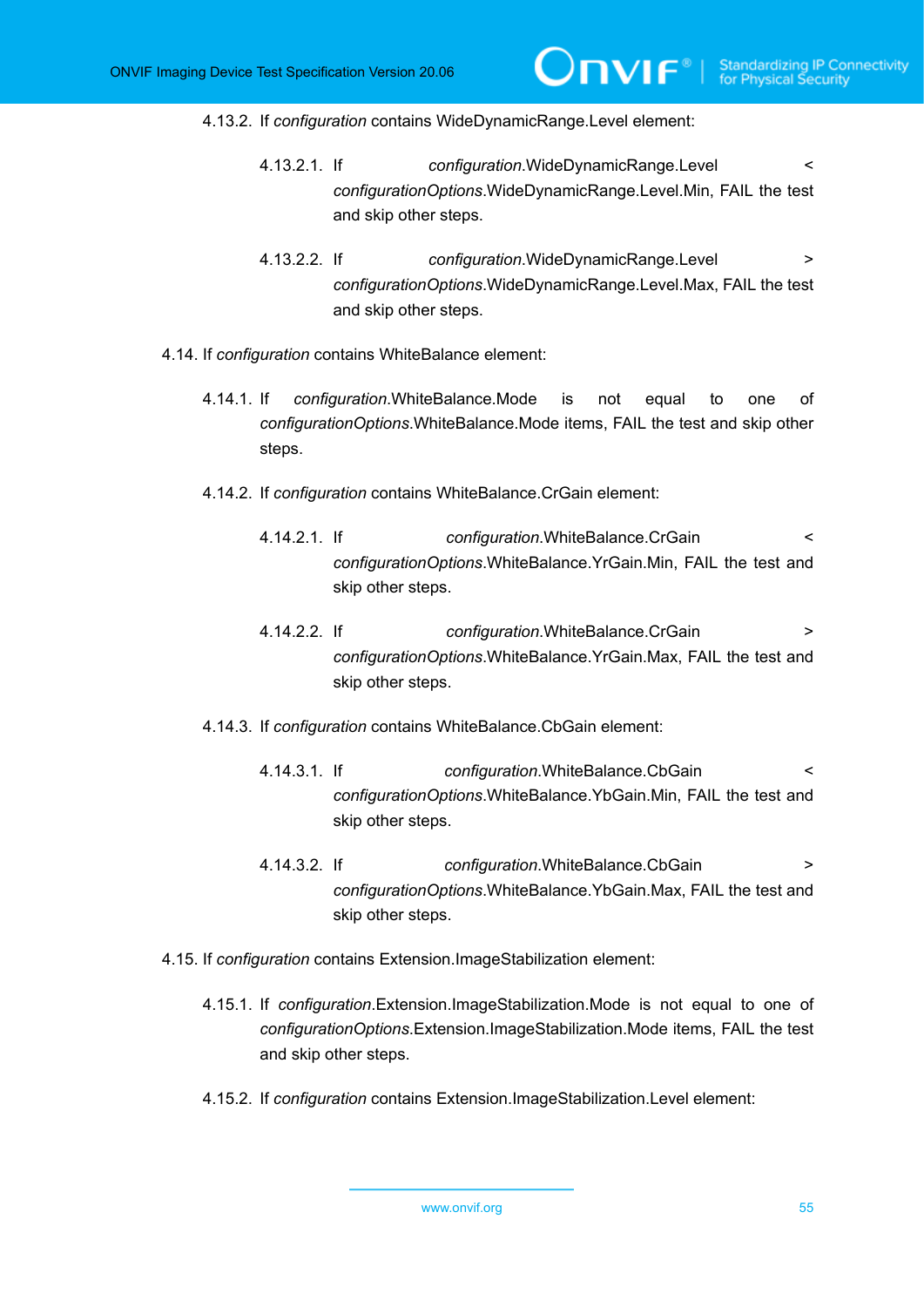4.13.2. If *configuration* contains WideDynamicRange.Level element:

4.13.2.1. If *configuration*.WideDynamicRange.Level < *configurationOptions*.WideDynamicRange.Level.Min, FAIL the test and skip other steps.

4.13.2.2. If *configuration*.WideDynamicRange.Level > *configurationOptions*.WideDynamicRange.Level.Max, FAIL the test and skip other steps.

4.14. If *configuration* contains WhiteBalance element:

4.14.1. If *configuration*.WhiteBalance.Mode is not equal to one of *configurationOptions*.WhiteBalance.Mode items, FAIL the test and skip other steps.

4.14.2. If *configuration* contains WhiteBalance.CrGain element:

4.14.2.1. If *configuration*.WhiteBalance.CrGain < *configurationOptions*.WhiteBalance.YrGain.Min, FAIL the test and skip other steps.

4.14.2.2. If *configuration*.WhiteBalance.CrGain > *configurationOptions*.WhiteBalance.YrGain.Max, FAIL the test and skip other steps.

4.14.3. If *configuration* contains WhiteBalance.CbGain element:

4.14.3.1. If *configuration*.WhiteBalance.CbGain < *configurationOptions*.WhiteBalance.YbGain.Min, FAIL the test and skip other steps.

4.14.3.2. If *configuration*.WhiteBalance.CbGain > *configurationOptions*.WhiteBalance.YbGain.Max, FAIL the test and skip other steps.

4.15. If *configuration* contains Extension.ImageStabilization element:

4.15.1. If *configuration*.Extension.ImageStabilization.Mode is not equal to one of *configurationOptions*.Extension.ImageStabilization.Mode items, FAIL the test and skip other steps.

4.15.2. If *configuration* contains Extension.ImageStabilization.Level element: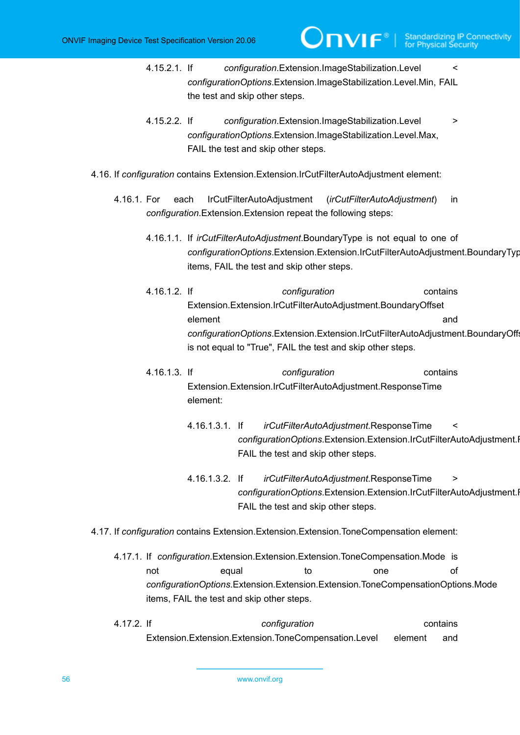4.15.2.1. If *configuration*.Extension.ImageStabilization.Level < *configurationOptions*.Extension.ImageStabilization.Level.Min, FAIL the test and skip other steps.

4.15.2.2. If *configuration*.Extension.ImageStabilization.Level > *configurationOptions*.Extension.ImageStabilization.Level.Max, FAIL the test and skip other steps.

4.16. If *configuration* contains Extension.Extension.IrCutFilterAutoAdjustment element:

4.16.1. For each IrCutFilterAutoAdjustment (*irCutFilterAutoAdjustment*) in *configuration*.Extension.Extension repeat the following steps:

4.16.1.1. If *irCutFilterAutoAdjustment*.BoundaryType is not equal to one of *configurationOptions*.Extension.Extension.IrCutFilterAutoAdjustment.BoundaryType items, FAIL the test and skip other steps.

4.16.1.2. If *configuration* contains Extension.Extension.IrCutFilterAutoAdjustment.BoundaryOffset element and *configurationOptions*.Extension.Extension.IrCutFilterAutoAdjustment.BoundaryOffset is not equal to "True", FAIL the test and skip other steps.

4.16.1.3. If *configuration* contains Extension.Extension.IrCutFilterAutoAdjustment.ResponseTime element:

4.16.1.3.1. If *irCutFilterAutoAdjustment*.ResponseTime < *configurationOptions*.Extension.Extension.IrCutFilterAutoAdjustment.ResponseTime.Min, FAIL the test and skip other steps.

4.16.1.3.2. If *irCutFilterAutoAdjustment*.ResponseTime > *configurationOptions*.Extension.Extension.IrCutFilterAutoAdjustment.ResponseTime.Max, FAIL the test and skip other steps.

4.17. If *configuration* contains Extension.Extension.Extension.ToneCompensation element:

4.17.1. If *configuration*.Extension.Extension.Extension.ToneCompensation.Mode is not equal to one of *configurationOptions*.Extension.Extension.Extension.ToneCompensationOptions.Mode items, FAIL the test and skip other steps.

4.17.2. If *configuration* contains Extension.Extension.Extension.ToneCompensation.Level element and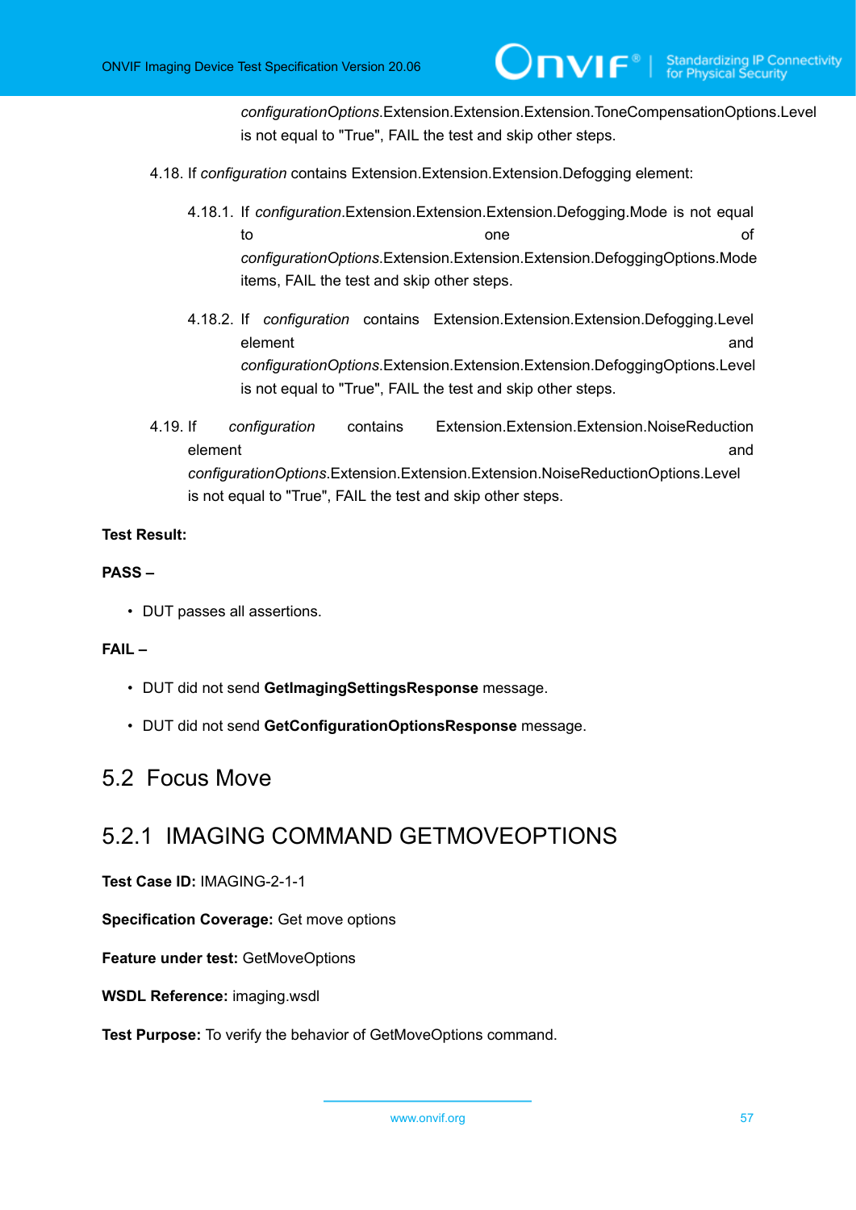*configurationOptions*.Extension.Extension.Extension.ToneCompensationOptions.Level is not equal to "True", FAIL the test and skip other steps.

4.18. If *configuration* contains Extension.Extension.Extension.Defogging element:

4.18.1. If *configuration*.Extension.Extension.Extension.Defogging.Mode is not equal to one of *configurationOptions*.Extension.Extension.Extension.DefoggingOptions.Mode items, FAIL the test and skip other steps.

4.18.2. If *configuration* contains Extension.Extension.Extension.Defogging.Level element and *configurationOptions*.Extension.Extension.Extension.DefoggingOptions.Level is not equal to "True", FAIL the test and skip other steps.

4.19. If *configuration* contains Extension.Extension.Extension.NoiseReduction element and *configurationOptions*.Extension.Extension.Extension.NoiseReductionOptions.Level is not equal to "True", FAIL the test and skip other steps.

**Test Result:**

**PASS –**

- DUT passes all assertions.

**FAIL –**

- DUT did not send **GetImagingSettingsResponse** message.
- DUT did not send **GetConfigurationOptionsResponse** message.

## 5.2 Focus Move

### 5.2.1 IMAGING COMMAND GETMOVEOPTIONS

**Test Case ID:** IMAGING-2-1-1

**Specification Coverage:** Get move options

**Feature under test:** GetMoveOptions

**WSDL Reference:** imaging.wsdl

**Test Purpose:** To verify the behavior of GetMoveOptions command.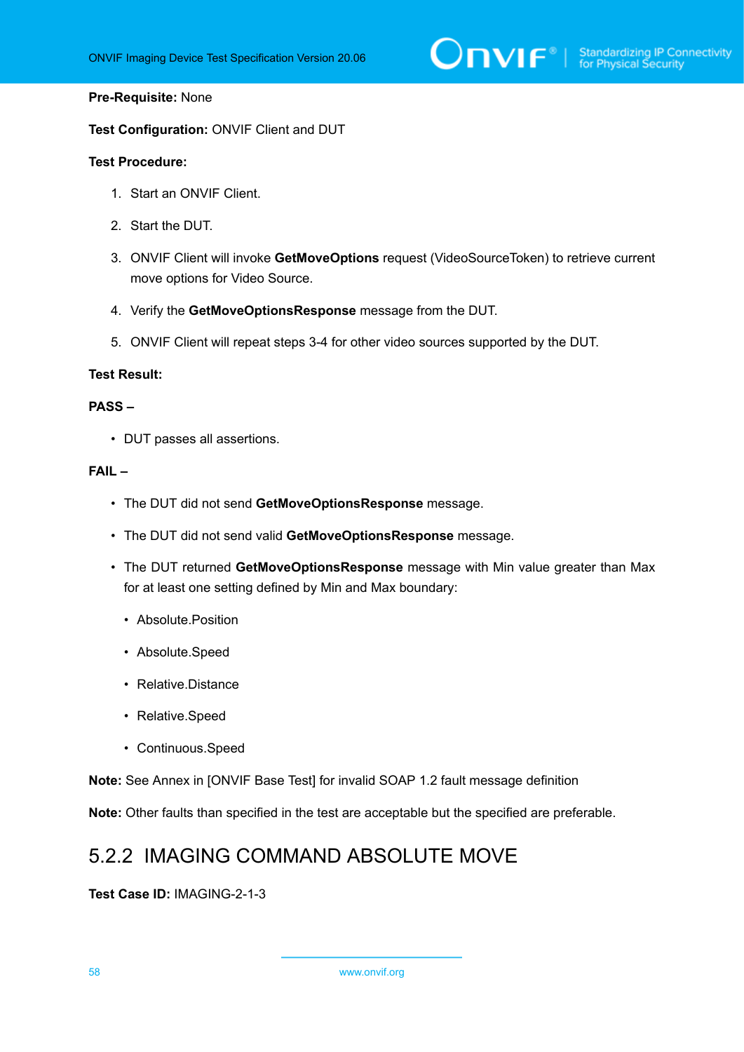**Pre-Requisite:** None

**Test Configuration:** ONVIF Client and DUT

**Test Procedure:**

1. Start an ONVIF Client.
2. Start the DUT.
3. ONVIF Client will invoke **GetMoveOptions** request (VideoSourceToken) to retrieve current move options for Video Source.
4. Verify the **GetMoveOptionsResponse** message from the DUT.
5. ONVIF Client will repeat steps 3-4 for other video sources supported by the DUT.

**Test Result:**

**PASS –**

- DUT passes all assertions.

**FAIL –**

- The DUT did not send **GetMoveOptionsResponse** message.
- The DUT did not send valid **GetMoveOptionsResponse** message.
- The DUT returned **GetMoveOptionsResponse** message with Min value greater than Max for at least one setting defined by Min and Max boundary:
  - Absolute.Position
  - Absolute.Speed
  - Relative.Distance
  - Relative.Speed
  - Continuous.Speed

**Note:** See Annex in [ONVIF Base Test] for invalid SOAP 1.2 fault message definition

**Note:** Other faults than specified in the test are acceptable but the specified are preferable.

## 5.2.2 IMAGING COMMAND ABSOLUTE MOVE

**Test Case ID:** IMAGING-2-1-3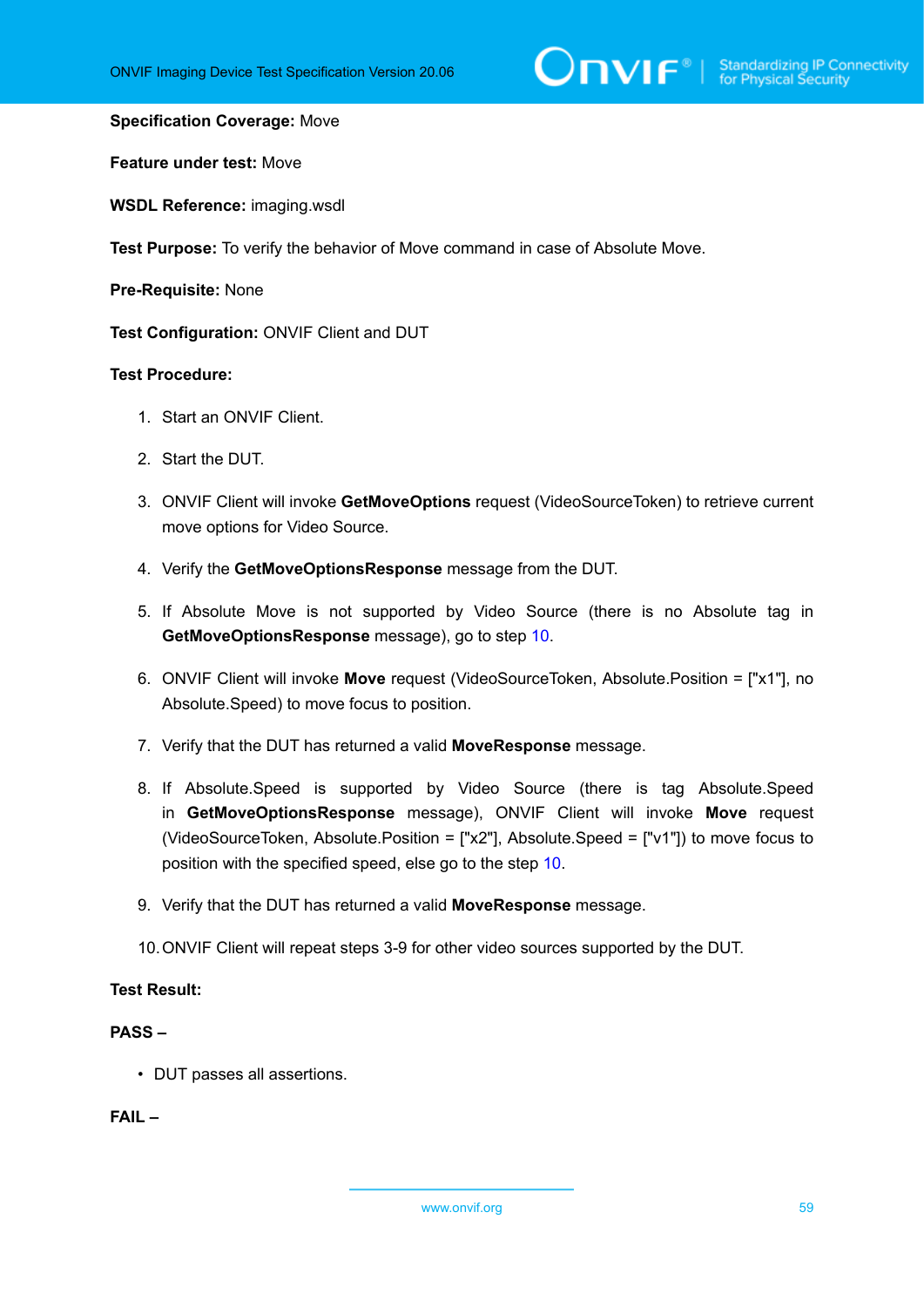**Specification Coverage:** Move

**Feature under test:** Move

**WSDL Reference:** imaging.wsdl

**Test Purpose:** To verify the behavior of Move command in case of Absolute Move.

**Pre-Requisite:** None

**Test Configuration:** ONVIF Client and DUT

**Test Procedure:**

1. Start an ONVIF Client.
2. Start the DUT.
3. ONVIF Client will invoke **GetMoveOptions** request (VideoSourceToken) to retrieve current move options for Video Source.
4. Verify the **GetMoveOptionsResponse** message from the DUT.
5. If Absolute Move is not supported by Video Source (there is no Absolute tag in **GetMoveOptionsResponse** message), go to step 10.
6. ONVIF Client will invoke **Move** request (VideoSourceToken, Absolute.Position = ["x1"], no Absolute.Speed) to move focus to position.
7. Verify that the DUT has returned a valid **MoveResponse** message.
8. If Absolute.Speed is supported by Video Source (there is tag Absolute.Speed in **GetMoveOptionsResponse** message), ONVIF Client will invoke **Move** request (VideoSourceToken, Absolute.Position = ["x2"], Absolute.Speed = ["v1"]) to move focus to position with the specified speed, else go to the step 10.
9. Verify that the DUT has returned a valid **MoveResponse** message.
10. ONVIF Client will repeat steps 3-9 for other video sources supported by the DUT.

**Test Result:**

**PASS –**

- DUT passes all assertions.

**FAIL –**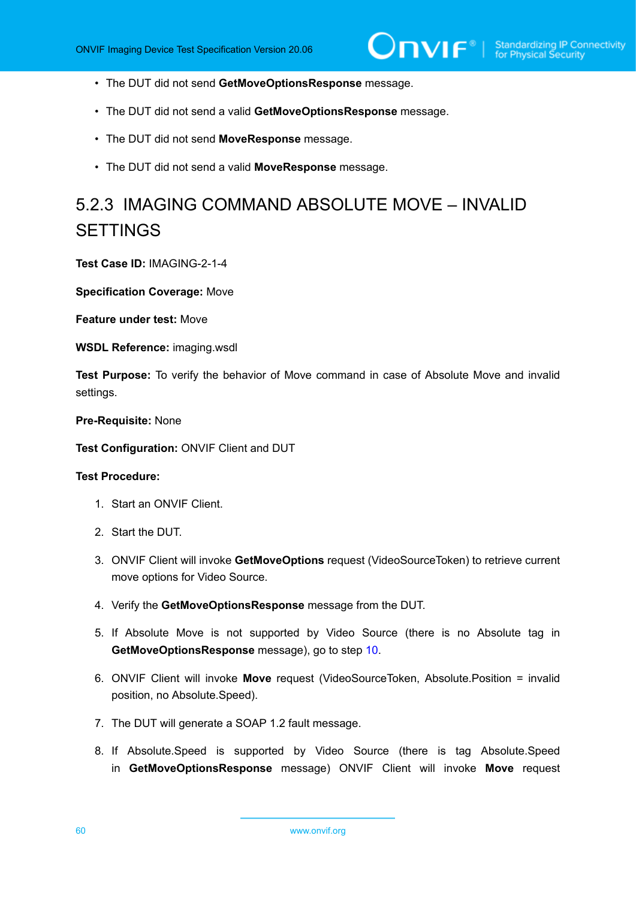- The DUT did not send **GetMoveOptionsResponse** message.
- The DUT did not send a valid **GetMoveOptionsResponse** message.
- The DUT did not send **MoveResponse** message.
- The DUT did not send a valid **MoveResponse** message.

### 5.2.3 IMAGING COMMAND ABSOLUTE MOVE – INVALID SETTINGS

**Test Case ID:** IMAGING-2-1-4

**Specification Coverage:** Move

**Feature under test:** Move

**WSDL Reference:** imaging.wsdl

**Test Purpose:** To verify the behavior of Move command in case of Absolute Move and invalid settings.

**Pre-Requisite:** None

**Test Configuration:** ONVIF Client and DUT

**Test Procedure:**

1. Start an ONVIF Client.
2. Start the DUT.
3. ONVIF Client will invoke **GetMoveOptions** request (VideoSourceToken) to retrieve current move options for Video Source.
4. Verify the **GetMoveOptionsResponse** message from the DUT.
5. If Absolute Move is not supported by Video Source (there is no Absolute tag in **GetMoveOptionsResponse** message), go to step 10.
6. ONVIF Client will invoke **Move** request (VideoSourceToken, Absolute.Position = invalid position, no Absolute.Speed).
7. The DUT will generate a SOAP 1.2 fault message.
8. If Absolute.Speed is supported by Video Source (there is tag Absolute.Speed in **GetMoveOptionsResponse** message) ONVIF Client will invoke **Move** request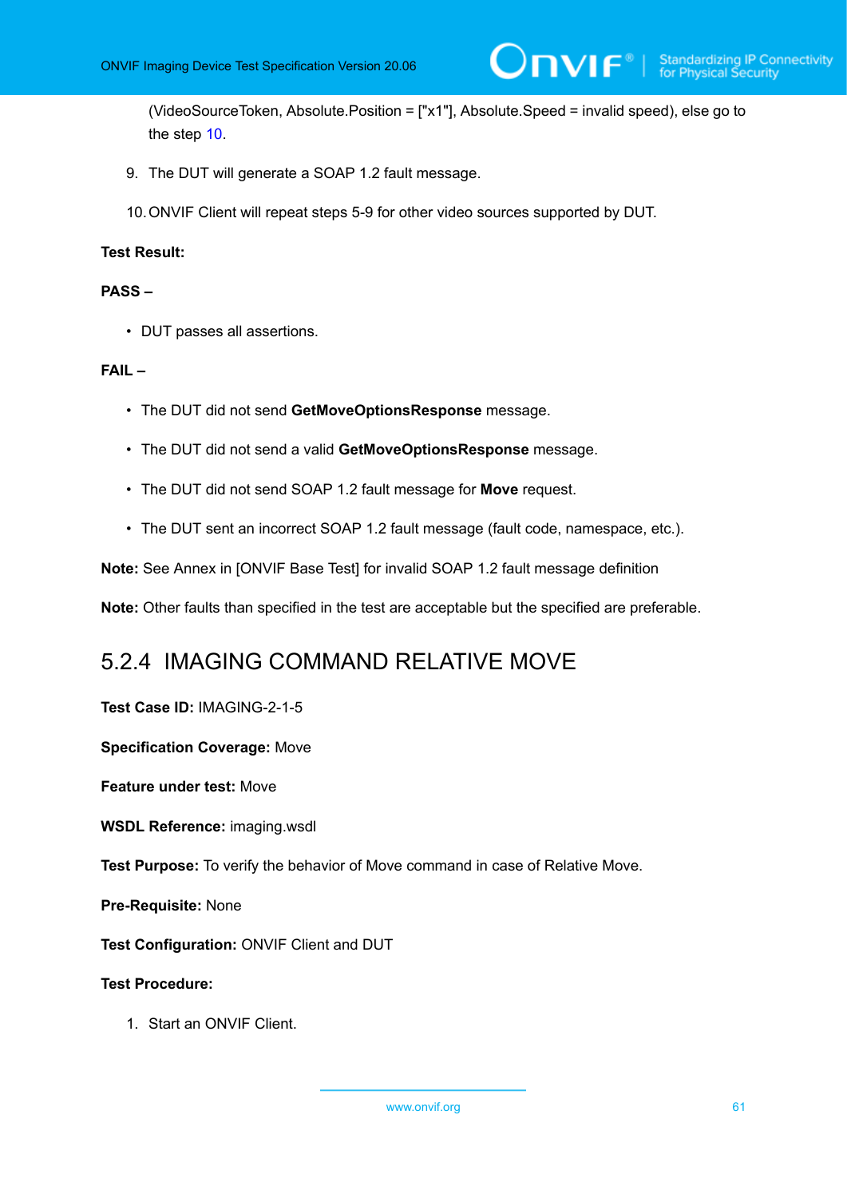(VideoSourceToken, Absolute.Position = ["x1"], Absolute.Speed = invalid speed), else go to the step 10.

9. The DUT will generate a SOAP 1.2 fault message.

10. ONVIF Client will repeat steps 5-9 for other video sources supported by DUT.

**Test Result:**

**PASS –**

- DUT passes all assertions.

**FAIL –**

- The DUT did not send **GetMoveOptionsResponse** message.
- The DUT did not send a valid **GetMoveOptionsResponse** message.
- The DUT did not send SOAP 1.2 fault message for **Move** request.
- The DUT sent an incorrect SOAP 1.2 fault message (fault code, namespace, etc.).

**Note:** See Annex in [ONVIF Base Test] for invalid SOAP 1.2 fault message definition

**Note:** Other faults than specified in the test are acceptable but the specified are preferable.

### 5.2.4 IMAGING COMMAND RELATIVE MOVE

**Test Case ID:** IMAGING-2-1-5

**Specification Coverage:** Move

**Feature under test:** Move

**WSDL Reference:** imaging.wsdl

**Test Purpose:** To verify the behavior of Move command in case of Relative Move.

**Pre-Requisite:** None

**Test Configuration:** ONVIF Client and DUT

**Test Procedure:**

1. Start an ONVIF Client.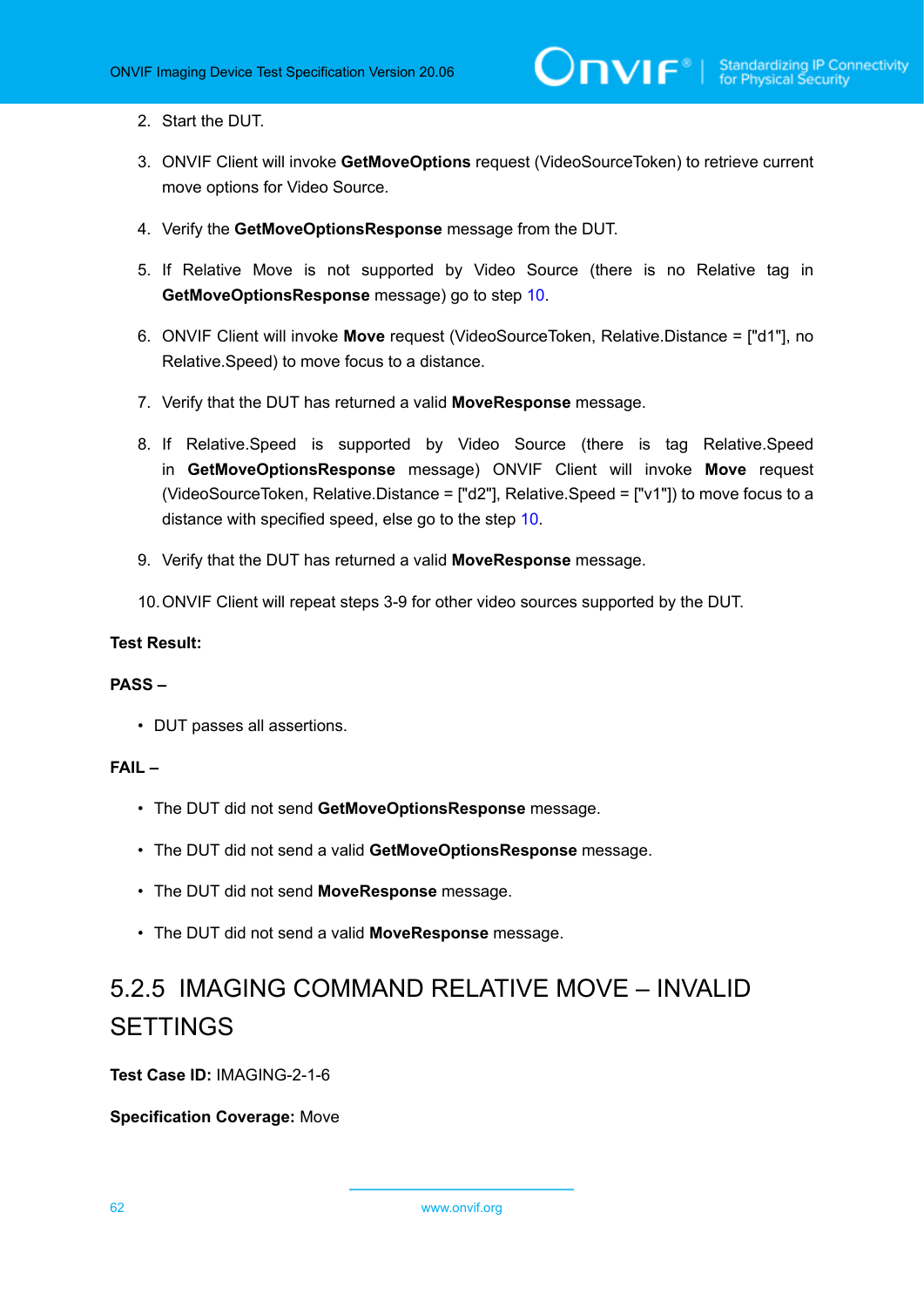2. Start the DUT.

3. ONVIF Client will invoke **GetMoveOptions** request (VideoSourceToken) to retrieve current move options for Video Source.

4. Verify the **GetMoveOptionsResponse** message from the DUT.

5. If Relative Move is not supported by Video Source (there is no Relative tag in **GetMoveOptionsResponse** message) go to step 10.

6. ONVIF Client will invoke **Move** request (VideoSourceToken, Relative.Distance = ["d1"], no Relative.Speed) to move focus to a distance.

7. Verify that the DUT has returned a valid **MoveResponse** message.

8. If Relative.Speed is supported by Video Source (there is tag Relative.Speed in **GetMoveOptionsResponse** message) ONVIF Client will invoke **Move** request (VideoSourceToken, Relative.Distance = ["d2"], Relative.Speed = ["v1"]) to move focus to a distance with specified speed, else go to the step 10.

9. Verify that the DUT has returned a valid **MoveResponse** message.

10. ONVIF Client will repeat steps 3-9 for other video sources supported by the DUT.

**Test Result:**

**PASS –**

- DUT passes all assertions.

**FAIL –**

- The DUT did not send **GetMoveOptionsResponse** message.
- The DUT did not send a valid **GetMoveOptionsResponse** message.
- The DUT did not send **MoveResponse** message.
- The DUT did not send a valid **MoveResponse** message.

### 5.2.5 IMAGING COMMAND RELATIVE MOVE – INVALID SETTINGS

**Test Case ID:** IMAGING-2-1-6

**Specification Coverage:** Move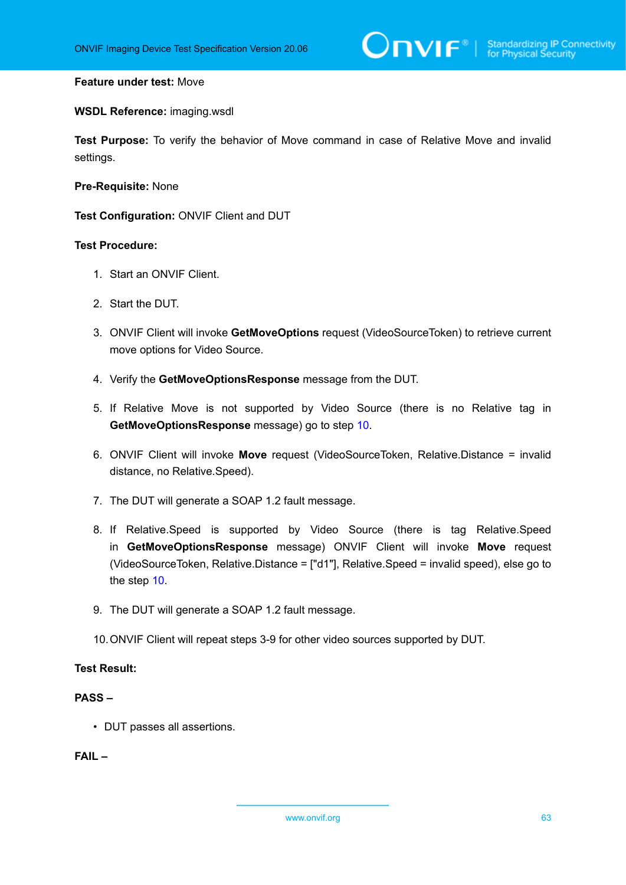**Feature under test:** Move

**WSDL Reference:** imaging.wsdl

**Test Purpose:** To verify the behavior of Move command in case of Relative Move and invalid settings.

**Pre-Requisite:** None

**Test Configuration:** ONVIF Client and DUT

**Test Procedure:**

1. Start an ONVIF Client.
2. Start the DUT.
3. ONVIF Client will invoke **GetMoveOptions** request (VideoSourceToken) to retrieve current move options for Video Source.
4. Verify the **GetMoveOptionsResponse** message from the DUT.
5. If Relative Move is not supported by Video Source (there is no Relative tag in **GetMoveOptionsResponse** message) go to step 10.
6. ONVIF Client will invoke **Move** request (VideoSourceToken, Relative.Distance = invalid distance, no Relative.Speed).
7. The DUT will generate a SOAP 1.2 fault message.
8. If Relative.Speed is supported by Video Source (there is tag Relative.Speed in **GetMoveOptionsResponse** message) ONVIF Client will invoke **Move** request (VideoSourceToken, Relative.Distance = ["d1"], Relative.Speed = invalid speed), else go to the step 10.
9. The DUT will generate a SOAP 1.2 fault message.
10. ONVIF Client will repeat steps 3-9 for other video sources supported by DUT.

**Test Result:**

**PASS –**

- DUT passes all assertions.

**FAIL –**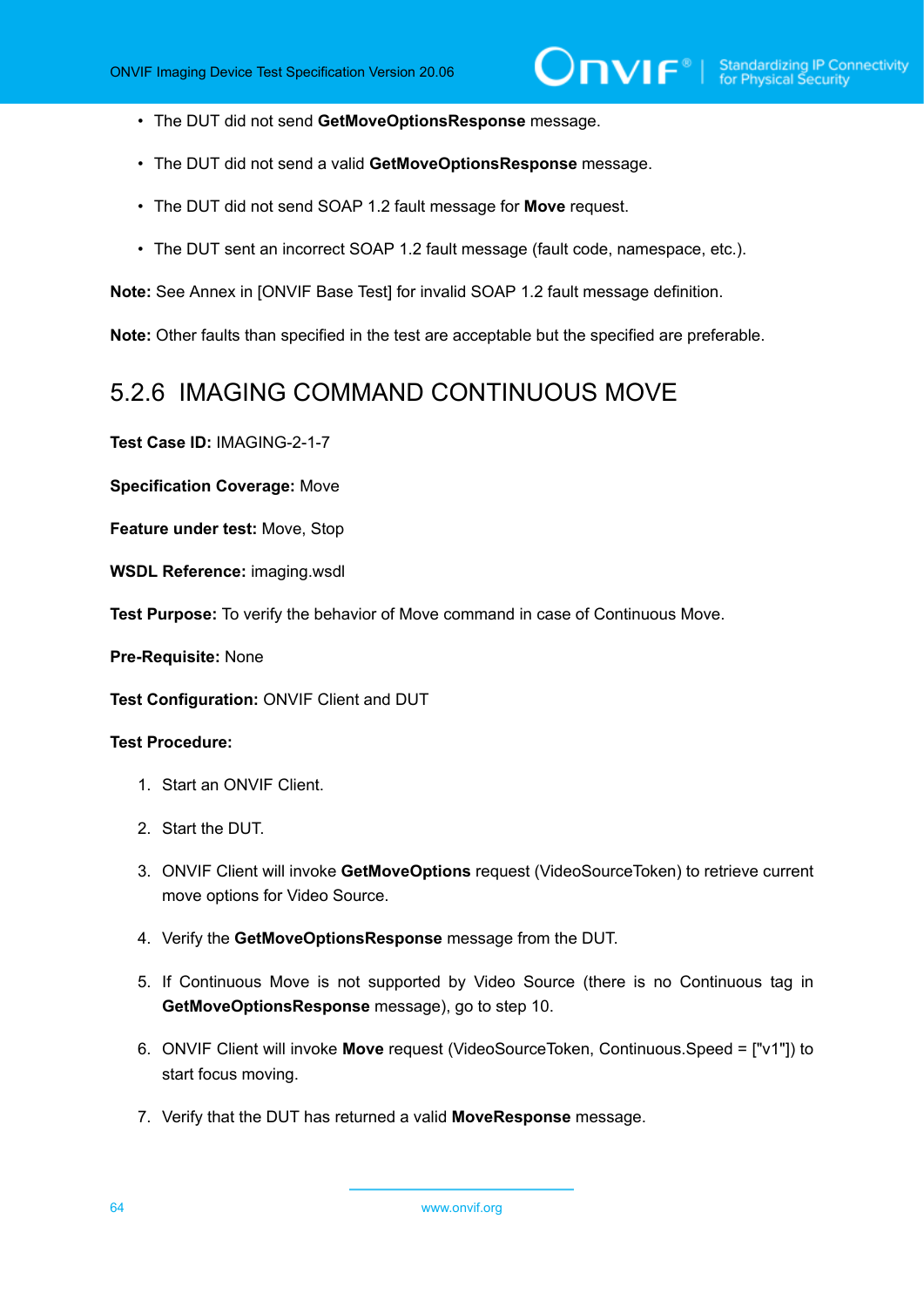- The DUT did not send **GetMoveOptionsResponse** message.
- The DUT did not send a valid **GetMoveOptionsResponse** message.
- The DUT did not send SOAP 1.2 fault message for **Move** request.
- The DUT sent an incorrect SOAP 1.2 fault message (fault code, namespace, etc.).

**Note:** See Annex in [ONVIF Base Test] for invalid SOAP 1.2 fault message definition.

**Note:** Other faults than specified in the test are acceptable but the specified are preferable.

## 5.2.6 IMAGING COMMAND CONTINUOUS MOVE

**Test Case ID:** IMAGING-2-1-7

**Specification Coverage:** Move

**Feature under test:** Move, Stop

**WSDL Reference:** imaging.wsdl

**Test Purpose:** To verify the behavior of Move command in case of Continuous Move.

**Pre-Requisite:** None

**Test Configuration:** ONVIF Client and DUT

**Test Procedure:**

1. Start an ONVIF Client.
2. Start the DUT.
3. ONVIF Client will invoke **GetMoveOptions** request (VideoSourceToken) to retrieve current move options for Video Source.
4. Verify the **GetMoveOptionsResponse** message from the DUT.
5. If Continuous Move is not supported by Video Source (there is no Continuous tag in **GetMoveOptionsResponse** message), go to step 10.
6. ONVIF Client will invoke **Move** request (VideoSourceToken, Continuous.Speed = ["v1"]) to start focus moving.
7. Verify that the DUT has returned a valid **MoveResponse** message.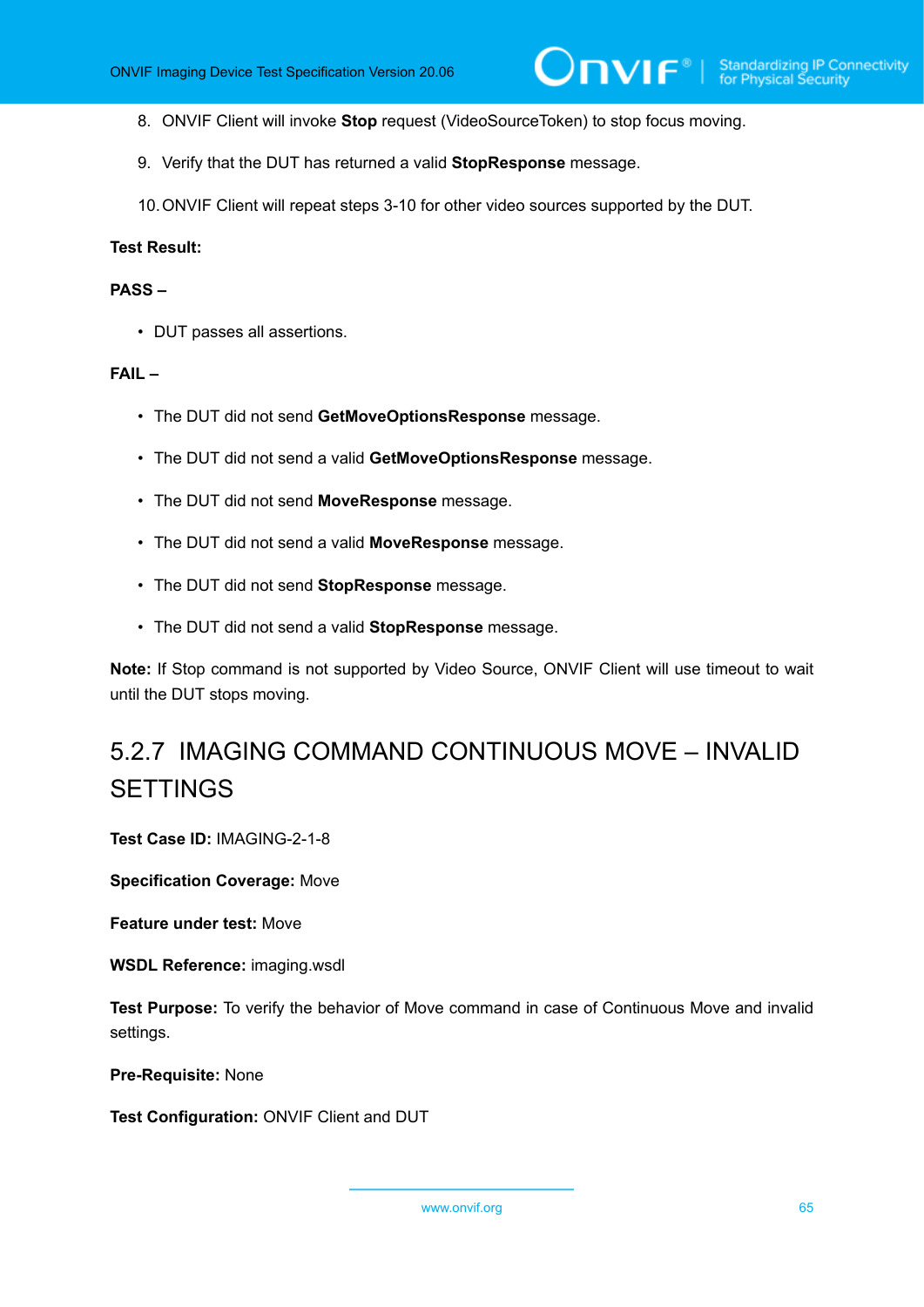8. ONVIF Client will invoke **Stop** request (VideoSourceToken) to stop focus moving.

9. Verify that the DUT has returned a valid **StopResponse** message.

10. ONVIF Client will repeat steps 3-10 for other video sources supported by the DUT.

**Test Result:**

**PASS –**

- DUT passes all assertions.

**FAIL –**

- The DUT did not send **GetMoveOptionsResponse** message.
- The DUT did not send a valid **GetMoveOptionsResponse** message.
- The DUT did not send **MoveResponse** message.
- The DUT did not send a valid **MoveResponse** message.
- The DUT did not send **StopResponse** message.
- The DUT did not send a valid **StopResponse** message.

**Note:** If Stop command is not supported by Video Source, ONVIF Client will use timeout to wait until the DUT stops moving.

## 5.2.7 IMAGING COMMAND CONTINUOUS MOVE – INVALID SETTINGS

**Test Case ID:** IMAGING-2-1-8

**Specification Coverage:** Move

**Feature under test:** Move

**WSDL Reference:** imaging.wsdl

**Test Purpose:** To verify the behavior of Move command in case of Continuous Move and invalid settings.

**Pre-Requisite:** None

**Test Configuration:** ONVIF Client and DUT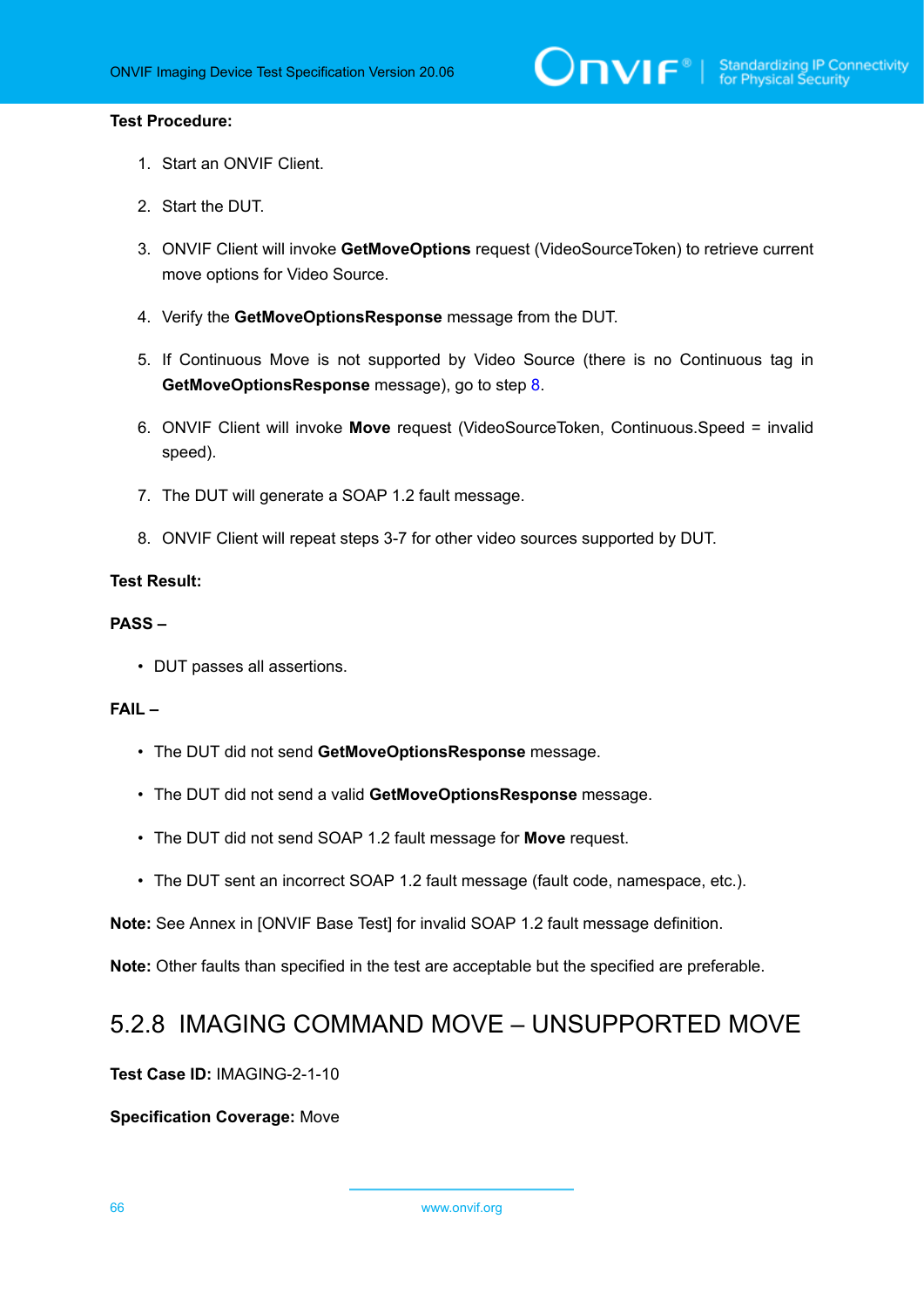**Test Procedure:**

1. Start an ONVIF Client.
2. Start the DUT.
3. ONVIF Client will invoke **GetMoveOptions** request (VideoSourceToken) to retrieve current move options for Video Source.
4. Verify the **GetMoveOptionsResponse** message from the DUT.
5. If Continuous Move is not supported by Video Source (there is no Continuous tag in **GetMoveOptionsResponse** message), go to step 8.
6. ONVIF Client will invoke **Move** request (VideoSourceToken, Continuous.Speed = invalid speed).
7. The DUT will generate a SOAP 1.2 fault message.
8. ONVIF Client will repeat steps 3-7 for other video sources supported by DUT.

**Test Result:**

**PASS –**

- DUT passes all assertions.

**FAIL –**

- The DUT did not send **GetMoveOptionsResponse** message.
- The DUT did not send a valid **GetMoveOptionsResponse** message.
- The DUT did not send SOAP 1.2 fault message for **Move** request.
- The DUT sent an incorrect SOAP 1.2 fault message (fault code, namespace, etc.).

**Note:** See Annex in [ONVIF Base Test] for invalid SOAP 1.2 fault message definition.

**Note:** Other faults than specified in the test are acceptable but the specified are preferable.

## 5.2.8 IMAGING COMMAND MOVE – UNSUPPORTED MOVE

**Test Case ID:** IMAGING-2-1-10

**Specification Coverage:** Move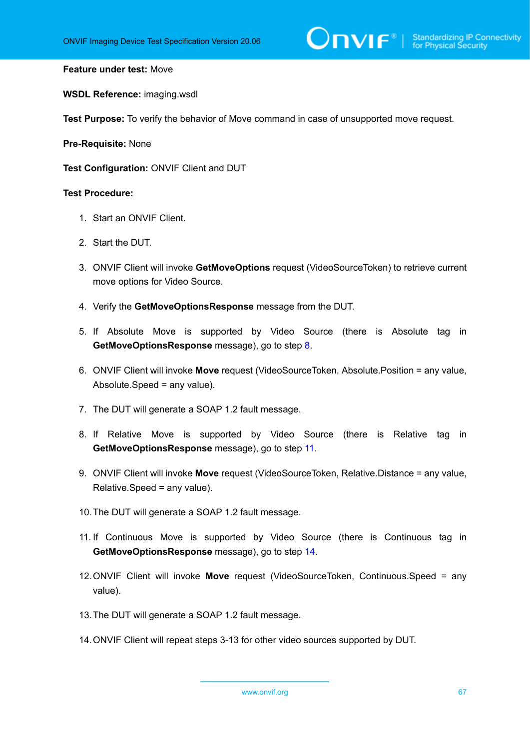**Feature under test:** Move

**WSDL Reference:** imaging.wsdl

**Test Purpose:** To verify the behavior of Move command in case of unsupported move request.

**Pre-Requisite:** None

**Test Configuration:** ONVIF Client and DUT

**Test Procedure:**

1. Start an ONVIF Client.
2. Start the DUT.
3. ONVIF Client will invoke **GetMoveOptions** request (VideoSourceToken) to retrieve current move options for Video Source.
4. Verify the **GetMoveOptionsResponse** message from the DUT.
5. If Absolute Move is supported by Video Source (there is Absolute tag in **GetMoveOptionsResponse** message), go to step 8.
6. ONVIF Client will invoke **Move** request (VideoSourceToken, Absolute.Position = any value, Absolute.Speed = any value).
7. The DUT will generate a SOAP 1.2 fault message.
8. If Relative Move is supported by Video Source (there is Relative tag in **GetMoveOptionsResponse** message), go to step 11.
9. ONVIF Client will invoke **Move** request (VideoSourceToken, Relative.Distance = any value, Relative.Speed = any value).
10. The DUT will generate a SOAP 1.2 fault message.
11. If Continuous Move is supported by Video Source (there is Continuous tag in **GetMoveOptionsResponse** message), go to step 14.
12. ONVIF Client will invoke **Move** request (VideoSourceToken, Continuous.Speed = any value).
13. The DUT will generate a SOAP 1.2 fault message.
14. ONVIF Client will repeat steps 3-13 for other video sources supported by DUT.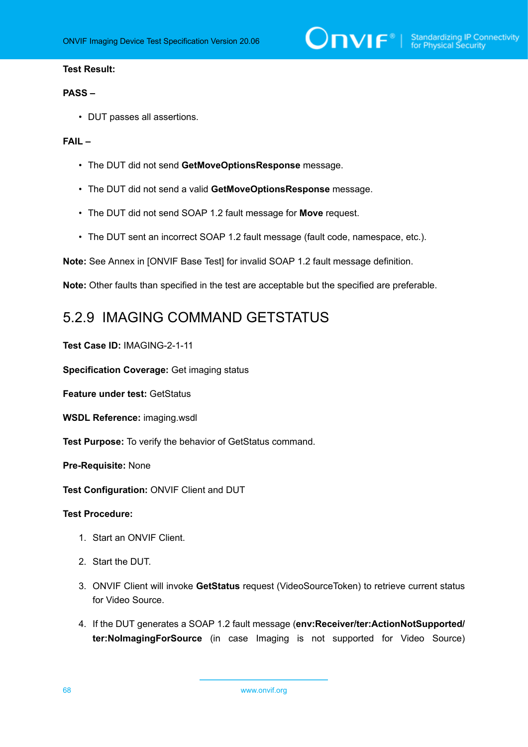**Test Result:**

**PASS –**

- DUT passes all assertions.

**FAIL –**

- The DUT did not send **GetMoveOptionsResponse** message.
- The DUT did not send a valid **GetMoveOptionsResponse** message.
- The DUT did not send SOAP 1.2 fault message for **Move** request.
- The DUT sent an incorrect SOAP 1.2 fault message (fault code, namespace, etc.).

**Note:** See Annex in [ONVIF Base Test] for invalid SOAP 1.2 fault message definition.

**Note:** Other faults than specified in the test are acceptable but the specified are preferable.

## 5.2.9 IMAGING COMMAND GETSTATUS

**Test Case ID:** IMAGING-2-1-11

**Specification Coverage:** Get imaging status

**Feature under test:** GetStatus

**WSDL Reference:** imaging.wsdl

**Test Purpose:** To verify the behavior of GetStatus command.

**Pre-Requisite:** None

**Test Configuration:** ONVIF Client and DUT

**Test Procedure:**

1. Start an ONVIF Client.
2. Start the DUT.
3. ONVIF Client will invoke **GetStatus** request (VideoSourceToken) to retrieve current status for Video Source.
4. If the DUT generates a SOAP 1.2 fault message (**env:Receiver/ter:ActionNotSupported/ter:NoImagingForSource** (in case Imaging is not supported for Video Source)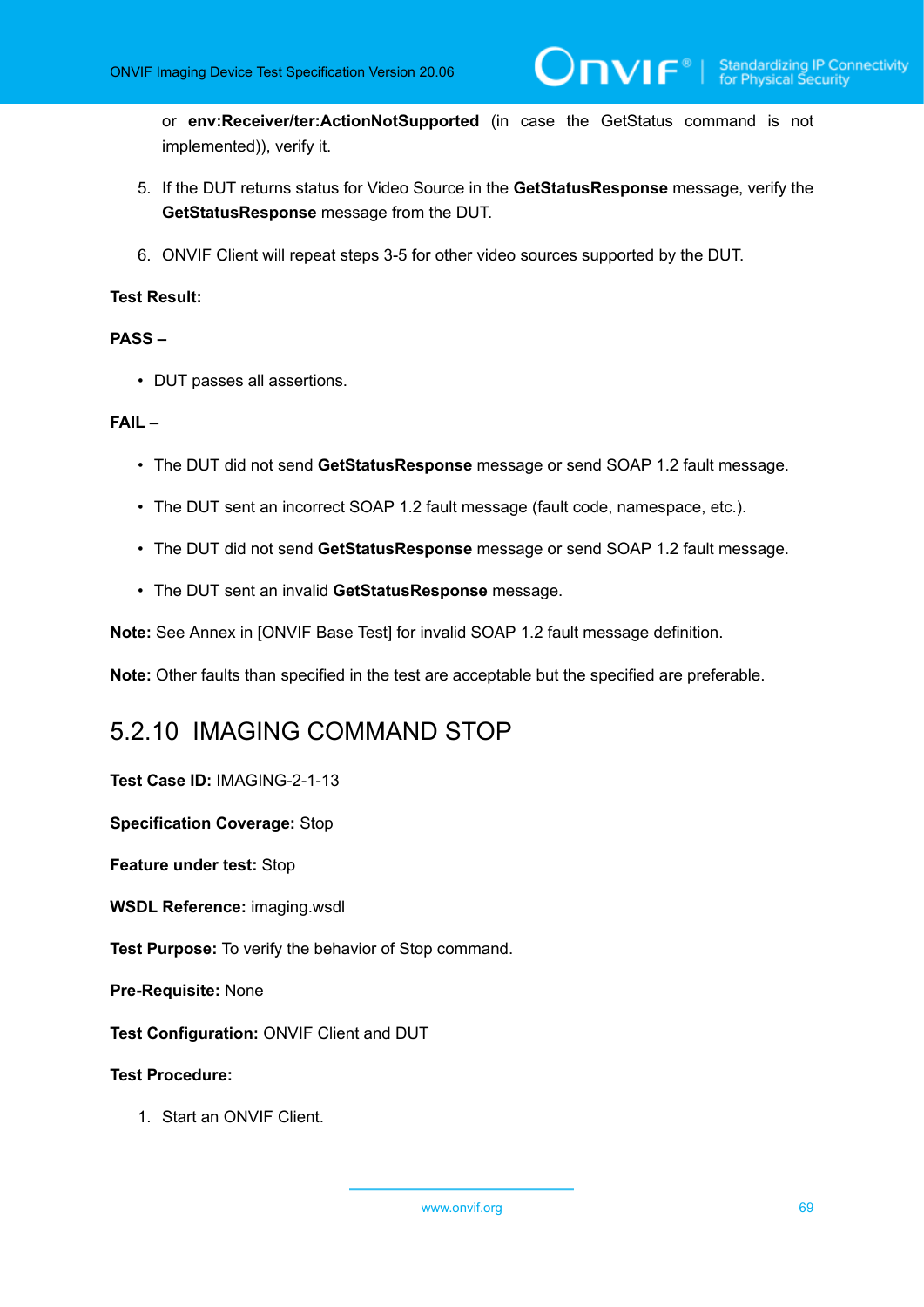or **env:Receiver/ter:ActionNotSupported** (in case the GetStatus command is not implemented)), verify it.

5. If the DUT returns status for Video Source in the **GetStatusResponse** message, verify the **GetStatusResponse** message from the DUT.

6. ONVIF Client will repeat steps 3-5 for other video sources supported by the DUT.

**Test Result:**

**PASS –**

- DUT passes all assertions.

**FAIL –**

- The DUT did not send **GetStatusResponse** message or send SOAP 1.2 fault message.
- The DUT sent an incorrect SOAP 1.2 fault message (fault code, namespace, etc.).
- The DUT did not send **GetStatusResponse** message or send SOAP 1.2 fault message.
- The DUT sent an invalid **GetStatusResponse** message.

**Note:** See Annex in [ONVIF Base Test] for invalid SOAP 1.2 fault message definition.

**Note:** Other faults than specified in the test are acceptable but the specified are preferable.

### 5.2.10 IMAGING COMMAND STOP

**Test Case ID:** IMAGING-2-1-13

**Specification Coverage:** Stop

**Feature under test:** Stop

**WSDL Reference:** imaging.wsdl

**Test Purpose:** To verify the behavior of Stop command.

**Pre-Requisite:** None

**Test Configuration:** ONVIF Client and DUT

**Test Procedure:**

1. Start an ONVIF Client.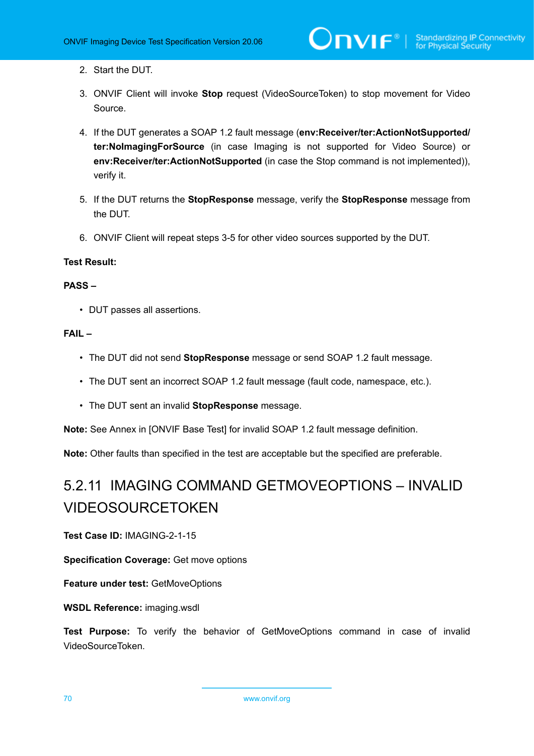2. Start the DUT.

3. ONVIF Client will invoke **Stop** request (VideoSourceToken) to stop movement for Video Source.

4. If the DUT generates a SOAP 1.2 fault message (**env:Receiver/ter:ActionNotSupported/ter:NoImagingForSource** (in case Imaging is not supported for Video Source) or **env:Receiver/ter:ActionNotSupported** (in case the Stop command is not implemented)), verify it.

5. If the DUT returns the **StopResponse** message, verify the **StopResponse** message from the DUT.

6. ONVIF Client will repeat steps 3-5 for other video sources supported by the DUT.

**Test Result:**

**PASS –**

- DUT passes all assertions.

**FAIL –**

- The DUT did not send **StopResponse** message or send SOAP 1.2 fault message.
- The DUT sent an incorrect SOAP 1.2 fault message (fault code, namespace, etc.).
- The DUT sent an invalid **StopResponse** message.

**Note:** See Annex in [ONVIF Base Test] for invalid SOAP 1.2 fault message definition.

**Note:** Other faults than specified in the test are acceptable but the specified are preferable.

## 5.2.11 IMAGING COMMAND GETMOVEOPTIONS – INVALID VIDEOSOURCETOKEN

**Test Case ID:** IMAGING-2-1-15

**Specification Coverage:** Get move options

**Feature under test:** GetMoveOptions

**WSDL Reference:** imaging.wsdl

**Test Purpose:** To verify the behavior of GetMoveOptions command in case of invalid VideoSourceToken.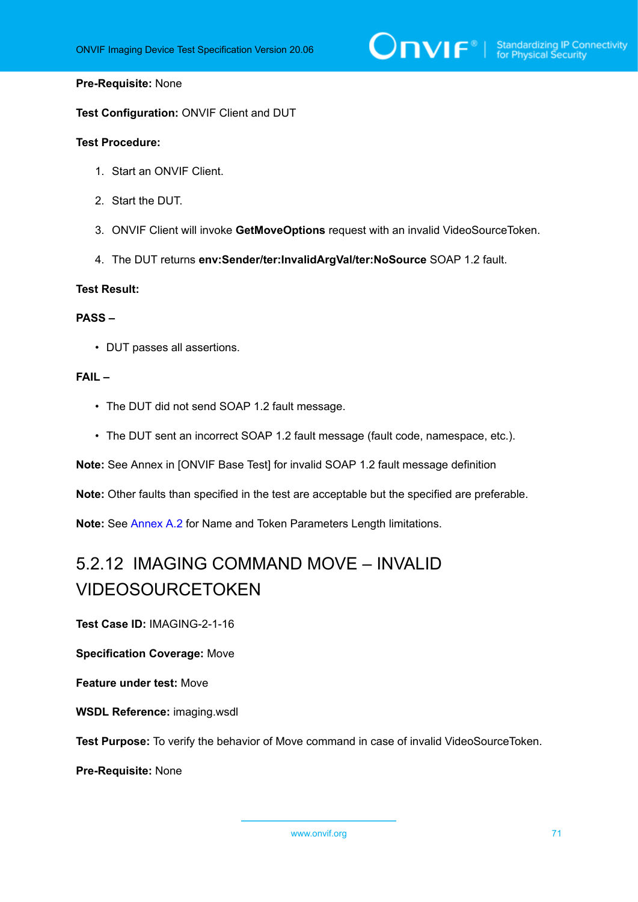**Pre-Requisite:** None

**Test Configuration:** ONVIF Client and DUT

**Test Procedure:**

1. Start an ONVIF Client.
2. Start the DUT.
3. ONVIF Client will invoke **GetMoveOptions** request with an invalid VideoSourceToken.
4. The DUT returns **env:Sender/ter:InvalidArgVal/ter:NoSource** SOAP 1.2 fault.

**Test Result:**

**PASS –**

- DUT passes all assertions.

**FAIL –**

- The DUT did not send SOAP 1.2 fault message.
- The DUT sent an incorrect SOAP 1.2 fault message (fault code, namespace, etc.).

**Note:** See Annex in [ONVIF Base Test] for invalid SOAP 1.2 fault message definition

**Note:** Other faults than specified in the test are acceptable but the specified are preferable.

**Note:** See Annex A.2 for Name and Token Parameters Length limitations.

### 5.2.12 IMAGING COMMAND MOVE – INVALID VIDEOSOURCETOKEN

**Test Case ID:** IMAGING-2-1-16

**Specification Coverage:** Move

**Feature under test:** Move

**WSDL Reference:** imaging.wsdl

**Test Purpose:** To verify the behavior of Move command in case of invalid VideoSourceToken.

**Pre-Requisite:** None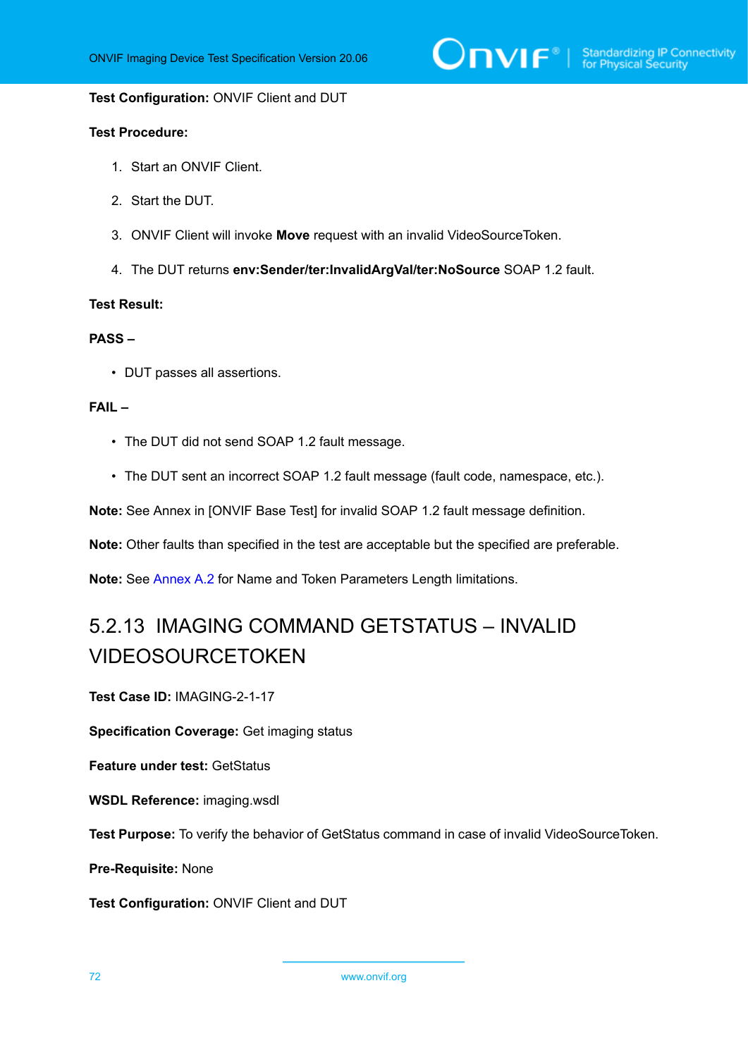**Test Configuration:** ONVIF Client and DUT

**Test Procedure:**

1. Start an ONVIF Client.
2. Start the DUT.
3. ONVIF Client will invoke **Move** request with an invalid VideoSourceToken.
4. The DUT returns **env:Sender/ter:InvalidArgVal/ter:NoSource** SOAP 1.2 fault.

**Test Result:**

**PASS –**

- DUT passes all assertions.

**FAIL –**

- The DUT did not send SOAP 1.2 fault message.
- The DUT sent an incorrect SOAP 1.2 fault message (fault code, namespace, etc.).

**Note:** See Annex in [ONVIF Base Test] for invalid SOAP 1.2 fault message definition.

**Note:** Other faults than specified in the test are acceptable but the specified are preferable.

**Note:** See Annex A.2 for Name and Token Parameters Length limitations.

## 5.2.13 IMAGING COMMAND GETSTATUS – INVALID VIDEOSOURCETOKEN

**Test Case ID:** IMAGING-2-1-17

**Specification Coverage:** Get imaging status

**Feature under test:** GetStatus

**WSDL Reference:** imaging.wsdl

**Test Purpose:** To verify the behavior of GetStatus command in case of invalid VideoSourceToken.

**Pre-Requisite:** None

**Test Configuration:** ONVIF Client and DUT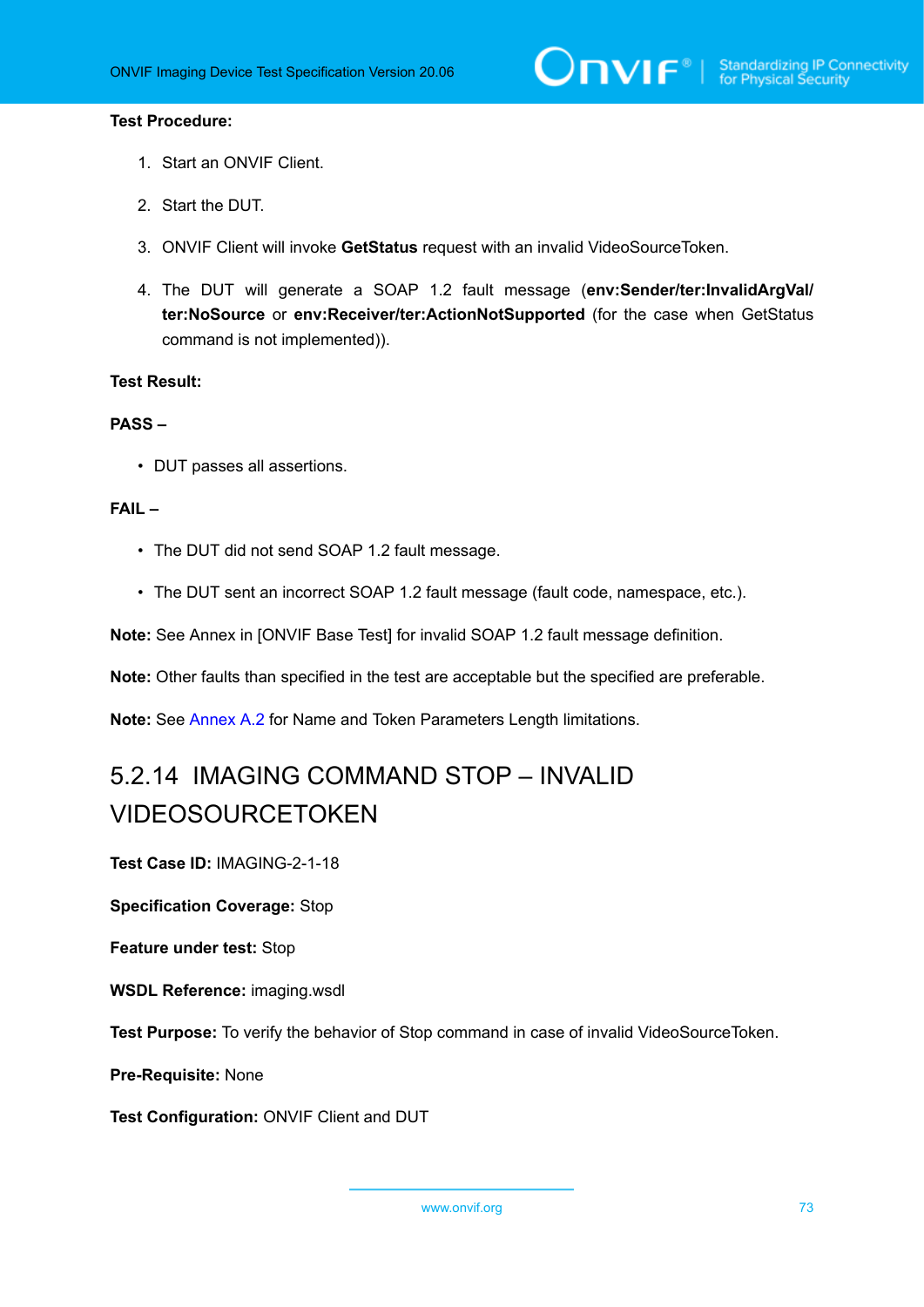**Test Procedure:**

1. Start an ONVIF Client.
2. Start the DUT.
3. ONVIF Client will invoke **GetStatus** request with an invalid VideoSourceToken.
4. The DUT will generate a SOAP 1.2 fault message (**env:Sender/ter:InvalidArgVal/ter:NoSource** or **env:Receiver/ter:ActionNotSupported** (for the case when GetStatus command is not implemented)).

**Test Result:**

**PASS –**

- DUT passes all assertions.

**FAIL –**

- The DUT did not send SOAP 1.2 fault message.
- The DUT sent an incorrect SOAP 1.2 fault message (fault code, namespace, etc.).

**Note:** See Annex in [ONVIF Base Test] for invalid SOAP 1.2 fault message definition.

**Note:** Other faults than specified in the test are acceptable but the specified are preferable.

**Note:** See Annex A.2 for Name and Token Parameters Length limitations.

### 5.2.14 IMAGING COMMAND STOP – INVALID VIDEOSOURCETOKEN

**Test Case ID:** IMAGING-2-1-18

**Specification Coverage:** Stop

**Feature under test:** Stop

**WSDL Reference:** imaging.wsdl

**Test Purpose:** To verify the behavior of Stop command in case of invalid VideoSourceToken.

**Pre-Requisite:** None

**Test Configuration:** ONVIF Client and DUT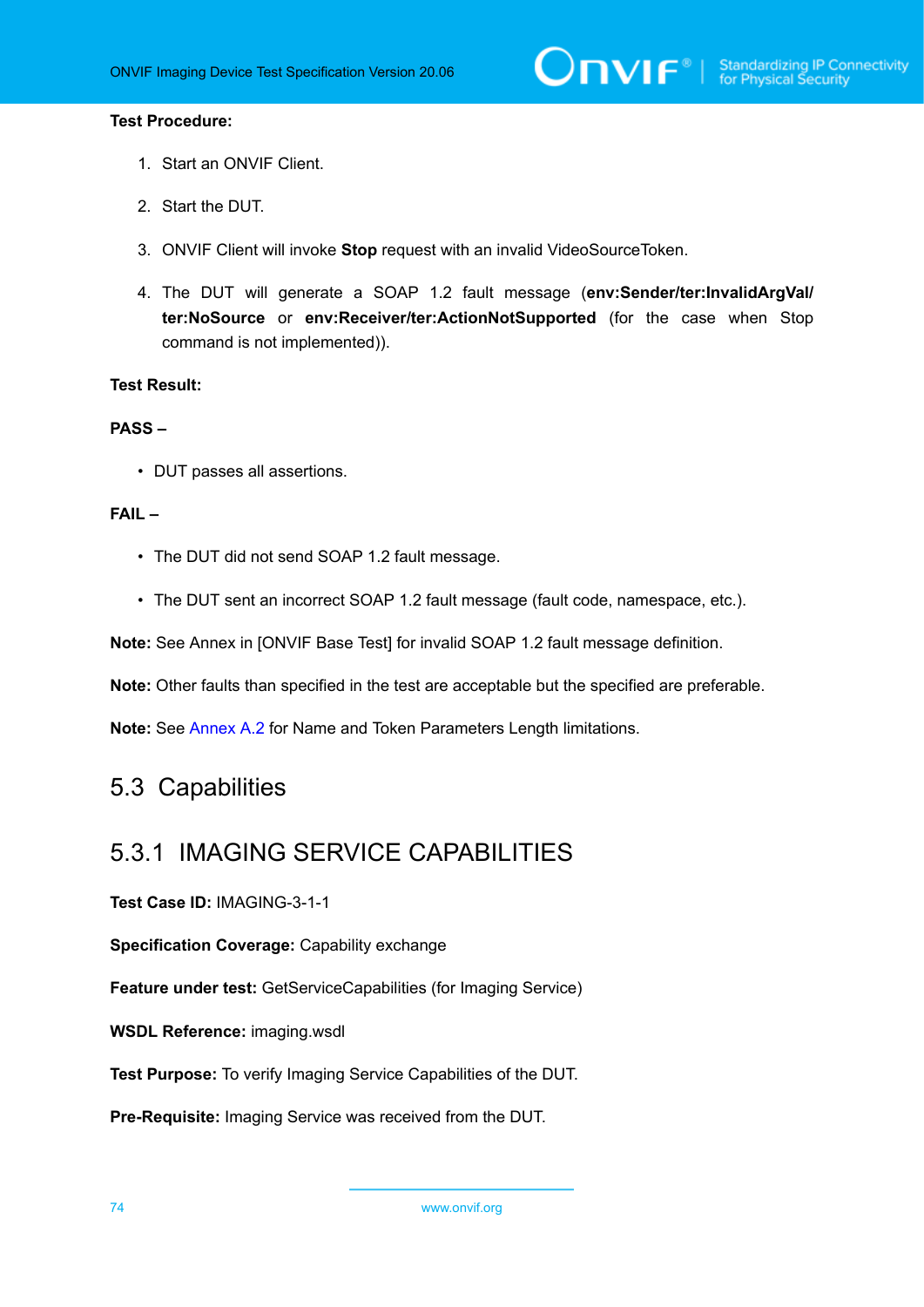**Test Procedure:**

1. Start an ONVIF Client.
2. Start the DUT.
3. ONVIF Client will invoke **Stop** request with an invalid VideoSourceToken.
4. The DUT will generate a SOAP 1.2 fault message (**env:Sender/ter:InvalidArgVal/ter:NoSource** or **env:Receiver/ter:ActionNotSupported** (for the case when Stop command is not implemented)).

**Test Result:**

**PASS –**

- DUT passes all assertions.

**FAIL –**

- The DUT did not send SOAP 1.2 fault message.
- The DUT sent an incorrect SOAP 1.2 fault message (fault code, namespace, etc.).

**Note:** See Annex in [ONVIF Base Test] for invalid SOAP 1.2 fault message definition.

**Note:** Other faults than specified in the test are acceptable but the specified are preferable.

**Note:** See Annex A.2 for Name and Token Parameters Length limitations.

## 5.3 Capabilities

### 5.3.1 IMAGING SERVICE CAPABILITIES

**Test Case ID:** IMAGING-3-1-1

**Specification Coverage:** Capability exchange

**Feature under test:** GetServiceCapabilities (for Imaging Service)

**WSDL Reference:** imaging.wsdl

**Test Purpose:** To verify Imaging Service Capabilities of the DUT.

**Pre-Requisite:** Imaging Service was received from the DUT.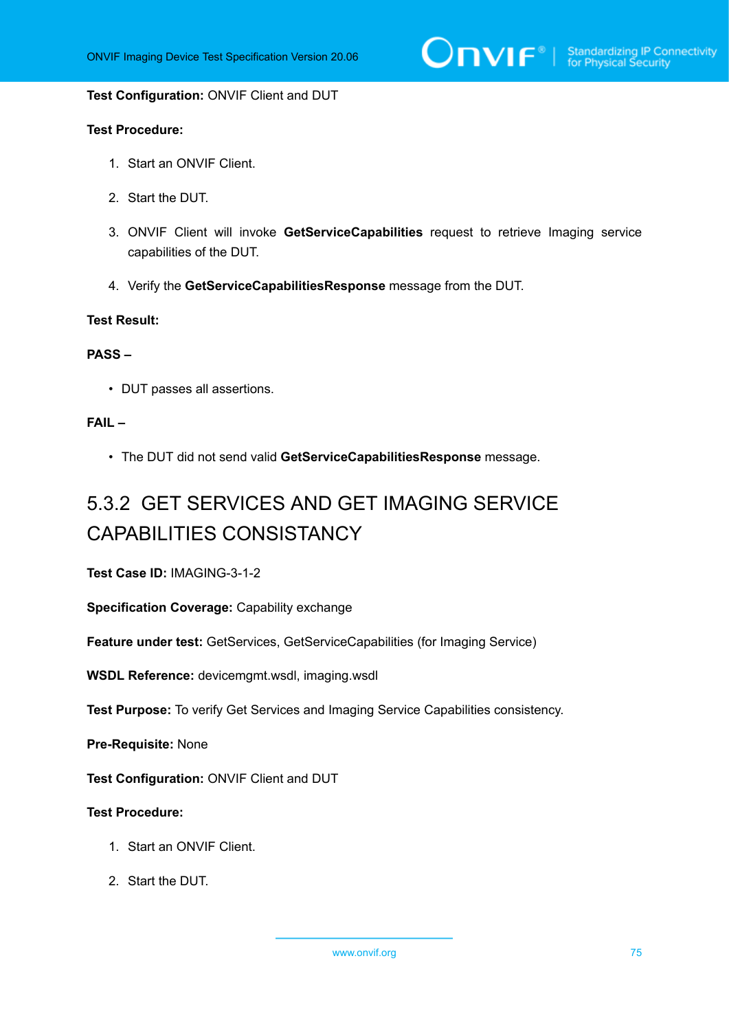**Test Configuration:** ONVIF Client and DUT

**Test Procedure:**

1. Start an ONVIF Client.
2. Start the DUT.
3. ONVIF Client will invoke **GetServiceCapabilities** request to retrieve Imaging service capabilities of the DUT.
4. Verify the **GetServiceCapabilitiesResponse** message from the DUT.

**Test Result:**

**PASS –**

- DUT passes all assertions.

**FAIL –**

- The DUT did not send valid **GetServiceCapabilitiesResponse** message.

### 5.3.2 GET SERVICES AND GET IMAGING SERVICE CAPABILITIES CONSISTANCY

**Test Case ID:** IMAGING-3-1-2

**Specification Coverage:** Capability exchange

**Feature under test:** GetServices, GetServiceCapabilities (for Imaging Service)

**WSDL Reference:** devicemgmt.wsdl, imaging.wsdl

**Test Purpose:** To verify Get Services and Imaging Service Capabilities consistency.

**Pre-Requisite:** None

**Test Configuration:** ONVIF Client and DUT

**Test Procedure:**

1. Start an ONVIF Client.
2. Start the DUT.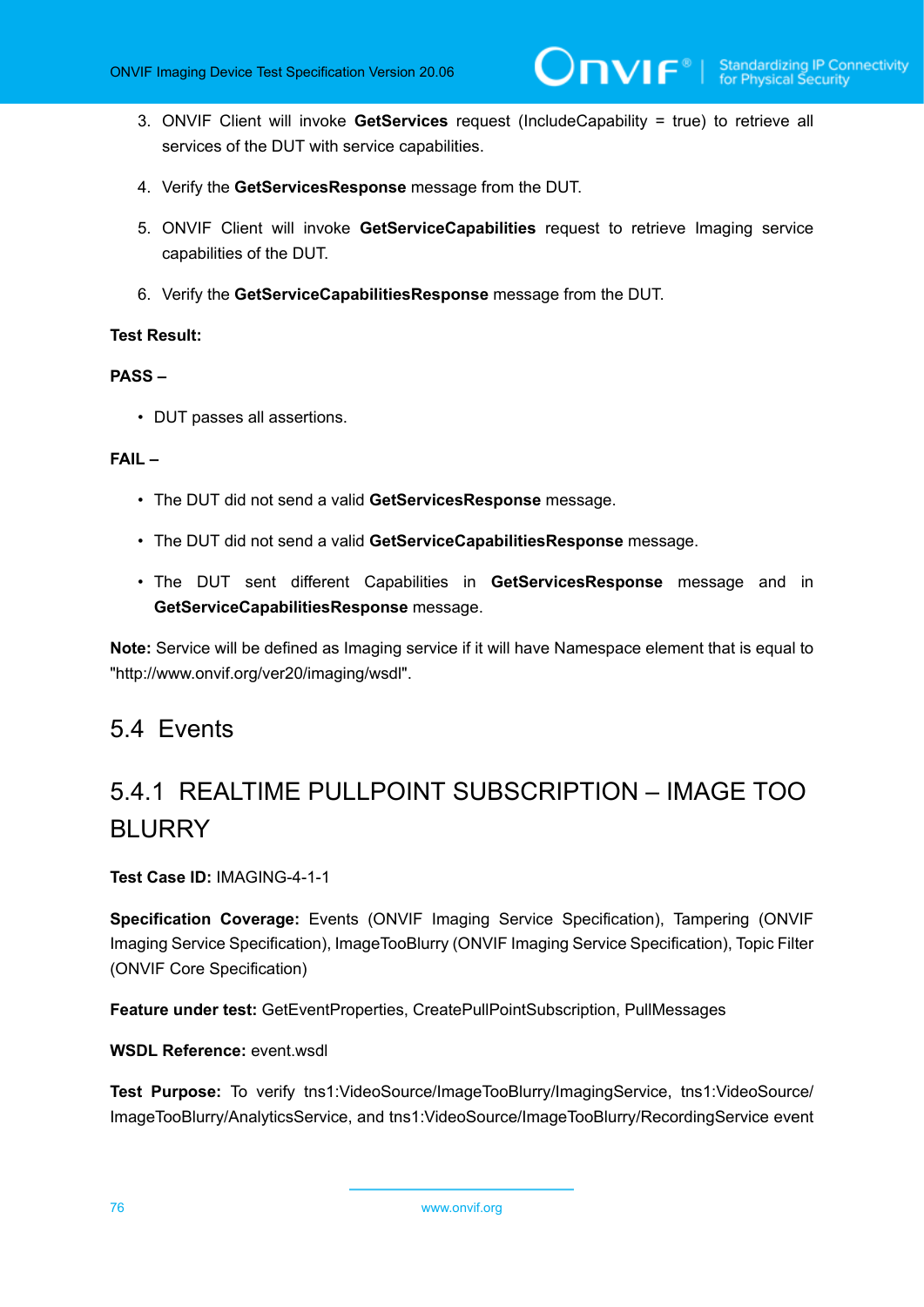3. ONVIF Client will invoke **GetServices** request (IncludeCapability = true) to retrieve all services of the DUT with service capabilities.

4. Verify the **GetServicesResponse** message from the DUT.

5. ONVIF Client will invoke **GetServiceCapabilities** request to retrieve Imaging service capabilities of the DUT.

6. Verify the **GetServiceCapabilitiesResponse** message from the DUT.

**Test Result:**

**PASS –**

- DUT passes all assertions.

**FAIL –**

- The DUT did not send a valid **GetServicesResponse** message.
- The DUT did not send a valid **GetServiceCapabilitiesResponse** message.
- The DUT sent different Capabilities in **GetServicesResponse** message and in **GetServiceCapabilitiesResponse** message.

**Note:** Service will be defined as Imaging service if it will have Namespace element that is equal to "http://www.onvif.org/ver20/imaging/wsdl".

## 5.4 Events

### 5.4.1 REALTIME PULLPOINT SUBSCRIPTION – IMAGE TOO BLURRY

**Test Case ID:** IMAGING-4-1-1

**Specification Coverage:** Events (ONVIF Imaging Service Specification), Tampering (ONVIF Imaging Service Specification), ImageTooBlurry (ONVIF Imaging Service Specification), Topic Filter (ONVIF Core Specification)

**Feature under test:** GetEventProperties, CreatePullPointSubscription, PullMessages

**WSDL Reference:** event.wsdl

**Test Purpose:** To verify tns1:VideoSource/ImageTooBlurry/ImagingService, tns1:VideoSource/ImageTooBlurry/AnalyticsService, and tns1:VideoSource/ImageTooBlurry/RecordingService event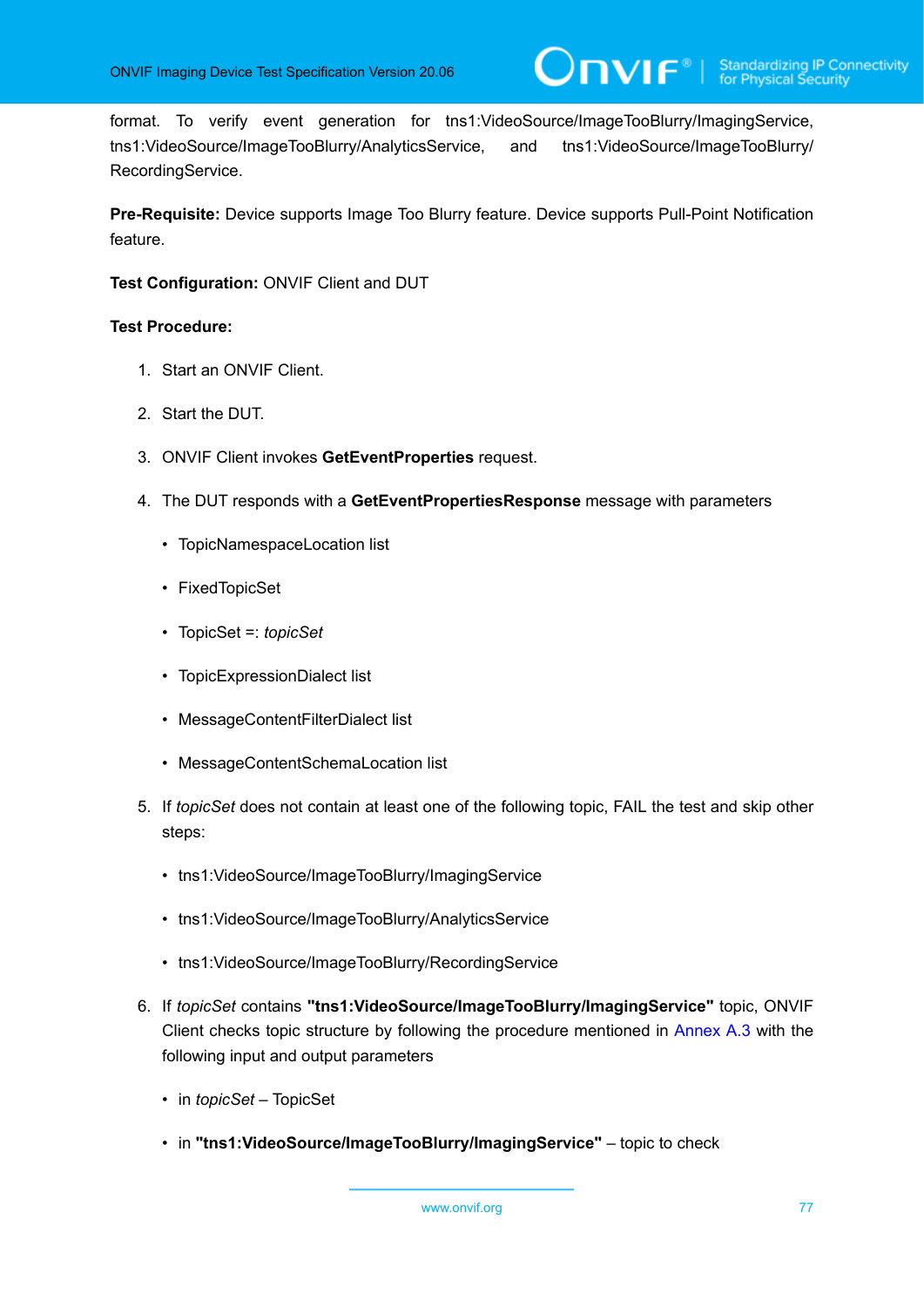format. To verify event generation for tns1:VideoSource/ImageTooBlurry/ImagingService, tns1:VideoSource/ImageTooBlurry/AnalyticsService, and tns1:VideoSource/ImageTooBlurry/RecordingService.

**Pre-Requisite:** Device supports Image Too Blurry feature. Device supports Pull-Point Notification feature.

**Test Configuration:** ONVIF Client and DUT

**Test Procedure:**

1. Start an ONVIF Client.

2. Start the DUT.

3. ONVIF Client invokes **GetEventProperties** request.

4. The DUT responds with a **GetEventPropertiesResponse** message with parameters

   - TopicNamespaceLocation list
   - FixedTopicSet
   - TopicSet =: *topicSet*
   - TopicExpressionDialect list
   - MessageContentFilterDialect list
   - MessageContentSchemaLocation list

5. If *topicSet* does not contain at least one of the following topic, FAIL the test and skip other steps:

   - tns1:VideoSource/ImageTooBlurry/ImagingService
   - tns1:VideoSource/ImageTooBlurry/AnalyticsService
   - tns1:VideoSource/ImageTooBlurry/RecordingService

6. If *topicSet* contains **"tns1:VideoSource/ImageTooBlurry/ImagingService"** topic, ONVIF Client checks topic structure by following the procedure mentioned in Annex A.3 with the following input and output parameters

   - in *topicSet* – TopicSet
   - in **"tns1:VideoSource/ImageTooBlurry/ImagingService"** – topic to check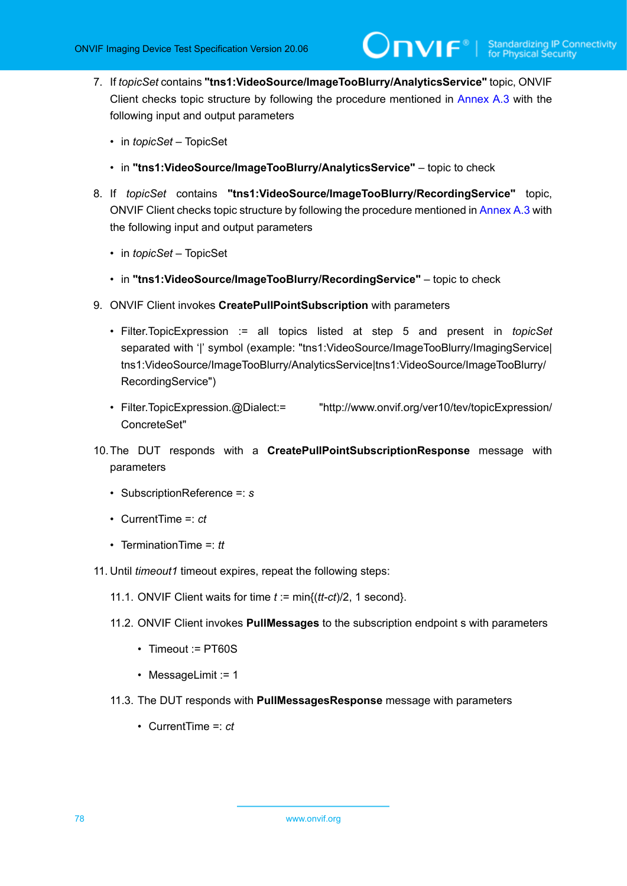7. If *topicSet* contains **"tns1:VideoSource/ImageTooBlurry/AnalyticsService"** topic, ONVIF Client checks topic structure by following the procedure mentioned in Annex A.3 with the following input and output parameters

   - in *topicSet* – TopicSet
   - in **"tns1:VideoSource/ImageTooBlurry/AnalyticsService"** – topic to check

8. If *topicSet* contains **"tns1:VideoSource/ImageTooBlurry/RecordingService"** topic, ONVIF Client checks topic structure by following the procedure mentioned in Annex A.3 with the following input and output parameters

   - in *topicSet* – TopicSet
   - in **"tns1:VideoSource/ImageTooBlurry/RecordingService"** – topic to check

9. ONVIF Client invokes **CreatePullPointSubscription** with parameters

   - Filter.TopicExpression := all topics listed at step 5 and present in *topicSet* separated with '|' symbol (example: "tns1:VideoSource/ImageTooBlurry/ImagingService|tns1:VideoSource/ImageTooBlurry/AnalyticsService|tns1:VideoSource/ImageTooBlurry/RecordingService")
   - Filter.TopicExpression.@Dialect:= "http://www.onvif.org/ver10/tev/topicExpression/ConcreteSet"

10. The DUT responds with a **CreatePullPointSubscriptionResponse** message with parameters

   - SubscriptionReference =: *s*
   - CurrentTime =: *ct*
   - TerminationTime =: *tt*

11. Until *timeout1* timeout expires, repeat the following steps:

   11.1. ONVIF Client waits for time *t* := min{(*tt*-*ct*)/2, 1 second}.

   11.2. ONVIF Client invokes **PullMessages** to the subscription endpoint s with parameters

   - Timeout := PT60S
   - MessageLimit := 1

   11.3. The DUT responds with **PullMessagesResponse** message with parameters

   - CurrentTime =: *ct*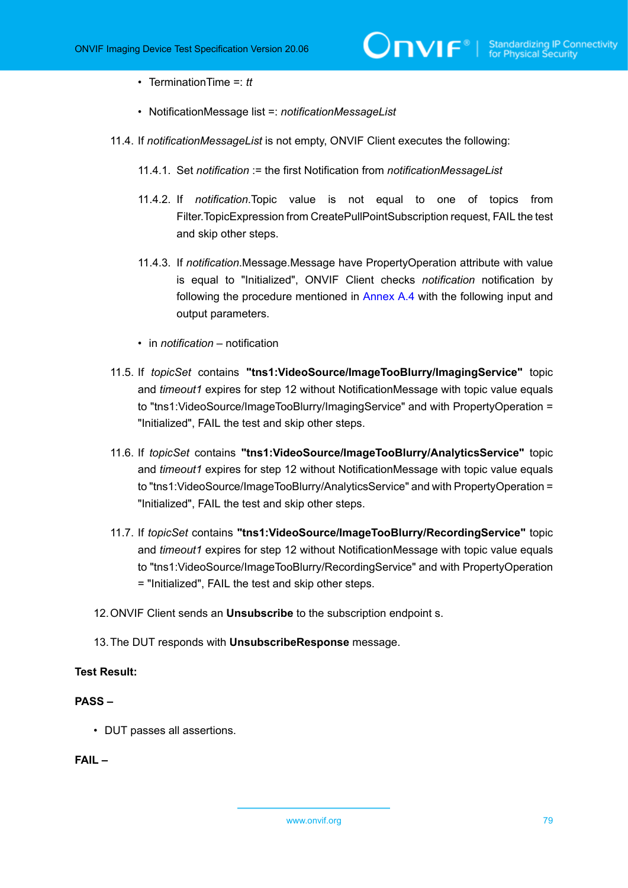- TerminationTime =: *tt*

- NotificationMessage list =: *notificationMessageList*

11.4. If *notificationMessageList* is not empty, ONVIF Client executes the following:

11.4.1. Set *notification* := the first Notification from *notificationMessageList*

11.4.2. If *notification*.Topic value is not equal to one of topics from Filter.TopicExpression from CreatePullPointSubscription request, FAIL the test and skip other steps.

11.4.3. If *notification*.Message.Message have PropertyOperation attribute with value is equal to "Initialized", ONVIF Client checks *notification* notification by following the procedure mentioned in Annex A.4 with the following input and output parameters.

- in *notification* – notification

11.5. If *topicSet* contains **"tns1:VideoSource/ImageTooBlurry/ImagingService"** topic and *timeout1* expires for step 12 without NotificationMessage with topic value equals to "tns1:VideoSource/ImageTooBlurry/ImagingService" and with PropertyOperation = "Initialized", FAIL the test and skip other steps.

11.6. If *topicSet* contains **"tns1:VideoSource/ImageTooBlurry/AnalyticsService"** topic and *timeout1* expires for step 12 without NotificationMessage with topic value equals to "tns1:VideoSource/ImageTooBlurry/AnalyticsService" and with PropertyOperation = "Initialized", FAIL the test and skip other steps.

11.7. If *topicSet* contains **"tns1:VideoSource/ImageTooBlurry/RecordingService"** topic and *timeout1* expires for step 12 without NotificationMessage with topic value equals to "tns1:VideoSource/ImageTooBlurry/RecordingService" and with PropertyOperation = "Initialized", FAIL the test and skip other steps.

12. ONVIF Client sends an **Unsubscribe** to the subscription endpoint s.

13. The DUT responds with **UnsubscribeResponse** message.

**Test Result:**

**PASS –**

- DUT passes all assertions.

**FAIL –**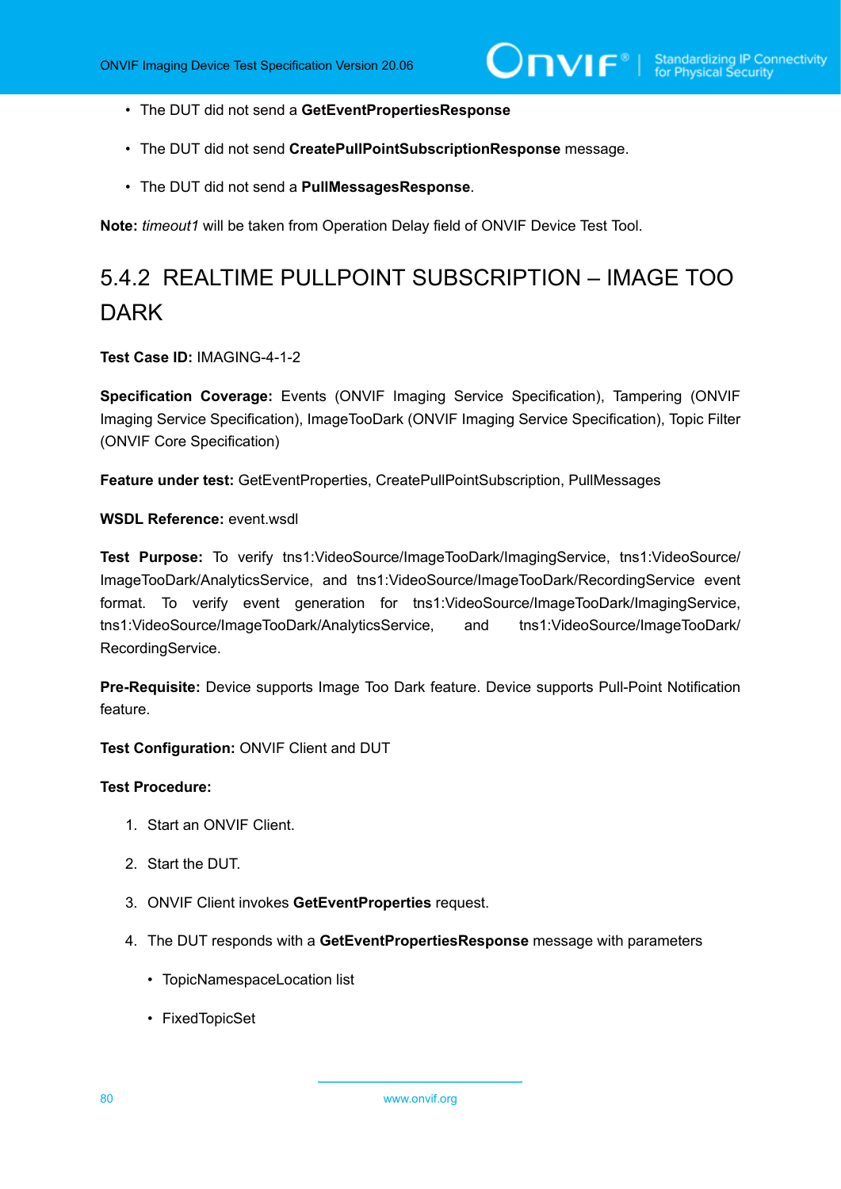- The DUT did not send a **GetEventPropertiesResponse**
- The DUT did not send **CreatePullPointSubscriptionResponse** message.
- The DUT did not send a **PullMessagesResponse**.

**Note:** *timeout1* will be taken from Operation Delay field of ONVIF Device Test Tool.

### 5.4.2 REALTIME PULLPOINT SUBSCRIPTION – IMAGE TOO DARK

**Test Case ID:** IMAGING-4-1-2

**Specification Coverage:** Events (ONVIF Imaging Service Specification), Tampering (ONVIF Imaging Service Specification), ImageTooDark (ONVIF Imaging Service Specification), Topic Filter (ONVIF Core Specification)

**Feature under test:** GetEventProperties, CreatePullPointSubscription, PullMessages

**WSDL Reference:** event.wsdl

**Test Purpose:** To verify tns1:VideoSource/ImageTooDark/ImagingService, tns1:VideoSource/ImageTooDark/AnalyticsService, and tns1:VideoSource/ImageTooDark/RecordingService event format. To verify event generation for tns1:VideoSource/ImageTooDark/ImagingService, tns1:VideoSource/ImageTooDark/AnalyticsService, and tns1:VideoSource/ImageTooDark/RecordingService.

**Pre-Requisite:** Device supports Image Too Dark feature. Device supports Pull-Point Notification feature.

**Test Configuration:** ONVIF Client and DUT

**Test Procedure:**

1. Start an ONVIF Client.
2. Start the DUT.
3. ONVIF Client invokes **GetEventProperties** request.
4. The DUT responds with a **GetEventPropertiesResponse** message with parameters
   - TopicNamespaceLocation list
   - FixedTopicSet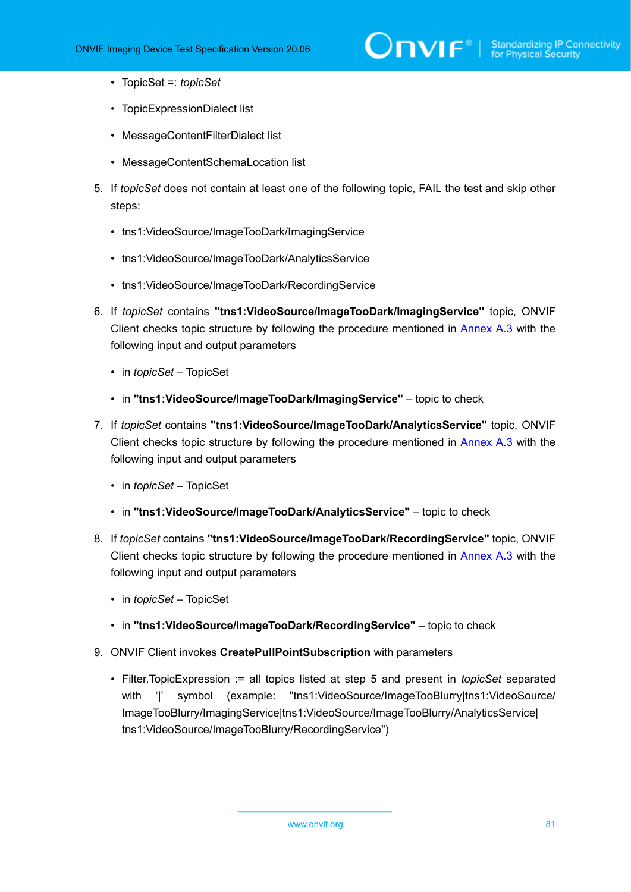- TopicSet =: *topicSet*
- TopicExpressionDialect list
- MessageContentFilterDialect list
- MessageContentSchemaLocation list

5. If *topicSet* does not contain at least one of the following topic, FAIL the test and skip other steps:
   - tns1:VideoSource/ImageTooDark/ImagingService
   - tns1:VideoSource/ImageTooDark/AnalyticsService
   - tns1:VideoSource/ImageTooDark/RecordingService
6. If *topicSet* contains **"tns1:VideoSource/ImageTooDark/ImagingService"** topic, ONVIF Client checks topic structure by following the procedure mentioned in Annex A.3 with the following input and output parameters
   - in *topicSet* – TopicSet
   - in **"tns1:VideoSource/ImageTooDark/ImagingService"** – topic to check
7. If *topicSet* contains **"tns1:VideoSource/ImageTooDark/AnalyticsService"** topic, ONVIF Client checks topic structure by following the procedure mentioned in Annex A.3 with the following input and output parameters
   - in *topicSet* – TopicSet
   - in **"tns1:VideoSource/ImageTooDark/AnalyticsService"** – topic to check
8. If *topicSet* contains **"tns1:VideoSource/ImageTooDark/RecordingService"** topic, ONVIF Client checks topic structure by following the procedure mentioned in Annex A.3 with the following input and output parameters
   - in *topicSet* – TopicSet
   - in **"tns1:VideoSource/ImageTooDark/RecordingService"** – topic to check
9. ONVIF Client invokes **CreatePullPointSubscription** with parameters
   - Filter.TopicExpression := all topics listed at step 5 and present in *topicSet* separated with '|' symbol (example: "tns1:VideoSource/ImageTooBlurry|tns1:VideoSource/ImageTooBlurry/ImagingService|tns1:VideoSource/ImageTooBlurry/AnalyticsService|tns1:VideoSource/ImageTooBlurry/RecordingService")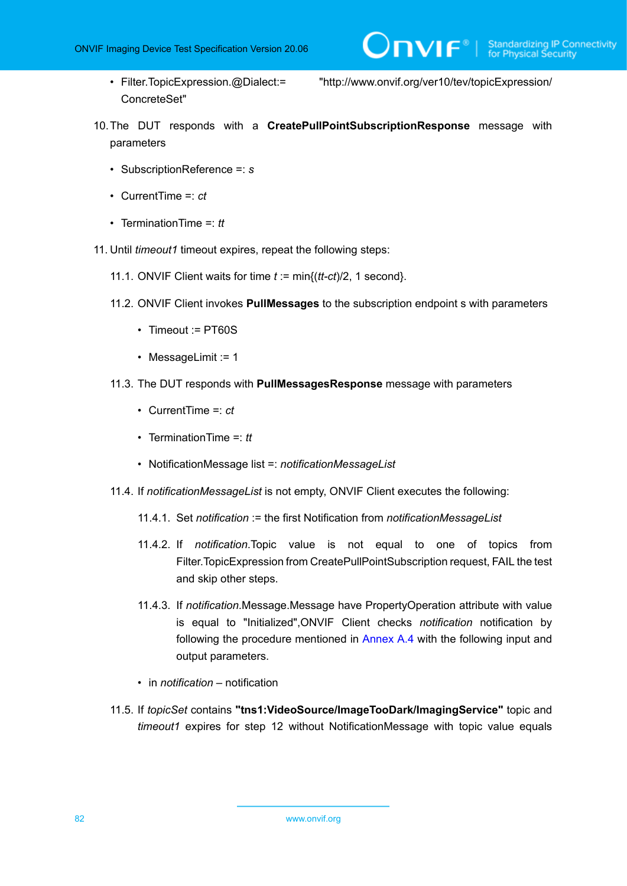- Filter.TopicExpression.@Dialect:= "http://www.onvif.org/ver10/tev/topicExpression/ConcreteSet"

10. The DUT responds with a **CreatePullPointSubscriptionResponse** message with parameters

    - SubscriptionReference =: *s*
    - CurrentTime =: *ct*
    - TerminationTime =: *tt*

11. Until *timeout1* timeout expires, repeat the following steps:

    11.1. ONVIF Client waits for time *t* := min{(*tt*-*ct*)/2, 1 second}.

    11.2. ONVIF Client invokes **PullMessages** to the subscription endpoint s with parameters

    - Timeout := PT60S
    - MessageLimit := 1

    11.3. The DUT responds with **PullMessagesResponse** message with parameters

    - CurrentTime =: *ct*
    - TerminationTime =: *tt*
    - NotificationMessage list =: *notificationMessageList*

    11.4. If *notificationMessageList* is not empty, ONVIF Client executes the following:

    11.4.1. Set *notification* := the first Notification from *notificationMessageList*

    11.4.2. If *notification*.Topic value is not equal to one of topics from Filter.TopicExpression from CreatePullPointSubscription request, FAIL the test and skip other steps.

    11.4.3. If *notification*.Message.Message have PropertyOperation attribute with value is equal to "Initialized",ONVIF Client checks *notification* notification by following the procedure mentioned in Annex A.4 with the following input and output parameters.

    - in *notification* – notification

    11.5. If *topicSet* contains **"tns1:VideoSource/ImageTooDark/ImagingService"** topic and *timeout1* expires for step 12 without NotificationMessage with topic value equals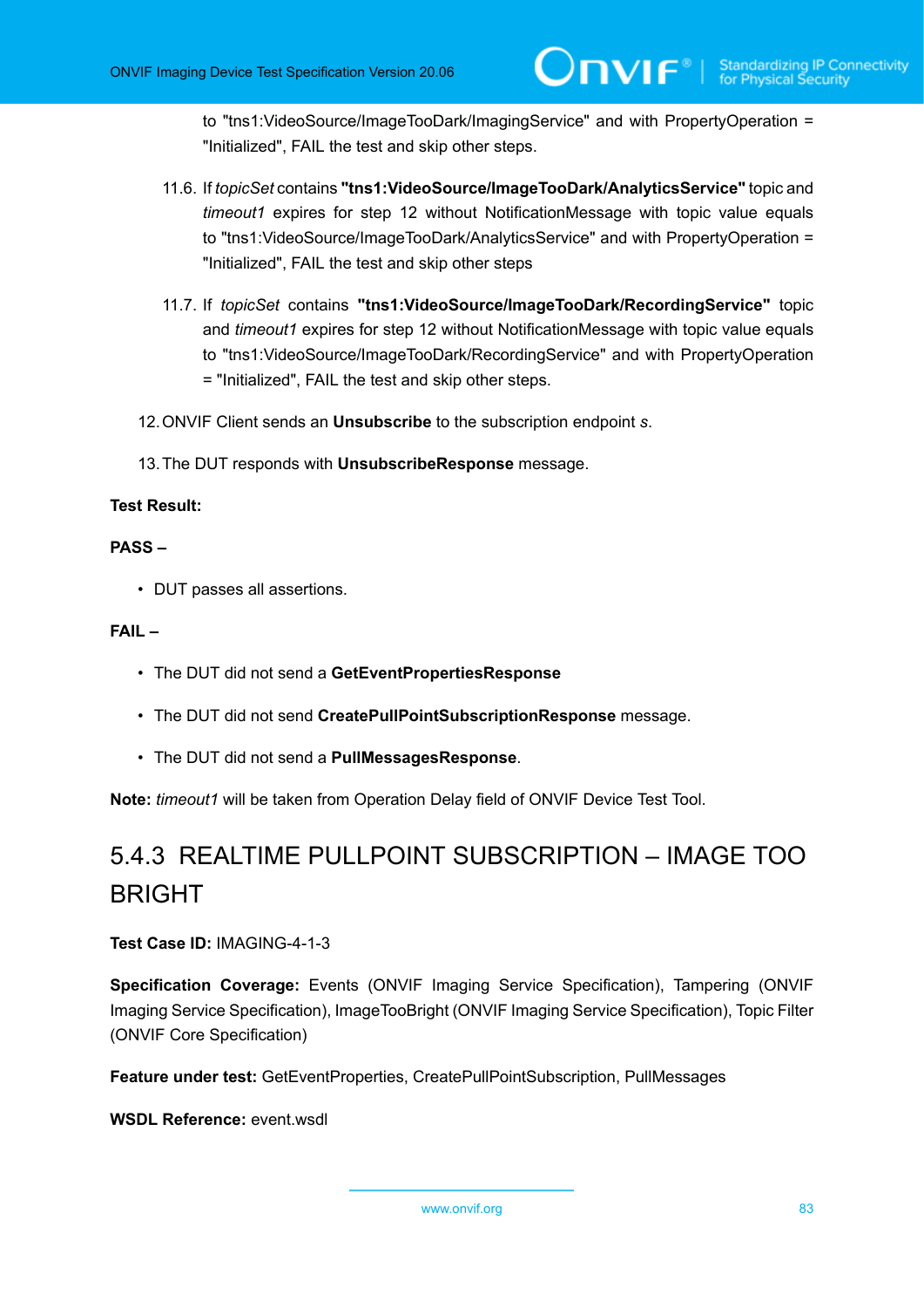to "tns1:VideoSource/ImageTooDark/ImagingService" and with PropertyOperation = "Initialized", FAIL the test and skip other steps.

11.6. If *topicSet* contains **"tns1:VideoSource/ImageTooDark/AnalyticsService"** topic and *timeout1* expires for step 12 without NotificationMessage with topic value equals to "tns1:VideoSource/ImageTooDark/AnalyticsService" and with PropertyOperation = "Initialized", FAIL the test and skip other steps

11.7. If *topicSet* contains **"tns1:VideoSource/ImageTooDark/RecordingService"** topic and *timeout1* expires for step 12 without NotificationMessage with topic value equals to "tns1:VideoSource/ImageTooDark/RecordingService" and with PropertyOperation = "Initialized", FAIL the test and skip other steps.

12. ONVIF Client sends an **Unsubscribe** to the subscription endpoint *s*.

13. The DUT responds with **UnsubscribeResponse** message.

**Test Result:**

**PASS –**

- DUT passes all assertions.

**FAIL –**

- The DUT did not send a **GetEventPropertiesResponse**
- The DUT did not send **CreatePullPointSubscriptionResponse** message.
- The DUT did not send a **PullMessagesResponse**.

**Note:** *timeout1* will be taken from Operation Delay field of ONVIF Device Test Tool.

## 5.4.3 REALTIME PULLPOINT SUBSCRIPTION – IMAGE TOO BRIGHT

**Test Case ID:** IMAGING-4-1-3

**Specification Coverage:** Events (ONVIF Imaging Service Specification), Tampering (ONVIF Imaging Service Specification), ImageTooBright (ONVIF Imaging Service Specification), Topic Filter (ONVIF Core Specification)

**Feature under test:** GetEventProperties, CreatePullPointSubscription, PullMessages

**WSDL Reference:** event.wsdl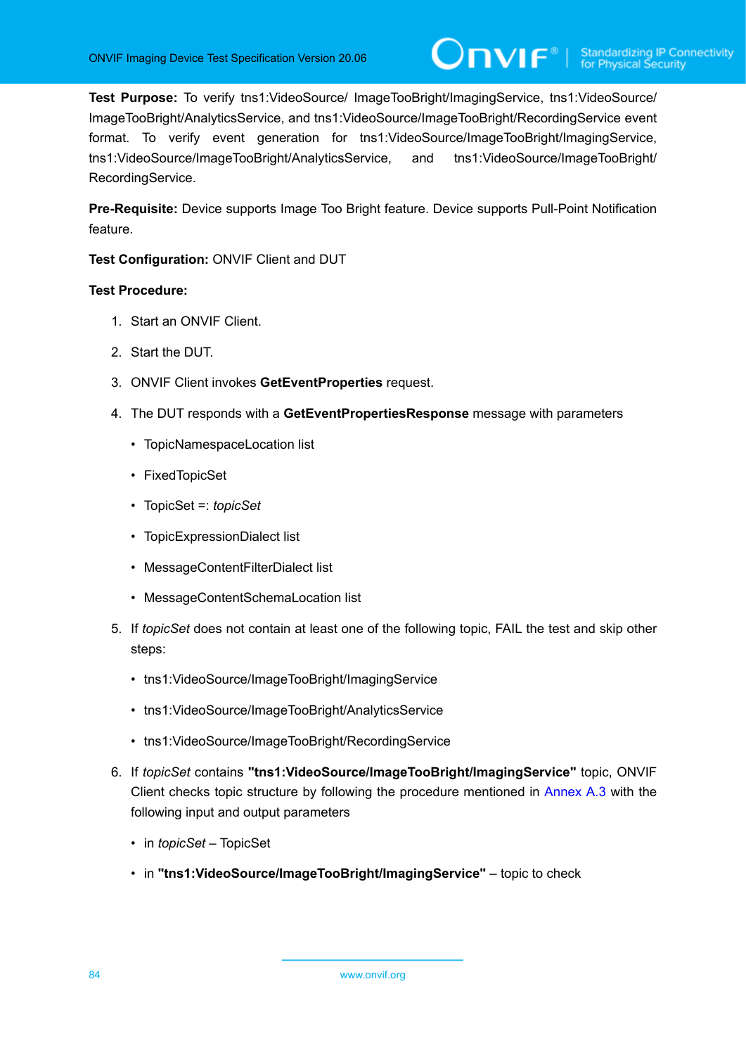**Test Purpose:** To verify tns1:VideoSource/ ImageTooBright/ImagingService, tns1:VideoSource/ ImageTooBright/AnalyticsService, and tns1:VideoSource/ImageTooBright/RecordingService event format. To verify event generation for tns1:VideoSource/ImageTooBright/ImagingService, tns1:VideoSource/ImageTooBright/AnalyticsService, and tns1:VideoSource/ImageTooBright/ RecordingService.

**Pre-Requisite:** Device supports Image Too Bright feature. Device supports Pull-Point Notification feature.

**Test Configuration:** ONVIF Client and DUT

**Test Procedure:**

1. Start an ONVIF Client.
2. Start the DUT.
3. ONVIF Client invokes **GetEventProperties** request.
4. The DUT responds with a **GetEventPropertiesResponse** message with parameters
   - TopicNamespaceLocation list
   - FixedTopicSet
   - TopicSet =: *topicSet*
   - TopicExpressionDialect list
   - MessageContentFilterDialect list
   - MessageContentSchemaLocation list
5. If *topicSet* does not contain at least one of the following topic, FAIL the test and skip other steps:
   - tns1:VideoSource/ImageTooBright/ImagingService
   - tns1:VideoSource/ImageTooBright/AnalyticsService
   - tns1:VideoSource/ImageTooBright/RecordingService
6. If *topicSet* contains **"tns1:VideoSource/ImageTooBright/ImagingService"** topic, ONVIF Client checks topic structure by following the procedure mentioned in Annex A.3 with the following input and output parameters
   - in *topicSet* – TopicSet
   - in **"tns1:VideoSource/ImageTooBright/ImagingService"** – topic to check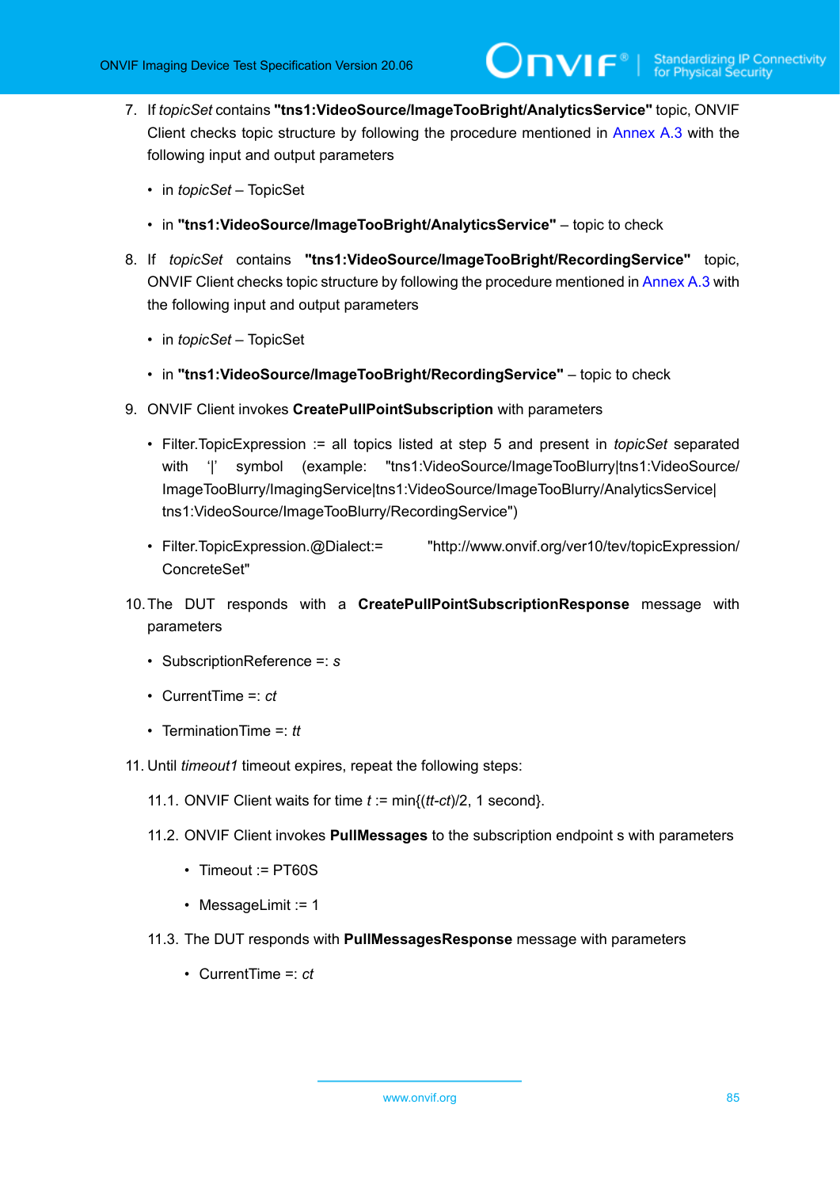7. If *topicSet* contains **"tns1:VideoSource/ImageTooBright/AnalyticsService"** topic, ONVIF Client checks topic structure by following the procedure mentioned in Annex A.3 with the following input and output parameters

   - in *topicSet* – TopicSet
   - in **"tns1:VideoSource/ImageTooBright/AnalyticsService"** – topic to check

8. If *topicSet* contains **"tns1:VideoSource/ImageTooBright/RecordingService"** topic, ONVIF Client checks topic structure by following the procedure mentioned in Annex A.3 with the following input and output parameters

   - in *topicSet* – TopicSet
   - in **"tns1:VideoSource/ImageTooBright/RecordingService"** – topic to check

9. ONVIF Client invokes **CreatePullPointSubscription** with parameters

   - Filter.TopicExpression := all topics listed at step 5 and present in *topicSet* separated with '|' symbol (example: "tns1:VideoSource/ImageTooBlurry|tns1:VideoSource/ImageTooBlurry/ImagingService|tns1:VideoSource/ImageTooBlurry/AnalyticsService|tns1:VideoSource/ImageTooBlurry/RecordingService")
   - Filter.TopicExpression.@Dialect:= "http://www.onvif.org/ver10/tev/topicExpression/ConcreteSet"

10. The DUT responds with a **CreatePullPointSubscriptionResponse** message with parameters

    - SubscriptionReference =: *s*
    - CurrentTime =: *ct*
    - TerminationTime =: *tt*

11. Until *timeout1* timeout expires, repeat the following steps:

    11.1. ONVIF Client waits for time *t* := min{(*tt*-*ct*)/2, 1 second}.

    11.2. ONVIF Client invokes **PullMessages** to the subscription endpoint s with parameters

    - Timeout := PT60S
    - MessageLimit := 1

    11.3. The DUT responds with **PullMessagesResponse** message with parameters

    - CurrentTime =: *ct*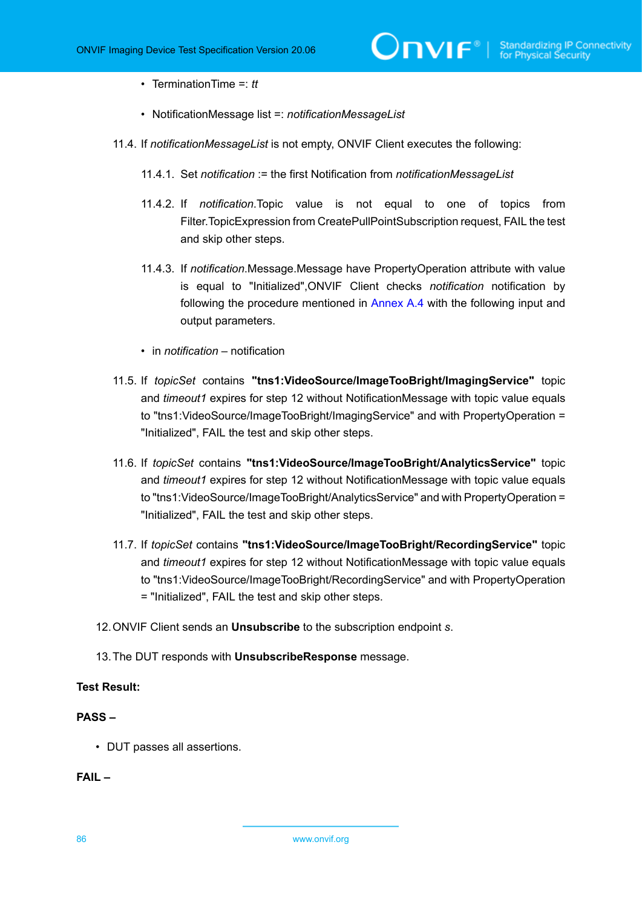- TerminationTime =: *tt*

- NotificationMessage list =: *notificationMessageList*

11.4. If *notificationMessageList* is not empty, ONVIF Client executes the following:

11.4.1. Set *notification* := the first Notification from *notificationMessageList*

11.4.2. If *notification*.Topic value is not equal to one of topics from Filter.TopicExpression from CreatePullPointSubscription request, FAIL the test and skip other steps.

11.4.3. If *notification*.Message.Message have PropertyOperation attribute with value is equal to "Initialized",ONVIF Client checks *notification* notification by following the procedure mentioned in Annex A.4 with the following input and output parameters.

- in *notification* – notification

11.5. If *topicSet* contains **"tns1:VideoSource/ImageTooBright/ImagingService"** topic and *timeout1* expires for step 12 without NotificationMessage with topic value equals to "tns1:VideoSource/ImageTooBright/ImagingService" and with PropertyOperation = "Initialized", FAIL the test and skip other steps.

11.6. If *topicSet* contains **"tns1:VideoSource/ImageTooBright/AnalyticsService"** topic and *timeout1* expires for step 12 without NotificationMessage with topic value equals to "tns1:VideoSource/ImageTooBright/AnalyticsService" and with PropertyOperation = "Initialized", FAIL the test and skip other steps.

11.7. If *topicSet* contains **"tns1:VideoSource/ImageTooBright/RecordingService"** topic and *timeout1* expires for step 12 without NotificationMessage with topic value equals to "tns1:VideoSource/ImageTooBright/RecordingService" and with PropertyOperation = "Initialized", FAIL the test and skip other steps.

12. ONVIF Client sends an **Unsubscribe** to the subscription endpoint *s*.

13. The DUT responds with **UnsubscribeResponse** message.

**Test Result:**

**PASS –**

- DUT passes all assertions.

**FAIL –**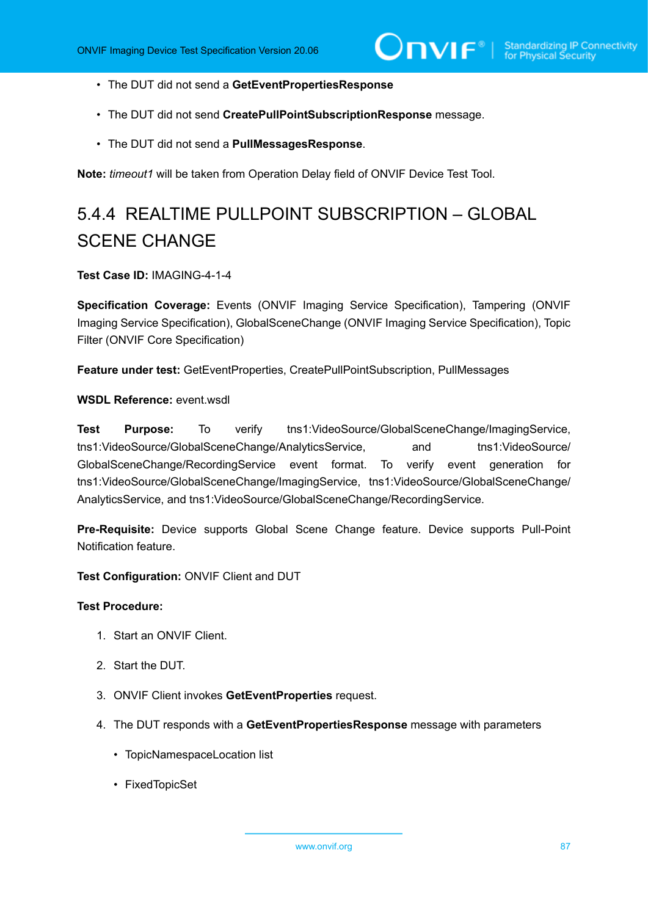- The DUT did not send a **GetEventPropertiesResponse**
- The DUT did not send **CreatePullPointSubscriptionResponse** message.
- The DUT did not send a **PullMessagesResponse**.

**Note:** *timeout1* will be taken from Operation Delay field of ONVIF Device Test Tool.

### 5.4.4 REALTIME PULLPOINT SUBSCRIPTION – GLOBAL SCENE CHANGE

**Test Case ID:** IMAGING-4-1-4

**Specification Coverage:** Events (ONVIF Imaging Service Specification), Tampering (ONVIF Imaging Service Specification), GlobalSceneChange (ONVIF Imaging Service Specification), Topic Filter (ONVIF Core Specification)

**Feature under test:** GetEventProperties, CreatePullPointSubscription, PullMessages

**WSDL Reference:** event.wsdl

**Test Purpose:** To verify tns1:VideoSource/GlobalSceneChange/ImagingService, tns1:VideoSource/GlobalSceneChange/AnalyticsService, and tns1:VideoSource/GlobalSceneChange/RecordingService event format. To verify event generation for tns1:VideoSource/GlobalSceneChange/ImagingService, tns1:VideoSource/GlobalSceneChange/AnalyticsService, and tns1:VideoSource/GlobalSceneChange/RecordingService.

**Pre-Requisite:** Device supports Global Scene Change feature. Device supports Pull-Point Notification feature.

**Test Configuration:** ONVIF Client and DUT

**Test Procedure:**

1. Start an ONVIF Client.
2. Start the DUT.
3. ONVIF Client invokes **GetEventProperties** request.
4. The DUT responds with a **GetEventPropertiesResponse** message with parameters
   - TopicNamespaceLocation list
   - FixedTopicSet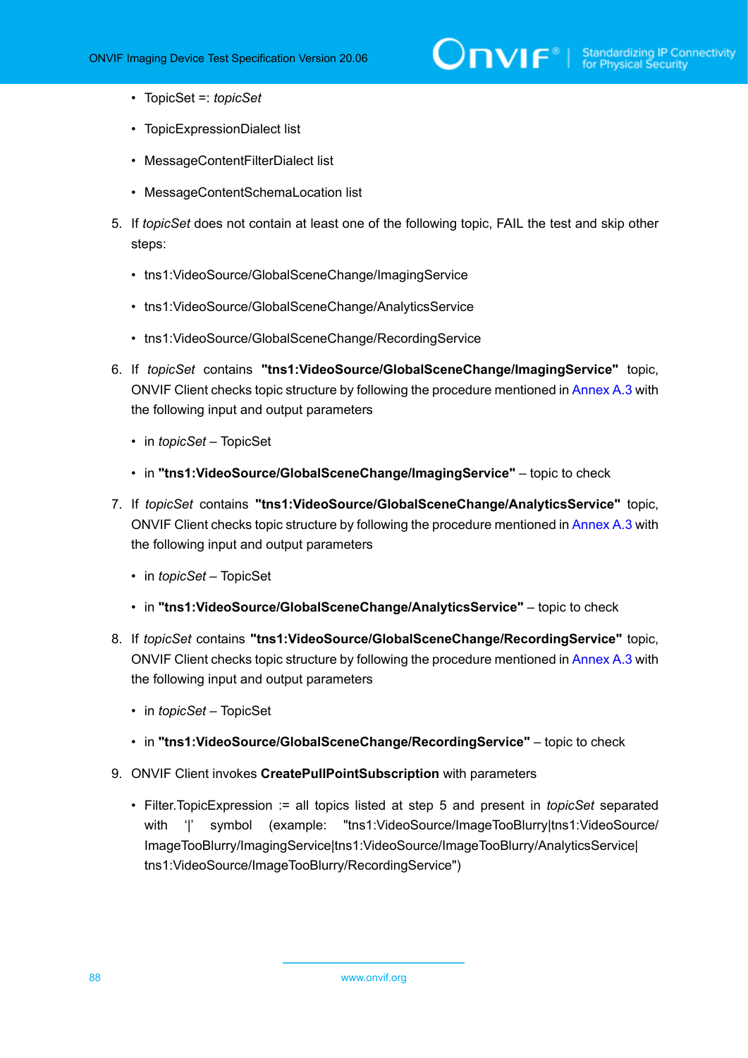- TopicSet =: *topicSet*
- TopicExpressionDialect list
- MessageContentFilterDialect list
- MessageContentSchemaLocation list

5. If *topicSet* does not contain at least one of the following topic, FAIL the test and skip other steps:
   - tns1:VideoSource/GlobalSceneChange/ImagingService
   - tns1:VideoSource/GlobalSceneChange/AnalyticsService
   - tns1:VideoSource/GlobalSceneChange/RecordingService
6. If *topicSet* contains **"tns1:VideoSource/GlobalSceneChange/ImagingService"** topic, ONVIF Client checks topic structure by following the procedure mentioned in Annex A.3 with the following input and output parameters
   - in *topicSet* – TopicSet
   - in **"tns1:VideoSource/GlobalSceneChange/ImagingService"** – topic to check
7. If *topicSet* contains **"tns1:VideoSource/GlobalSceneChange/AnalyticsService"** topic, ONVIF Client checks topic structure by following the procedure mentioned in Annex A.3 with the following input and output parameters
   - in *topicSet* – TopicSet
   - in **"tns1:VideoSource/GlobalSceneChange/AnalyticsService"** – topic to check
8. If *topicSet* contains **"tns1:VideoSource/GlobalSceneChange/RecordingService"** topic, ONVIF Client checks topic structure by following the procedure mentioned in Annex A.3 with the following input and output parameters
   - in *topicSet* – TopicSet
   - in **"tns1:VideoSource/GlobalSceneChange/RecordingService"** – topic to check
9. ONVIF Client invokes **CreatePullPointSubscription** with parameters
   - Filter.TopicExpression := all topics listed at step 5 and present in *topicSet* separated with '|' symbol (example: "tns1:VideoSource/ImageTooBlurry|tns1:VideoSource/ImageTooBlurry/ImagingService|tns1:VideoSource/ImageTooBlurry/AnalyticsService|tns1:VideoSource/ImageTooBlurry/RecordingService")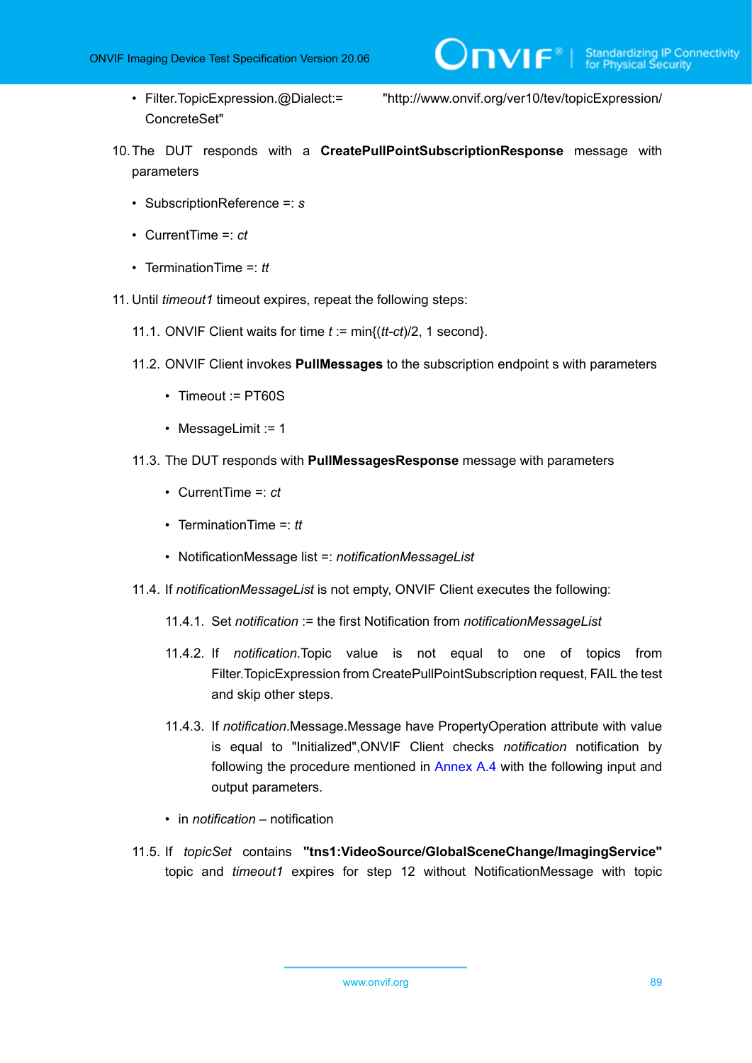- Filter.TopicExpression.@Dialect:= "http://www.onvif.org/ver10/tev/topicExpression/ConcreteSet"

10. The DUT responds with a **CreatePullPointSubscriptionResponse** message with parameters

    - SubscriptionReference =: *s*
    - CurrentTime =: *ct*
    - TerminationTime =: *tt*

11. Until *timeout1* timeout expires, repeat the following steps:

    11.1. ONVIF Client waits for time *t* := min{(*tt*-*ct*)/2, 1 second}.

    11.2. ONVIF Client invokes **PullMessages** to the subscription endpoint s with parameters

    - Timeout := PT60S
    - MessageLimit := 1

    11.3. The DUT responds with **PullMessagesResponse** message with parameters

    - CurrentTime =: *ct*
    - TerminationTime =: *tt*
    - NotificationMessage list =: *notificationMessageList*

    11.4. If *notificationMessageList* is not empty, ONVIF Client executes the following:

    11.4.1. Set *notification* := the first Notification from *notificationMessageList*

    11.4.2. If *notification*.Topic value is not equal to one of topics from Filter.TopicExpression from CreatePullPointSubscription request, FAIL the test and skip other steps.

    11.4.3. If *notification*.Message.Message have PropertyOperation attribute with value is equal to "Initialized",ONVIF Client checks *notification* notification by following the procedure mentioned in Annex A.4 with the following input and output parameters.

    - in *notification* – notification

    11.5. If *topicSet* contains **"tns1:VideoSource/GlobalSceneChange/ImagingService"** topic and *timeout1* expires for step 12 without NotificationMessage with topic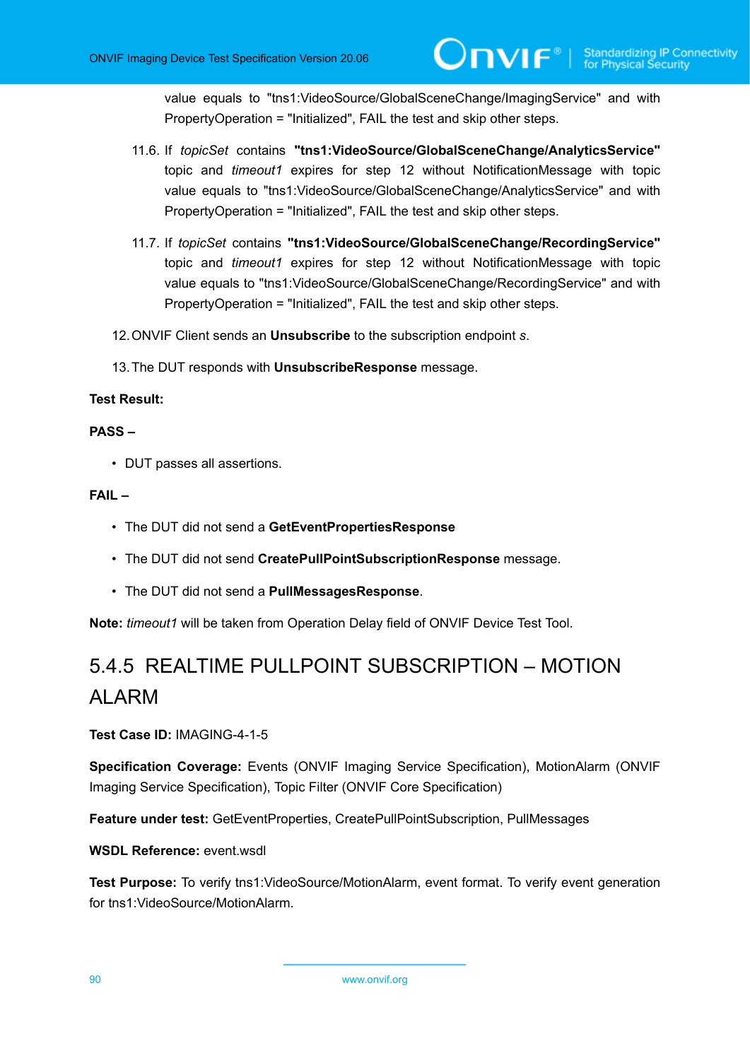value equals to "tns1:VideoSource/GlobalSceneChange/ImagingService" and with PropertyOperation = "Initialized", FAIL the test and skip other steps.

11.6. If *topicSet* contains **"tns1:VideoSource/GlobalSceneChange/AnalyticsService"** topic and *timeout1* expires for step 12 without NotificationMessage with topic value equals to "tns1:VideoSource/GlobalSceneChange/AnalyticsService" and with PropertyOperation = "Initialized", FAIL the test and skip other steps.

11.7. If *topicSet* contains **"tns1:VideoSource/GlobalSceneChange/RecordingService"** topic and *timeout1* expires for step 12 without NotificationMessage with topic value equals to "tns1:VideoSource/GlobalSceneChange/RecordingService" and with PropertyOperation = "Initialized", FAIL the test and skip other steps.

12. ONVIF Client sends an **Unsubscribe** to the subscription endpoint *s*.

13. The DUT responds with **UnsubscribeResponse** message.

**Test Result:**

**PASS –**

- DUT passes all assertions.

**FAIL –**

- The DUT did not send a **GetEventPropertiesResponse**
- The DUT did not send **CreatePullPointSubscriptionResponse** message.
- The DUT did not send a **PullMessagesResponse**.

**Note:** *timeout1* will be taken from Operation Delay field of ONVIF Device Test Tool.

## 5.4.5 REALTIME PULLPOINT SUBSCRIPTION – MOTION ALARM

**Test Case ID:** IMAGING-4-1-5

**Specification Coverage:** Events (ONVIF Imaging Service Specification), MotionAlarm (ONVIF Imaging Service Specification), Topic Filter (ONVIF Core Specification)

**Feature under test:** GetEventProperties, CreatePullPointSubscription, PullMessages

**WSDL Reference:** event.wsdl

**Test Purpose:** To verify tns1:VideoSource/MotionAlarm, event format. To verify event generation for tns1:VideoSource/MotionAlarm.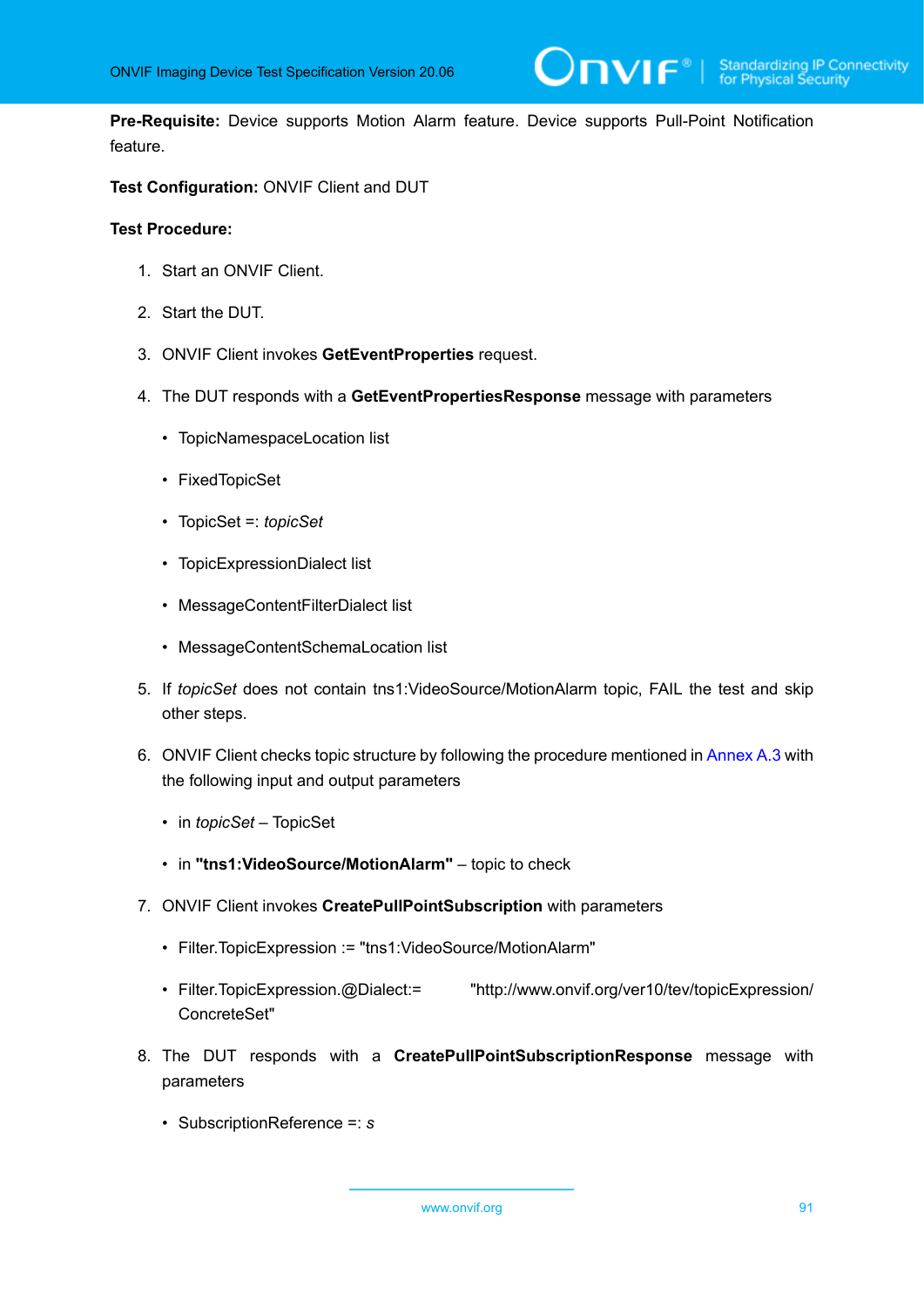**Pre-Requisite:** Device supports Motion Alarm feature. Device supports Pull-Point Notification feature.

**Test Configuration:** ONVIF Client and DUT

**Test Procedure:**

1. Start an ONVIF Client.
2. Start the DUT.
3. ONVIF Client invokes **GetEventProperties** request.
4. The DUT responds with a **GetEventPropertiesResponse** message with parameters
   - TopicNamespaceLocation list
   - FixedTopicSet
   - TopicSet =: *topicSet*
   - TopicExpressionDialect list
   - MessageContentFilterDialect list
   - MessageContentSchemaLocation list
5. If *topicSet* does not contain tns1:VideoSource/MotionAlarm topic, FAIL the test and skip other steps.
6. ONVIF Client checks topic structure by following the procedure mentioned in Annex A.3 with the following input and output parameters
   - in *topicSet* – TopicSet
   - in **"tns1:VideoSource/MotionAlarm"** – topic to check
7. ONVIF Client invokes **CreatePullPointSubscription** with parameters
   - Filter.TopicExpression := "tns1:VideoSource/MotionAlarm"
   - Filter.TopicExpression.@Dialect:= "http://www.onvif.org/ver10/tev/topicExpression/ConcreteSet"
8. The DUT responds with a **CreatePullPointSubscriptionResponse** message with parameters
   - SubscriptionReference =: *s*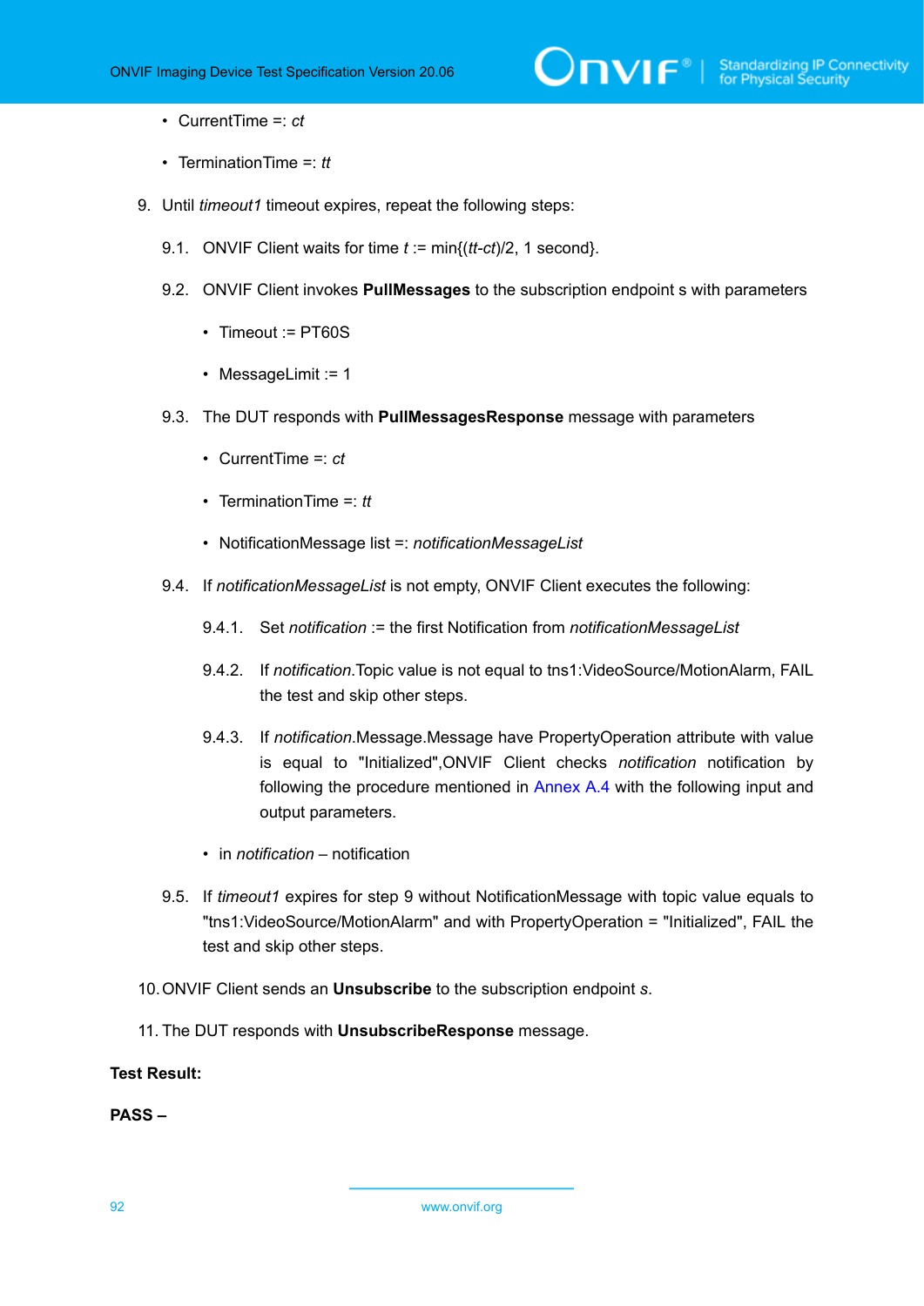- CurrentTime =: *ct*
- TerminationTime =: *tt*

9. Until *timeout1* timeout expires, repeat the following steps:

   9.1. ONVIF Client waits for time *t* := min{(*tt*-*ct*)/2, 1 second}.

   9.2. ONVIF Client invokes **PullMessages** to the subscription endpoint s with parameters

   - Timeout := PT60S
   - MessageLimit := 1

   9.3. The DUT responds with **PullMessagesResponse** message with parameters

   - CurrentTime =: *ct*
   - TerminationTime =: *tt*
   - NotificationMessage list =: *notificationMessageList*

   9.4. If *notificationMessageList* is not empty, ONVIF Client executes the following:

   9.4.1. Set *notification* := the first Notification from *notificationMessageList*

   9.4.2. If *notification*.Topic value is not equal to tns1:VideoSource/MotionAlarm, FAIL the test and skip other steps.

   9.4.3. If *notification*.Message.Message have PropertyOperation attribute with value is equal to "Initialized",ONVIF Client checks *notification* notification by following the procedure mentioned in Annex A.4 with the following input and output parameters.

   - in *notification* – notification

   9.5. If *timeout1* expires for step 9 without NotificationMessage with topic value equals to "tns1:VideoSource/MotionAlarm" and with PropertyOperation = "Initialized", FAIL the test and skip other steps.

10. ONVIF Client sends an **Unsubscribe** to the subscription endpoint *s*.

11. The DUT responds with **UnsubscribeResponse** message.

**Test Result:**

**PASS –**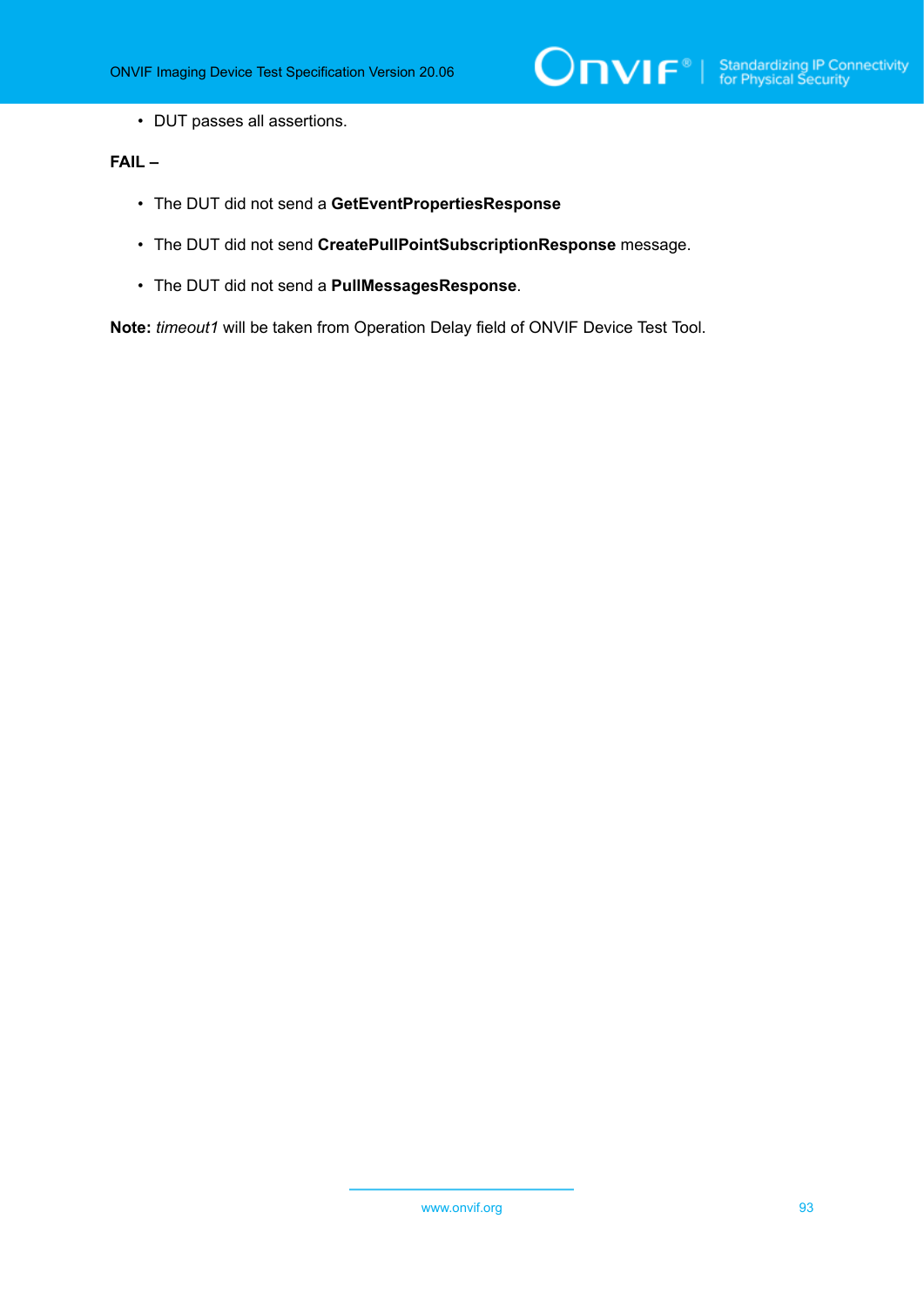- DUT passes all assertions.

**FAIL –**

- The DUT did not send a **GetEventPropertiesResponse**
- The DUT did not send **CreatePullPointSubscriptionResponse** message.
- The DUT did not send a **PullMessagesResponse**.

**Note:** *timeout1* will be taken from Operation Delay field of ONVIF Device Test Tool.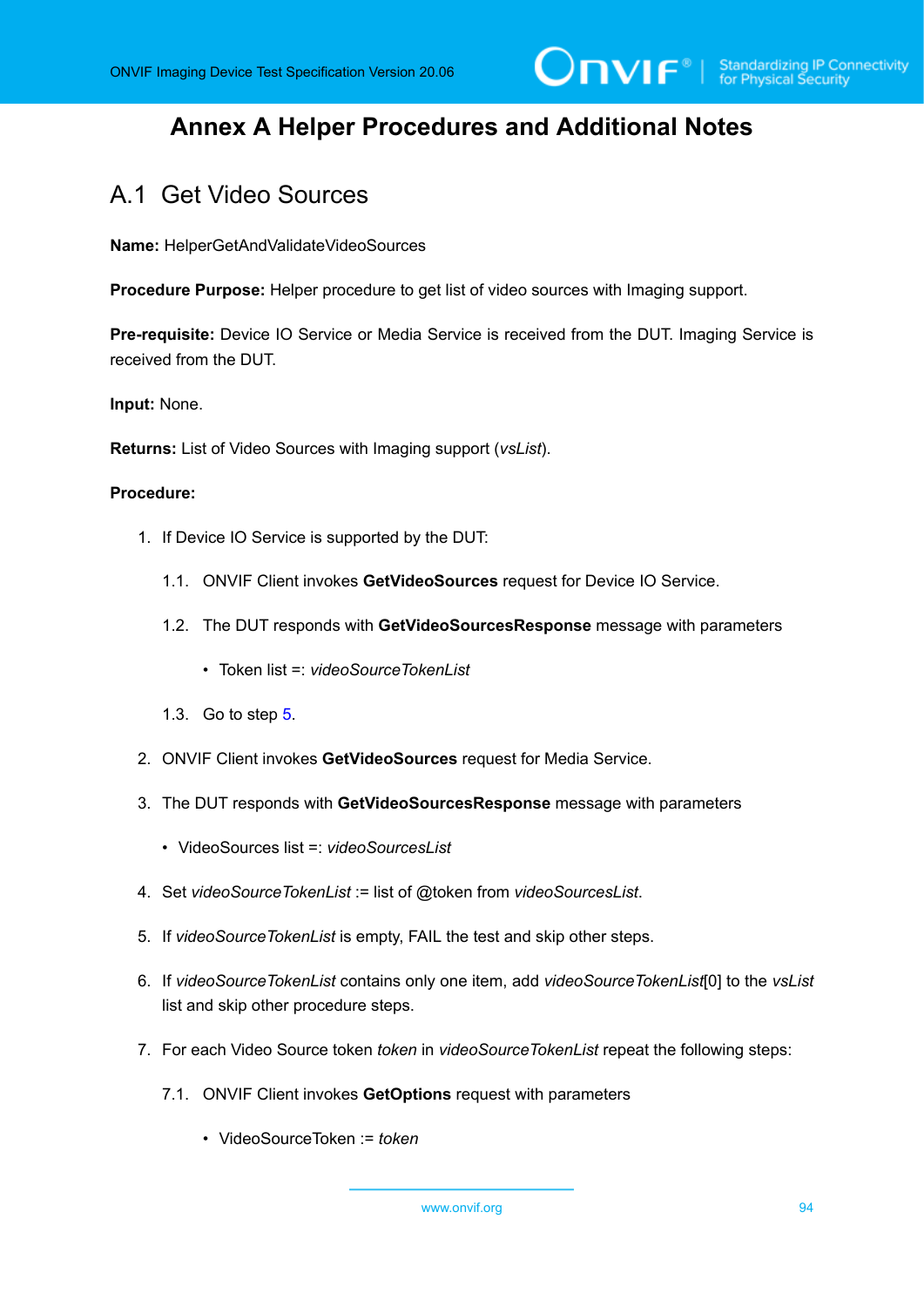# Annex A Helper Procedures and Additional Notes

## A.1 Get Video Sources

**Name:** HelperGetAndValidateVideoSources

**Procedure Purpose:** Helper procedure to get list of video sources with Imaging support.

**Pre-requisite:** Device IO Service or Media Service is received from the DUT. Imaging Service is received from the DUT.

**Input:** None.

**Returns:** List of Video Sources with Imaging support (*vsList*).

**Procedure:**

1. If Device IO Service is supported by the DUT:

   1.1. ONVIF Client invokes **GetVideoSources** request for Device IO Service.

   1.2. The DUT responds with **GetVideoSourcesResponse** message with parameters

   - Token list =: *videoSourceTokenList*

   1.3. Go to step 5.

2. ONVIF Client invokes **GetVideoSources** request for Media Service.

3. The DUT responds with **GetVideoSourcesResponse** message with parameters

   - VideoSources list =: *videoSourcesList*

4. Set *videoSourceTokenList* := list of @token from *videoSourcesList*.

5. If *videoSourceTokenList* is empty, FAIL the test and skip other steps.

6. If *videoSourceTokenList* contains only one item, add *videoSourceTokenList*[0] to the *vsList* list and skip other procedure steps.

7. For each Video Source token *token* in *videoSourceTokenList* repeat the following steps:

   7.1. ONVIF Client invokes **GetOptions** request with parameters

   - VideoSourceToken := *token*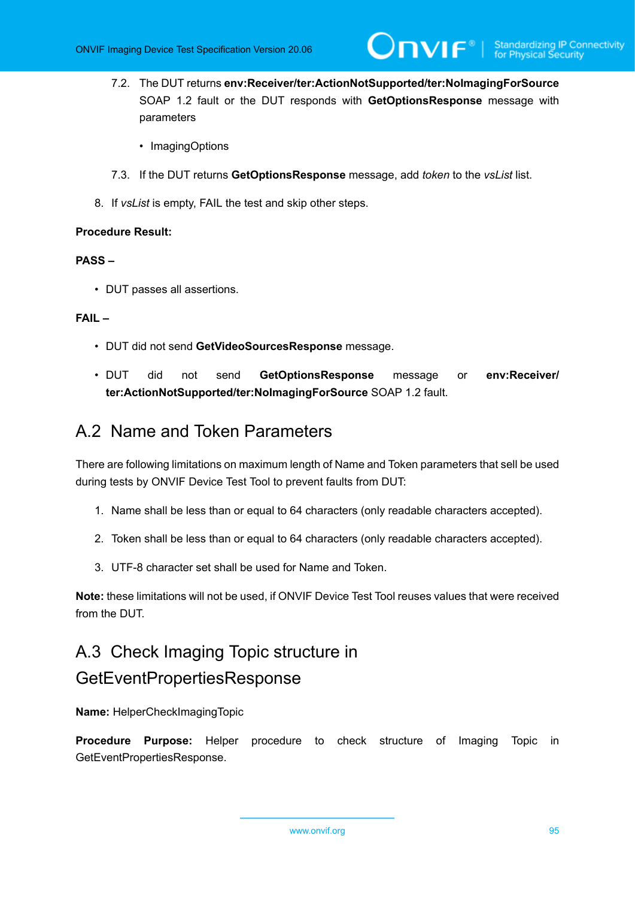7.2. The DUT returns **env:Receiver/ter:ActionNotSupported/ter:NoImagingForSource** SOAP 1.2 fault or the DUT responds with **GetOptionsResponse** message with parameters

- ImagingOptions

7.3. If the DUT returns **GetOptionsResponse** message, add *token* to the *vsList* list.

8. If *vsList* is empty, FAIL the test and skip other steps.

**Procedure Result:**

**PASS –**

- DUT passes all assertions.

**FAIL –**

- DUT did not send **GetVideoSourcesResponse** message.
- DUT did not send **GetOptionsResponse** message or **env:Receiver/ter:ActionNotSupported/ter:NoImagingForSource** SOAP 1.2 fault.

## A.2 Name and Token Parameters

There are following limitations on maximum length of Name and Token parameters that sell be used during tests by ONVIF Device Test Tool to prevent faults from DUT:

1. Name shall be less than or equal to 64 characters (only readable characters accepted).
2. Token shall be less than or equal to 64 characters (only readable characters accepted).
3. UTF-8 character set shall be used for Name and Token.

**Note:** these limitations will not be used, if ONVIF Device Test Tool reuses values that were received from the DUT.

## A.3 Check Imaging Topic structure in GetEventPropertiesResponse

**Name:** HelperCheckImagingTopic

**Procedure Purpose:** Helper procedure to check structure of Imaging Topic in GetEventPropertiesResponse.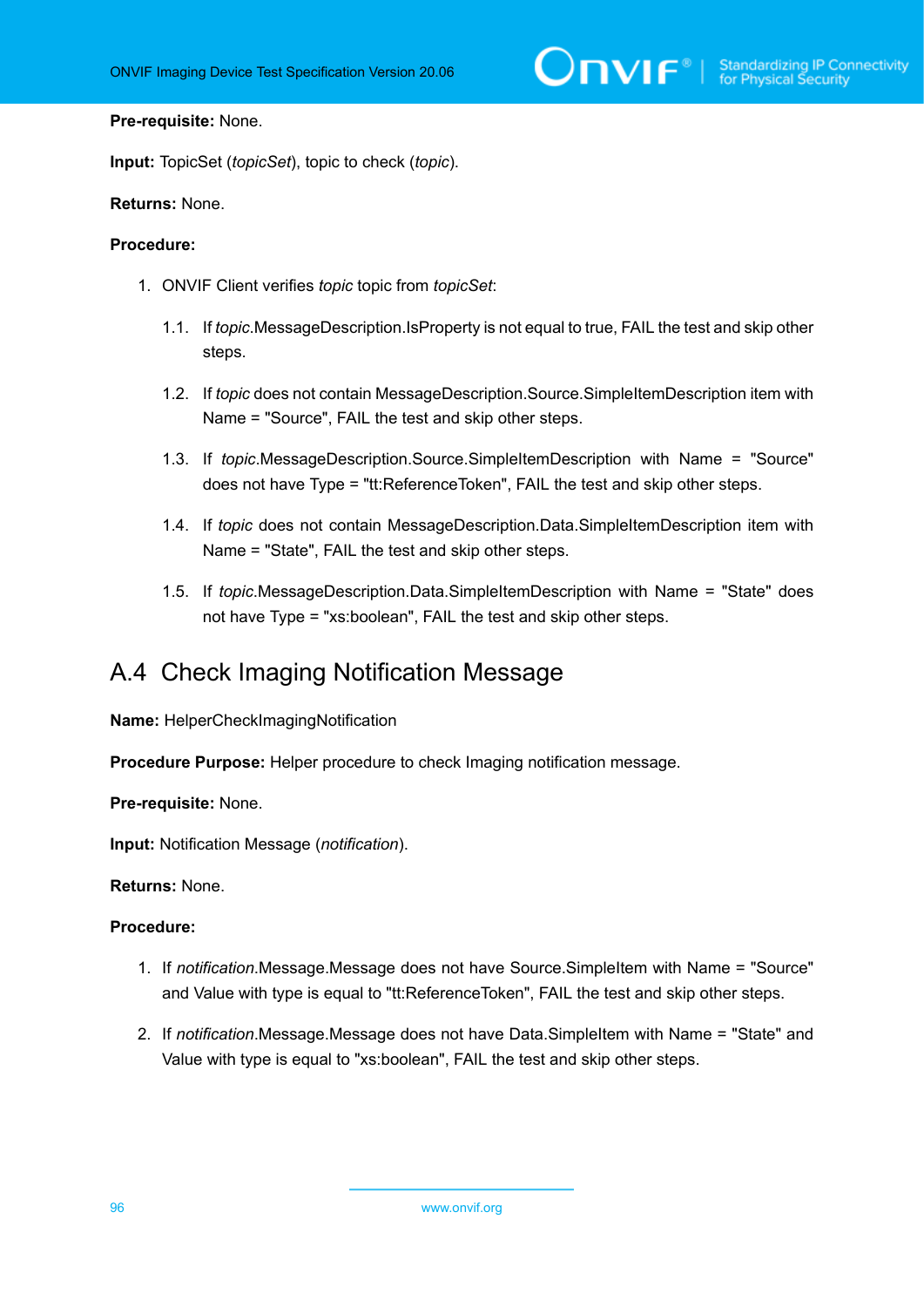**Pre-requisite:** None.

**Input:** TopicSet (*topicSet*), topic to check (*topic*).

**Returns:** None.

**Procedure:**

1. ONVIF Client verifies *topic* topic from *topicSet*:

   1.1. If *topic*.MessageDescription.IsProperty is not equal to true, FAIL the test and skip other steps.

   1.2. If *topic* does not contain MessageDescription.Source.SimpleItemDescription item with Name = "Source", FAIL the test and skip other steps.

   1.3. If *topic*.MessageDescription.Source.SimpleItemDescription with Name = "Source" does not have Type = "tt:ReferenceToken", FAIL the test and skip other steps.

   1.4. If *topic* does not contain MessageDescription.Data.SimpleItemDescription item with Name = "State", FAIL the test and skip other steps.

   1.5. If *topic*.MessageDescription.Data.SimpleItemDescription with Name = "State" does not have Type = "xs:boolean", FAIL the test and skip other steps.

## A.4 Check Imaging Notification Message

**Name:** HelperCheckImagingNotification

**Procedure Purpose:** Helper procedure to check Imaging notification message.

**Pre-requisite:** None.

**Input:** Notification Message (*notification*).

**Returns:** None.

**Procedure:**

1. If *notification*.Message.Message does not have Source.SimpleItem with Name = "Source" and Value with type is equal to "tt:ReferenceToken", FAIL the test and skip other steps.

2. If *notification*.Message.Message does not have Data.SimpleItem with Name = "State" and Value with type is equal to "xs:boolean", FAIL the test and skip other steps.